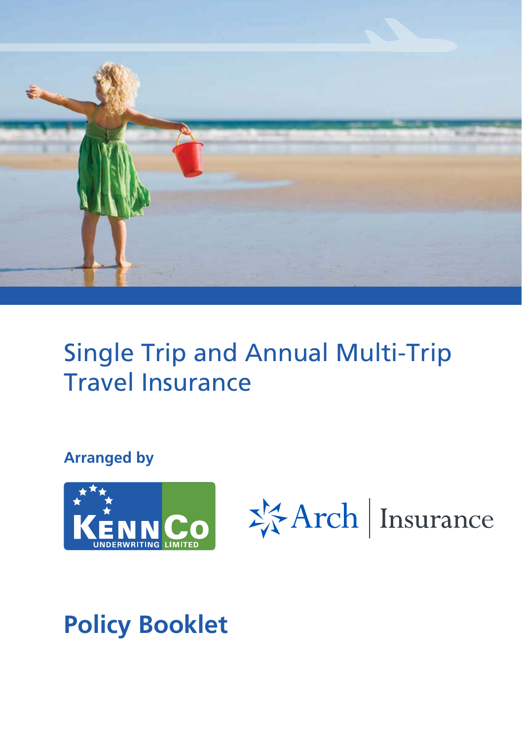# Single Trip and Annual Multi-Trip Travel Insurance

**Arranged by**

KENNCo UNDERWRITING LIMITED

Arch Insurance

## Policy Booklet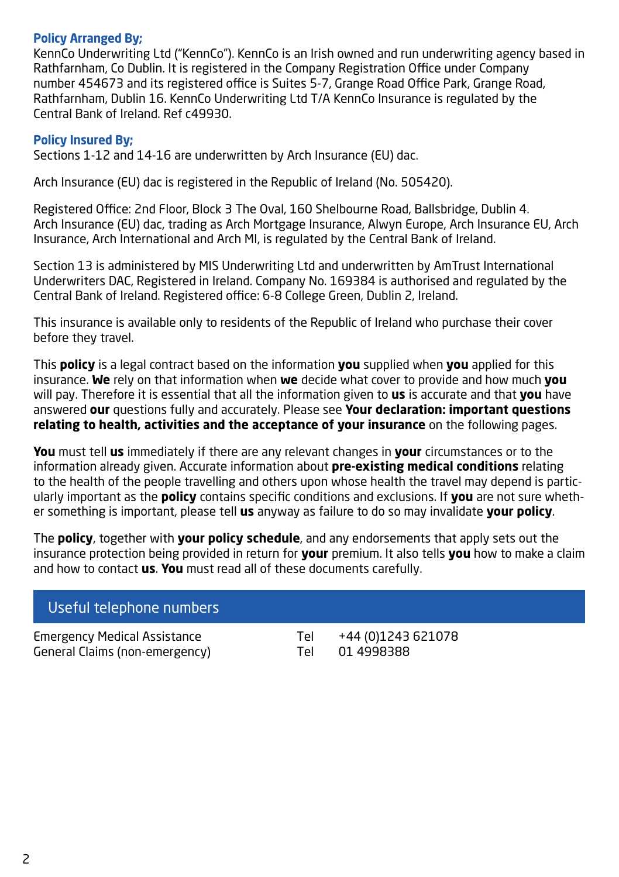**Policy Arranged By;**
KennCo Underwriting Ltd ("KennCo"). KennCo is an Irish owned and run underwriting agency based in Rathfarnham, Co Dublin. It is registered in the Company Registration Office under Company number 454673 and its registered office is Suites 5-7, Grange Road Office Park, Grange Road, Rathfarnham, Dublin 16. KennCo Underwriting Ltd T/A KennCo Insurance is regulated by the Central Bank of Ireland. Ref c49930.

**Policy Insured By;**
Sections 1-12 and 14-16 are underwritten by Arch Insurance (EU) dac.

Arch Insurance (EU) dac is registered in the Republic of Ireland (No. 505420).

Registered Office: 2nd Floor, Block 3 The Oval, 160 Shelbourne Road, Ballsbridge, Dublin 4.
Arch Insurance (EU) dac, trading as Arch Mortgage Insurance, Alwyn Europe, Arch Insurance EU, Arch Insurance, Arch International and Arch MI, is regulated by the Central Bank of Ireland.

Section 13 is administered by MIS Underwriting Ltd and underwritten by AmTrust International Underwriters DAC, Registered in Ireland. Company No. 169384 is authorised and regulated by the Central Bank of Ireland. Registered office: 6-8 College Green, Dublin 2, Ireland.

This insurance is available only to residents of the Republic of Ireland who purchase their cover before they travel.

This **policy** is a legal contract based on the information **you** supplied when **you** applied for this insurance. **We** rely on that information when **we** decide what cover to provide and how much **you** will pay. Therefore it is essential that all the information given to **us** is accurate and that **you** have answered **our** questions fully and accurately. Please see **Your declaration: important questions relating to health, activities and the acceptance of your insurance** on the following pages.

**You** must tell **us** immediately if there are any relevant changes in **your** circumstances or to the information already given. Accurate information about **pre-existing medical conditions** relating to the health of the people travelling and others upon whose health the travel may depend is particularly important as the **policy** contains specific conditions and exclusions. If **you** are not sure whether something is important, please tell **us** anyway as failure to do so may invalidate **your policy**.

The **policy**, together with **your policy schedule**, and any endorsements that apply sets out the insurance protection being provided in return for **your** premium. It also tells **you** how to make a claim and how to contact **us**. **You** must read all of these documents carefully.

## Useful telephone numbers

| | | |
|---|---|---|
| Emergency Medical Assistance | Tel | +44 (0)1243 621078 |
| General Claims (non-emergency) | Tel | 01 4998388 |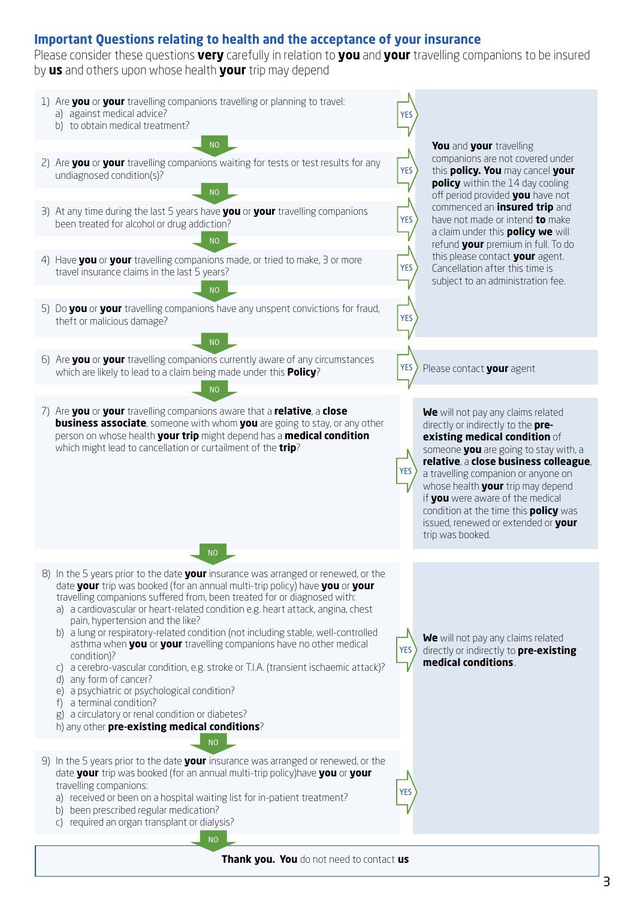## Important Questions relating to health and the acceptance of your insurance

Please consider these questions **very** carefully in relation to **you** and **your** travelling companions to be insured by **us** and others upon whose health **your** trip may depend

1) Are **you** or **your** travelling companions travelling or planning to travel:
   a) against medical advice?
   b) to obtain medical treatment?

YES → See response A. NO → go to question 2.

2) Are **you** or **your** travelling companions waiting for tests or test results for any undiagnosed condition(s)?

YES → See response A. NO → go to question 3.

3) At any time during the last 5 years have **you** or **your** travelling companions been treated for alcohol or drug addiction?

YES → See response A. NO → go to question 4.

4) Have **you** or **your** travelling companions made, or tried to make, 3 or more travel insurance claims in the last 5 years?

YES → See response A. NO → go to question 5.

5) Do **you** or **your** travelling companions have any unspent convictions for fraud, theft or malicious damage?

YES → See response A. NO → go to question 6.

**Response A:** **You** and **your** travelling companions are not covered under this **policy. You** may cancel **your policy** within the 14 day cooling off period provided **you** have not commenced an **insured trip** and have not made or intend **to** make a claim under this **policy we** will refund **your** premium in full. To do this please contact **your** agent. Cancellation after this time is subject to an administration fee.

6) Are **you** or **your** travelling companions currently aware of any circumstances which are likely to lead to a claim being made under this **Policy**?

YES → Please contact **your** agent. NO → go to question 7.

7) Are **you** or **your** travelling companions aware that a **relative**, a **close business associate**, someone with whom **you** are going to stay, or any other person on whose health **your trip** might depend has a **medical condition** which might lead to cancellation or curtailment of the **trip**?

YES → **We** will not pay any claims related directly or indirectly to the **pre-existing medical condition** of someone **you** are going to stay with, a **relative**, a **close business colleague**, a travelling companion or anyone on whose health **your** trip may depend if **you** were aware of the medical condition at the time this **policy** was issued, renewed or extended or **your** trip was booked.

NO → go to question 8.

8) In the 5 years prior to the date **your** insurance was arranged or renewed, or the date **your** trip was booked (for an annual multi-trip policy) have **you** or **your** travelling companions suffered from, been treated for or diagnosed with:
   a) a cardiovascular or heart-related condition e.g. heart attack, angina, chest pain, hypertension and the like?
   b) a lung or respiratory-related condition (not including stable, well-controlled asthma when **you** or **your** travelling companions have no other medical condition)?
   c) a cerebro-vascular condition, e.g. stroke or T.I.A. (transient ischaemic attack)?
   d) any form of cancer?
   e) a psychiatric or psychological condition?
   f) a terminal condition?
   g) a circulatory or renal condition or diabetes?
   h) any other **pre-existing medical conditions**?

YES → See response B. NO → go to question 9.

9) In the 5 years prior to the date **your** insurance was arranged or renewed, or the date **your** trip was booked (for an annual multi-trip policy)have **you** or **your** travelling companions:
   a) received or been on a hospital waiting list for in-patient treatment?
   b) been prescribed regular medication?
   c) required an organ transplant or dialysis?

YES → See response B.

**Response B:** **We** will not pay any claims related directly or indirectly to **pre-existing medical conditions**..

NO → **Thank you. You** do not need to contact **us**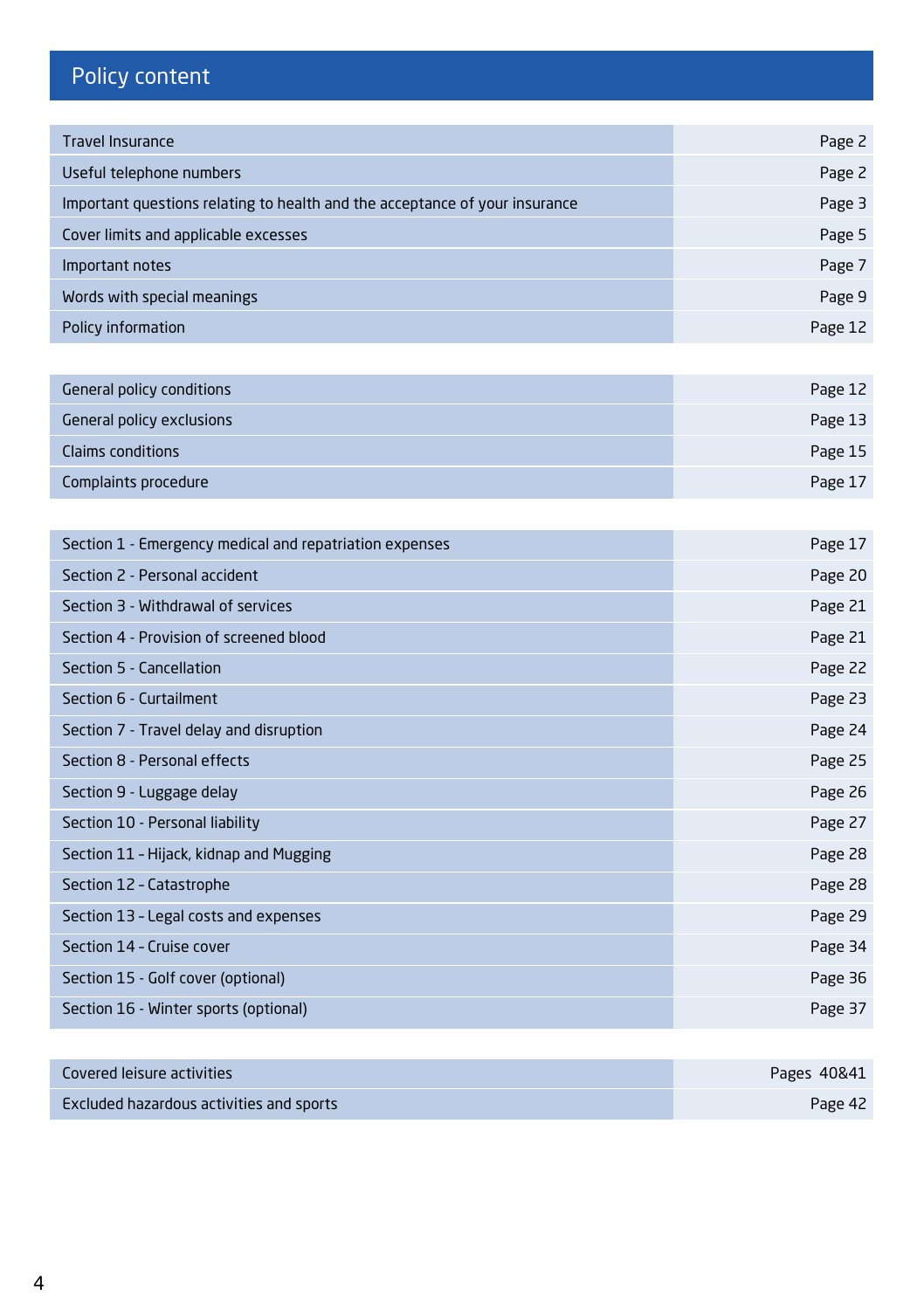# Policy content

| | |
|---|---|
| Travel Insurance | Page 2 |
| Useful telephone numbers | Page 2 |
| Important questions relating to health and the acceptance of your insurance | Page 3 |
| Cover limits and applicable excesses | Page 5 |
| Important notes | Page 7 |
| Words with special meanings | Page 9 |
| Policy information | Page 12 |

| | |
|---|---|
| General policy conditions | Page 12 |
| General policy exclusions | Page 13 |
| Claims conditions | Page 15 |
| Complaints procedure | Page 17 |

| | |
|---|---|
| Section 1 - Emergency medical and repatriation expenses | Page 17 |
| Section 2 - Personal accident | Page 20 |
| Section 3 - Withdrawal of services | Page 21 |
| Section 4 - Provision of screened blood | Page 21 |
| Section 5 - Cancellation | Page 22 |
| Section 6 - Curtailment | Page 23 |
| Section 7 - Travel delay and disruption | Page 24 |
| Section 8 - Personal effects | Page 25 |
| Section 9 - Luggage delay | Page 26 |
| Section 10 - Personal liability | Page 27 |
| Section 11 – Hijack, kidnap and Mugging | Page 28 |
| Section 12 – Catastrophe | Page 28 |
| Section 13 – Legal costs and expenses | Page 29 |
| Section 14 – Cruise cover | Page 34 |
| Section 15 - Golf cover (optional) | Page 36 |
| Section 16 - Winter sports (optional) | Page 37 |

| | |
|---|---|
| Covered leisure activities | Pages 40&41 |
| Excluded hazardous activities and sports | Page 42 |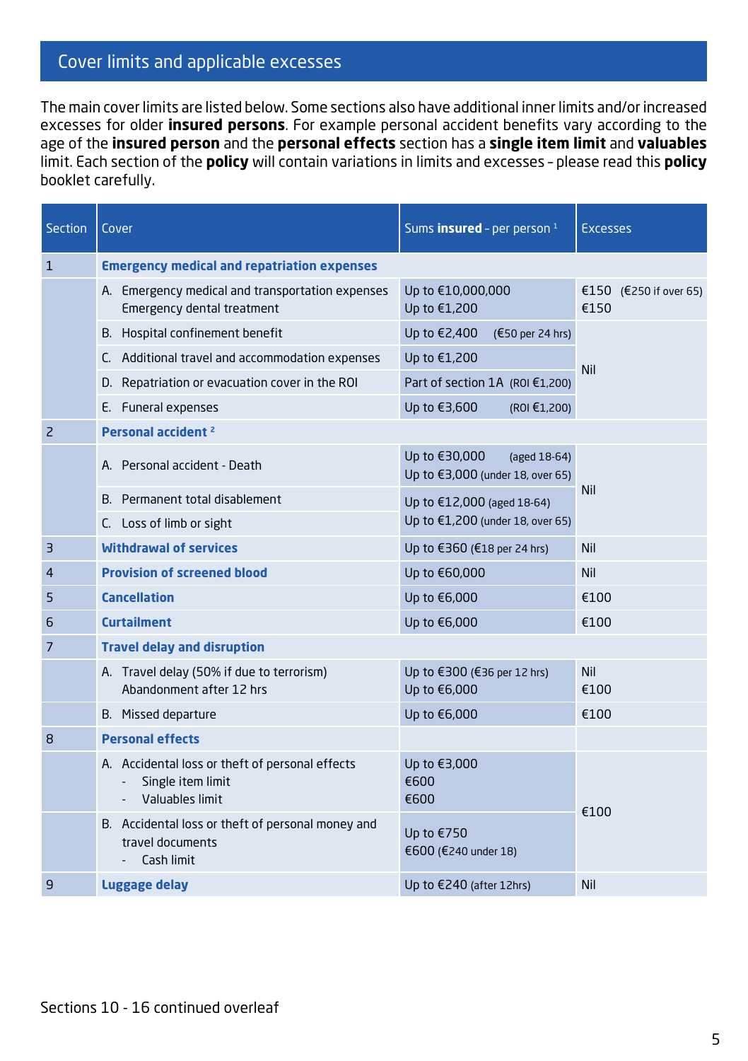## Cover limits and applicable excesses

The main cover limits are listed below. Some sections also have additional inner limits and/or increased excesses for older **insured persons**. For example personal accident benefits vary according to the age of the **insured person** and the **personal effects** section has a **single item limit** and **valuables** limit. Each section of the **policy** will contain variations in limits and excesses - please read this **policy** booklet carefully.

| Section | Cover | Sums **insured** - per person [1] | Excesses |
|---|---|---|---|
| 1 | **Emergency medical and repatriation expenses** | | |
| | A. Emergency medical and transportation expenses<br>Emergency dental treatment | Up to €10,000,000<br>Up to €1,200 | €150 (€250 if over 65)<br>€150 |
| | B. Hospital confinement benefit | Up to €2,400 (€50 per 24 hrs) | Nil |
| | C. Additional travel and accommodation expenses | Up to €1,200 | Nil |
| | D. Repatriation or evacuation cover in the ROI | Part of section 1A (ROI €1,200) | Nil |
| | E. Funeral expenses | Up to €3,600 (ROI €1,200) | Nil |
| 2 | **Personal accident [2]** | | |
| | A. Personal accident - Death | Up to €30,000 (aged 18-64)<br>Up to €3,000 (under 18, over 65) | Nil |
| | B. Permanent total disablement | Up to €12,000 (aged 18-64)<br>Up to €1,200 (under 18, over 65) | Nil |
| | C. Loss of limb or sight | Up to €12,000 (aged 18-64)<br>Up to €1,200 (under 18, over 65) | Nil |
| 3 | **Withdrawal of services** | Up to €360 (€18 per 24 hrs) | Nil |
| 4 | **Provision of screened blood** | Up to €60,000 | Nil |
| 5 | **Cancellation** | Up to €6,000 | €100 |
| 6 | **Curtailment** | Up to €6,000 | €100 |
| 7 | **Travel delay and disruption** | | |
| | A. Travel delay (50% if due to terrorism)<br>Abandonment after 12 hrs | Up to €300 (€36 per 12 hrs)<br>Up to €6,000 | Nil<br>€100 |
| | B. Missed departure | Up to €6,000 | €100 |
| 8 | **Personal effects** | | |
| | A. Accidental loss or theft of personal effects<br>- Single item limit<br>- Valuables limit | Up to €3,000<br>€600<br>€600 | €100 |
| | B. Accidental loss or theft of personal money and travel documents<br>- Cash limit | Up to €750<br>€600 (€240 under 18) | €100 |
| 9 | **Luggage delay** | Up to €240 (after 12hrs) | Nil |

Sections 10 - 16 continued overleaf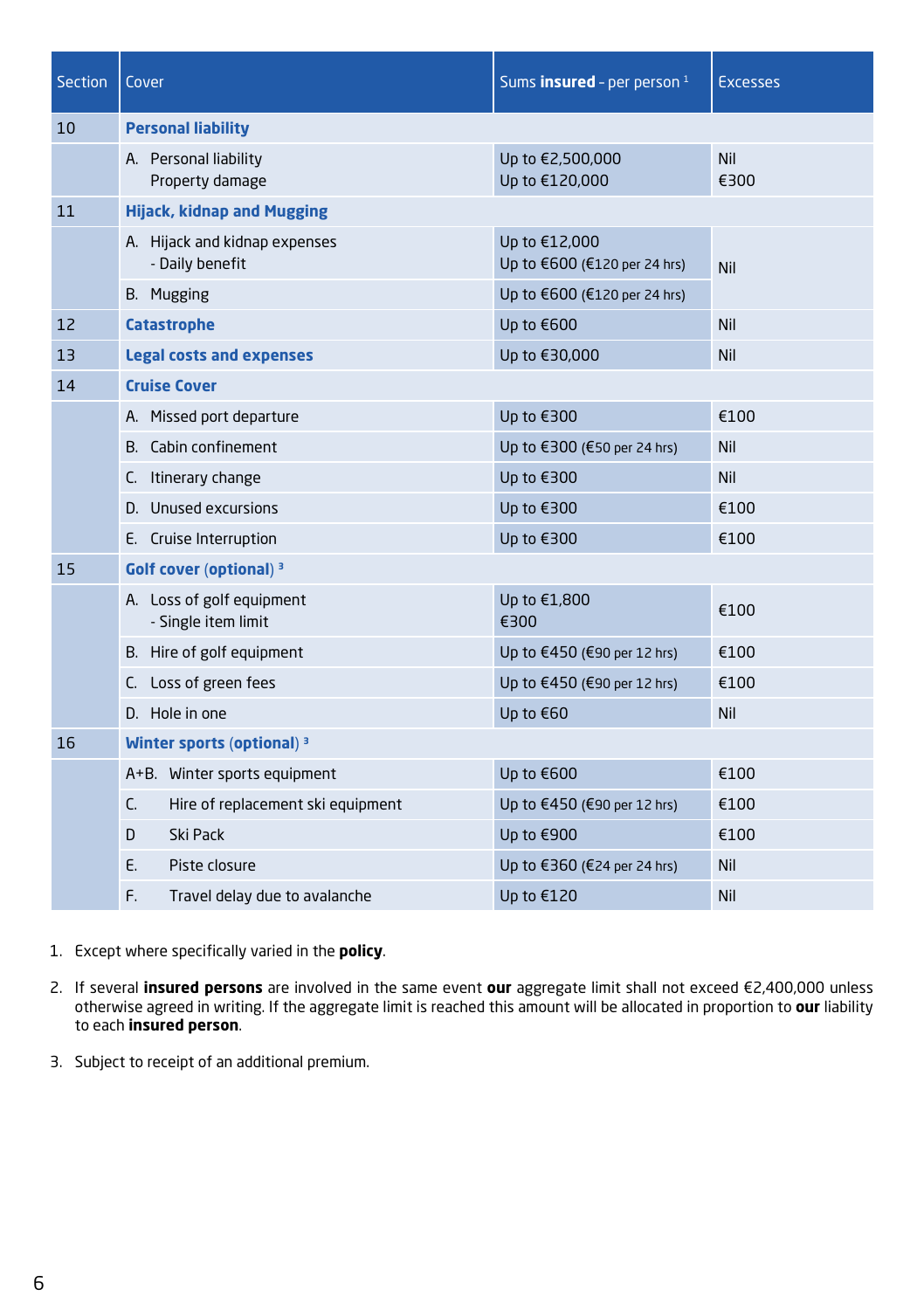| Section | Cover | Sums **insured** - per person [1] | Excesses |
|---|---|---|---|
| 10 | **Personal liability** | | |
| | A. Personal liability<br>Property damage | Up to €2,500,000<br>Up to €120,000 | Nil<br>€300 |
| 11 | **Hijack, kidnap and Mugging** | | |
| | A. Hijack and kidnap expenses<br>- Daily benefit | Up to €12,000<br>Up to €600 (€120 per 24 hrs) | Nil |
| | B. Mugging | Up to €600 (€120 per 24 hrs) | |
| 12 | **Catastrophe** | Up to €600 | Nil |
| 13 | **Legal costs and expenses** | Up to €30,000 | Nil |
| 14 | **Cruise Cover** | | |
| | A. Missed port departure | Up to €300 | €100 |
| | B. Cabin confinement | Up to €300 (€50 per 24 hrs) | Nil |
| | C. Itinerary change | Up to €300 | Nil |
| | D. Unused excursions | Up to €300 | €100 |
| | E. Cruise Interruption | Up to €300 | €100 |
| 15 | **Golf cover (optional)** [3] | | |
| | A. Loss of golf equipment<br>- Single item limit | Up to €1,800<br>€300 | €100 |
| | B. Hire of golf equipment | Up to €450 (€90 per 12 hrs) | €100 |
| | C. Loss of green fees | Up to €450 (€90 per 12 hrs) | €100 |
| | D. Hole in one | Up to €60 | Nil |
| 16 | **Winter sports (optional)** [3] | | |
| | A+B. Winter sports equipment | Up to €600 | €100 |
| | C. Hire of replacement ski equipment | Up to €450 (€90 per 12 hrs) | €100 |
| | D Ski Pack | Up to €900 | €100 |
| | E. Piste closure | Up to €360 (€24 per 24 hrs) | Nil |
| | F. Travel delay due to avalanche | Up to €120 | Nil |

1. Except where specifically varied in the **policy**.
2. If several **insured persons** are involved in the same event **our** aggregate limit shall not exceed €2,400,000 unless otherwise agreed in writing. If the aggregate limit is reached this amount will be allocated in proportion to **our** liability to each **insured person**.
3. Subject to receipt of an additional premium.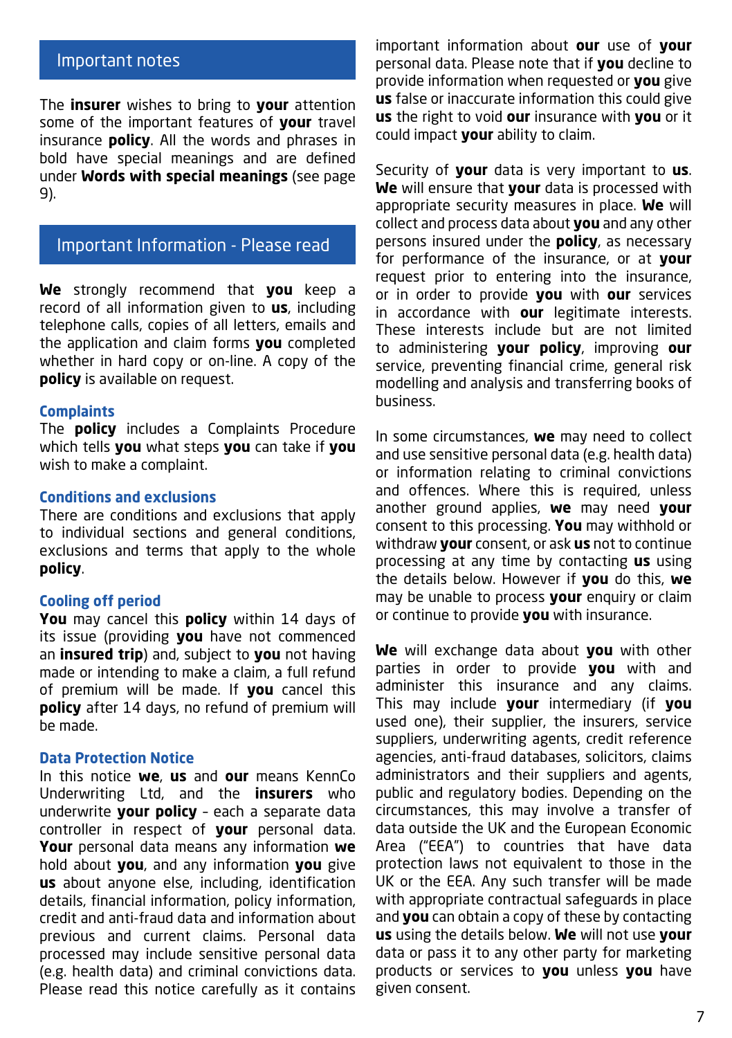## Important notes

The **insurer** wishes to bring to **your** attention some of the important features of **your** travel insurance **policy**. All the words and phrases in bold have special meanings and are defined under **Words with special meanings** (see page 9).

## Important Information - Please read

**We** strongly recommend that **you** keep a record of all information given to **us**, including telephone calls, copies of all letters, emails and the application and claim forms **you** completed whether in hard copy or on-line. A copy of the **policy** is available on request.

### Complaints

The **policy** includes a Complaints Procedure which tells **you** what steps **you** can take if **you** wish to make a complaint.

### Conditions and exclusions

There are conditions and exclusions that apply to individual sections and general conditions, exclusions and terms that apply to the whole **policy**.

### Cooling off period

**You** may cancel this **policy** within 14 days of its issue (providing **you** have not commenced an **insured trip**) and, subject to **you** not having made or intending to make a claim, a full refund of premium will be made. If **you** cancel this **policy** after 14 days, no refund of premium will be made.

### Data Protection Notice

In this notice **we**, **us** and **our** means KennCo Underwriting Ltd, and the **insurers** who underwrite **your policy** - each a separate data controller in respect of **your** personal data. **Your** personal data means any information **we** hold about **you**, and any information **you** give **us** about anyone else, including, identification details, financial information, policy information, credit and anti-fraud data and information about previous and current claims. Personal data processed may include sensitive personal data (e.g. health data) and criminal convictions data. Please read this notice carefully as it contains important information about **our** use of **your** personal data. Please note that if **you** decline to provide information when requested or **you** give **us** false or inaccurate information this could give **us** the right to void **our** insurance with **you** or it could impact **your** ability to claim.

Security of **your** data is very important to **us**. **We** will ensure that **your** data is processed with appropriate security measures in place. **We** will collect and process data about **you** and any other persons insured under the **policy**, as necessary for performance of the insurance, or at **your** request prior to entering into the insurance, or in order to provide **you** with **our** services in accordance with **our** legitimate interests. These interests include but are not limited to administering **your policy**, improving **our** service, preventing financial crime, general risk modelling and analysis and transferring books of business.

In some circumstances, **we** may need to collect and use sensitive personal data (e.g. health data) or information relating to criminal convictions and offences. Where this is required, unless another ground applies, **we** may need **your** consent to this processing. **You** may withhold or withdraw **your** consent, or ask **us** not to continue processing at any time by contacting **us** using the details below. However if **you** do this, **we** may be unable to process **your** enquiry or claim or continue to provide **you** with insurance.

**We** will exchange data about **you** with other parties in order to provide **you** with and administer this insurance and any claims. This may include **your** intermediary (if **you** used one), their supplier, the insurers, service suppliers, underwriting agents, credit reference agencies, anti-fraud databases, solicitors, claims administrators and their suppliers and agents, public and regulatory bodies. Depending on the circumstances, this may involve a transfer of data outside the UK and the European Economic Area ("EEA") to countries that have data protection laws not equivalent to those in the UK or the EEA. Any such transfer will be made with appropriate contractual safeguards in place and **you** can obtain a copy of these by contacting **us** using the details below. **We** will not use **your** data or pass it to any other party for marketing products or services to **you** unless **you** have given consent.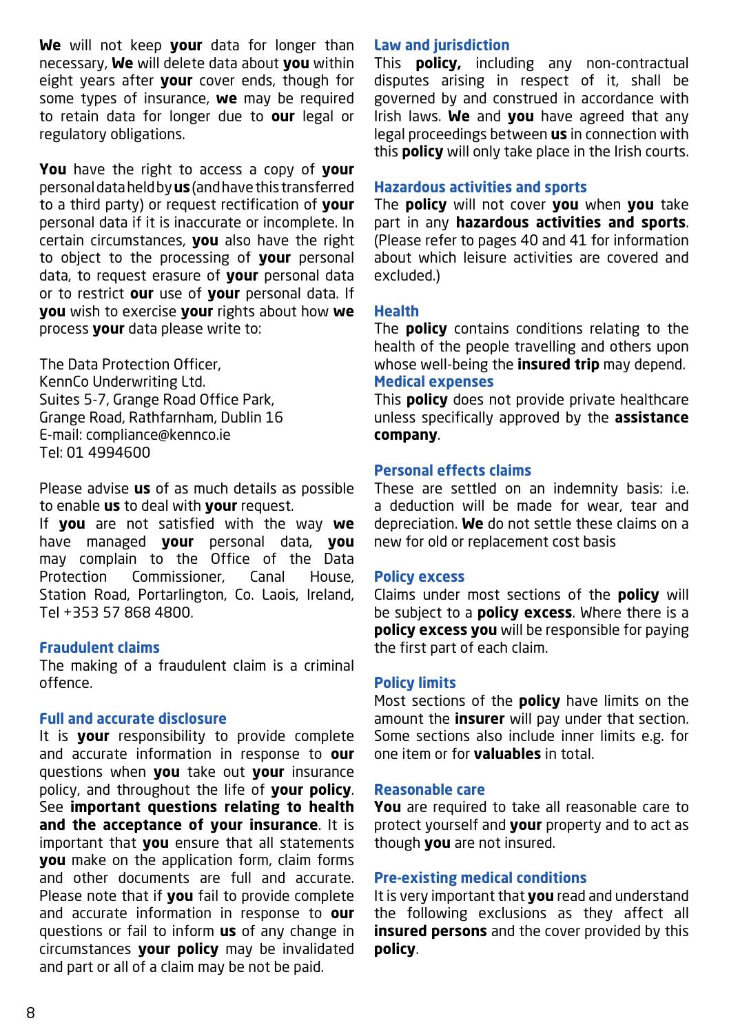**We** will not keep **your** data for longer than necessary, **We** will delete data about **you** within eight years after **your** cover ends, though for some types of insurance, **we** may be required to retain data for longer due to **our** legal or regulatory obligations.

**You** have the right to access a copy of **your** personal data held by **us** (and have this transferred to a third party) or request rectification of **your** personal data if it is inaccurate or incomplete. In certain circumstances, **you** also have the right to object to the processing of **your** personal data, to request erasure of **your** personal data or to restrict **our** use of **your** personal data. If **you** wish to exercise **your** rights about how **we** process **your** data please write to:

The Data Protection Officer,
KennCo Underwriting Ltd.
Suites 5-7, Grange Road Office Park,
Grange Road, Rathfarnham, Dublin 16
E-mail: compliance@kennco.ie
Tel: 01 4994600

Please advise **us** of as much details as possible to enable **us** to deal with **your** request.
If **you** are not satisfied with the way **we** have managed **your** personal data, **you** may complain to the Office of the Data Protection Commissioner, Canal House, Station Road, Portarlington, Co. Laois, Ireland, Tel +353 57 868 4800.

## Fraudulent claims

The making of a fraudulent claim is a criminal offence.

## Full and accurate disclosure

It is **your** responsibility to provide complete and accurate information in response to **our** questions when **you** take out **your** insurance policy, and throughout the life of **your policy**. See **important questions relating to health and the acceptance of your insurance**. It is important that **you** ensure that all statements **you** make on the application form, claim forms and other documents are full and accurate. Please note that if **you** fail to provide complete and accurate information in response to **our** questions or fail to inform **us** of any change in circumstances **your policy** may be invalidated and part or all of a claim may be not be paid.

## Law and jurisdiction

This **policy,** including any non-contractual disputes arising in respect of it, shall be governed by and construed in accordance with Irish laws. **We** and **you** have agreed that any legal proceedings between **us** in connection with this **policy** will only take place in the Irish courts.

## Hazardous activities and sports

The **policy** will not cover **you** when **you** take part in any **hazardous activities and sports**. (Please refer to pages 40 and 41 for information about which leisure activities are covered and excluded.)

## Health

The **policy** contains conditions relating to the health of the people travelling and others upon whose well-being the **insured trip** may depend.

## Medical expenses

This **policy** does not provide private healthcare unless specifically approved by the **assistance company**.

## Personal effects claims

These are settled on an indemnity basis: i.e. a deduction will be made for wear, tear and depreciation. **We** do not settle these claims on a new for old or replacement cost basis

## Policy excess

Claims under most sections of the **policy** will be subject to a **policy excess**. Where there is a **policy excess you** will be responsible for paying the first part of each claim.

## Policy limits

Most sections of the **policy** have limits on the amount the **insurer** will pay under that section. Some sections also include inner limits e.g. for one item or for **valuables** in total.

## Reasonable care

**You** are required to take all reasonable care to protect yourself and **your** property and to act as though **you** are not insured.

## Pre-existing medical conditions

It is very important that **you** read and understand the following exclusions as they affect all **insured persons** and the cover provided by this **policy**.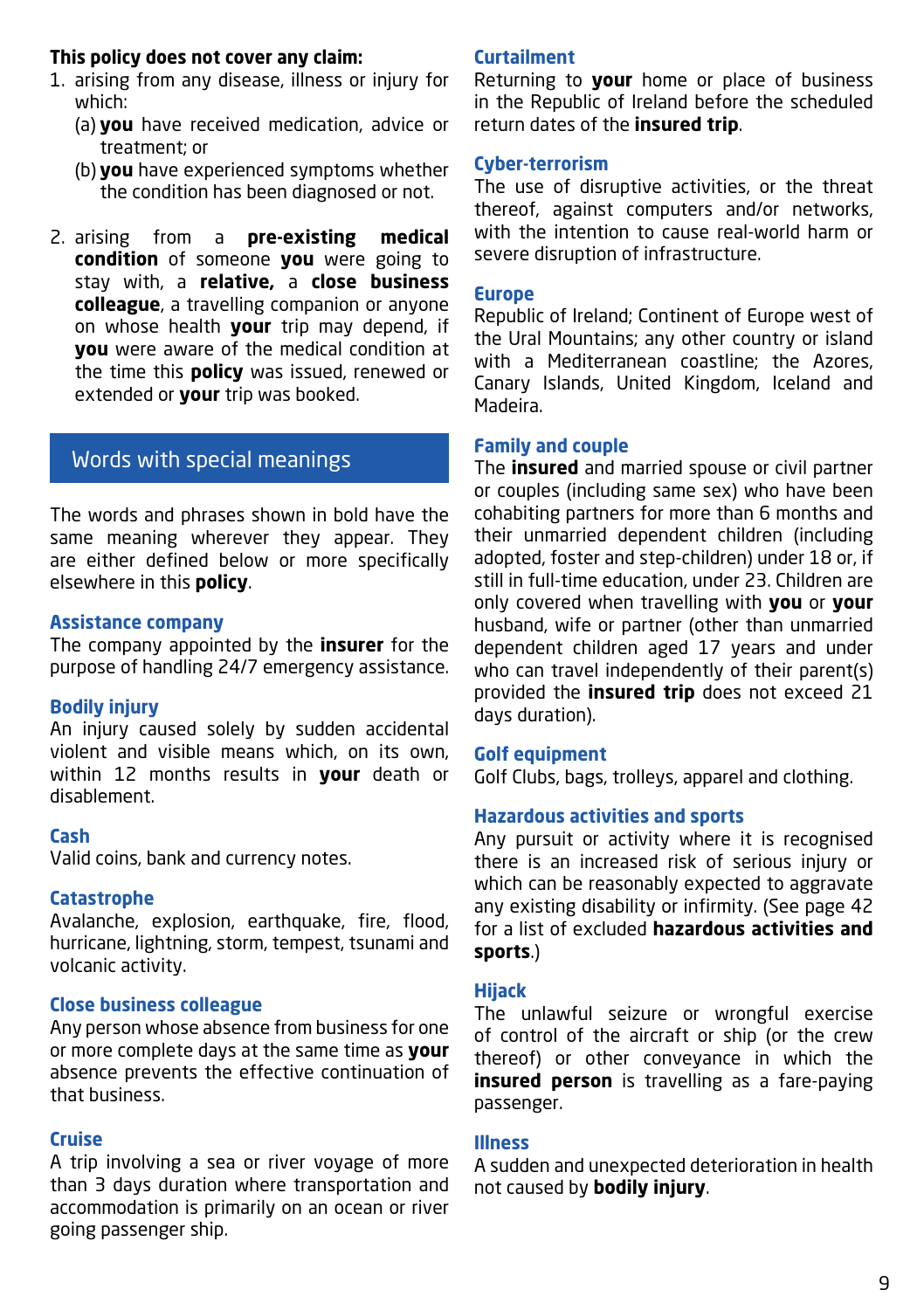**This policy does not cover any claim:**

1. arising from any disease, illness or injury for which:
   (a) **you** have received medication, advice or treatment; or
   (b) **you** have experienced symptoms whether the condition has been diagnosed or not.

2. arising from a **pre-existing medical condition** of someone **you** were going to stay with, a **relative,** a **close business colleague**, a travelling companion or anyone on whose health **your** trip may depend, if **you** were aware of the medical condition at the time this **policy** was issued, renewed or extended or **your** trip was booked.

## Words with special meanings

The words and phrases shown in bold have the same meaning wherever they appear. They are either defined below or more specifically elsewhere in this **policy**.

### Assistance company

The company appointed by the **insurer** for the purpose of handling 24/7 emergency assistance.

### Bodily injury

An injury caused solely by sudden accidental violent and visible means which, on its own, within 12 months results in **your** death or disablement.

### Cash

Valid coins, bank and currency notes.

### Catastrophe

Avalanche, explosion, earthquake, fire, flood, hurricane, lightning, storm, tempest, tsunami and volcanic activity.

### Close business colleague

Any person whose absence from business for one or more complete days at the same time as **your** absence prevents the effective continuation of that business.

### Cruise

A trip involving a sea or river voyage of more than 3 days duration where transportation and accommodation is primarily on an ocean or river going passenger ship.

### Curtailment

Returning to **your** home or place of business in the Republic of Ireland before the scheduled return dates of the **insured trip**.

### Cyber-terrorism

The use of disruptive activities, or the threat thereof, against computers and/or networks, with the intention to cause real-world harm or severe disruption of infrastructure.

### Europe

Republic of Ireland; Continent of Europe west of the Ural Mountains; any other country or island with a Mediterranean coastline; the Azores, Canary Islands, United Kingdom, Iceland and Madeira.

### Family and couple

The **insured** and married spouse or civil partner or couples (including same sex) who have been cohabiting partners for more than 6 months and their unmarried dependent children (including adopted, foster and step-children) under 18 or, if still in full-time education, under 23. Children are only covered when travelling with **you** or **your** husband, wife or partner (other than unmarried dependent children aged 17 years and under who can travel independently of their parent(s) provided the **insured trip** does not exceed 21 days duration).

### Golf equipment

Golf Clubs, bags, trolleys, apparel and clothing.

### Hazardous activities and sports

Any pursuit or activity where it is recognised there is an increased risk of serious injury or which can be reasonably expected to aggravate any existing disability or infirmity. (See page 42 for a list of excluded **hazardous activities and sports**.)

### Hijack

The unlawful seizure or wrongful exercise of control of the aircraft or ship (or the crew thereof) or other conveyance in which the **insured person** is travelling as a fare-paying passenger.

### Illness

A sudden and unexpected deterioration in health not caused by **bodily injury**.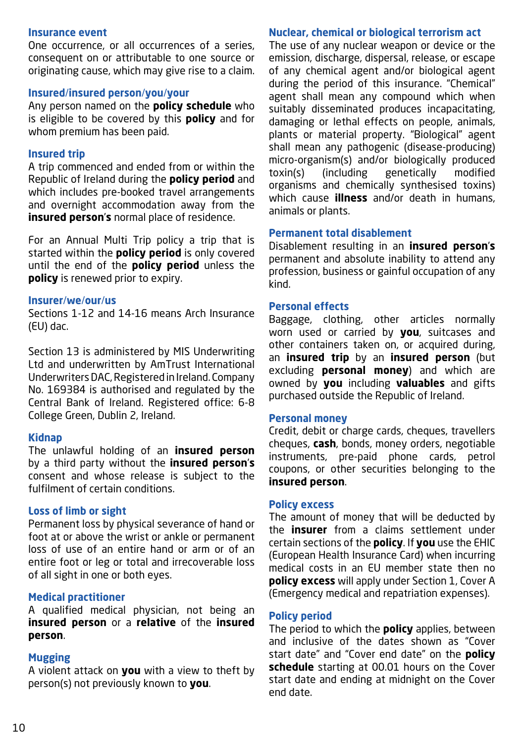### Insurance event
One occurrence, or all occurrences of a series, consequent on or attributable to one source or originating cause, which may give rise to a claim.

### Insured/insured person/you/your
Any person named on the **policy schedule** who is eligible to be covered by this **policy** and for whom premium has been paid.

### Insured trip
A trip commenced and ended from or within the Republic of Ireland during the **policy period** and which includes pre-booked travel arrangements and overnight accommodation away from the **insured person**'s normal place of residence.

For an Annual Multi Trip policy a trip that is started within the **policy period** is only covered until the end of the **policy period** unless the **policy** is renewed prior to expiry.

### Insurer/we/our/us
Sections 1-12 and 14-16 means Arch Insurance (EU) dac.

Section 13 is administered by MIS Underwriting Ltd and underwritten by AmTrust International Underwriters DAC, Registered in Ireland. Company No. 169384 is authorised and regulated by the Central Bank of Ireland. Registered office: 6-8 College Green, Dublin 2, Ireland.

### Kidnap
The unlawful holding of an **insured person** by a third party without the **insured person**'s consent and whose release is subject to the fulfilment of certain conditions.

### Loss of limb or sight
Permanent loss by physical severance of hand or foot at or above the wrist or ankle or permanent loss of use of an entire hand or arm or of an entire foot or leg or total and irrecoverable loss of all sight in one or both eyes.

### Medical practitioner
A qualified medical physician, not being an **insured person** or a **relative** of the **insured person**.

### Mugging
A violent attack on **you** with a view to theft by person(s) not previously known to **you**.

### Nuclear, chemical or biological terrorism act
The use of any nuclear weapon or device or the emission, discharge, dispersal, release, or escape of any chemical agent and/or biological agent during the period of this insurance. "Chemical" agent shall mean any compound which when suitably disseminated produces incapacitating, damaging or lethal effects on people, animals, plants or material property. "Biological" agent shall mean any pathogenic (disease-producing) micro-organism(s) and/or biologically produced toxin(s) (including genetically modified organisms and chemically synthesised toxins) which cause **illness** and/or death in humans, animals or plants.

### Permanent total disablement
Disablement resulting in an **insured person**'s permanent and absolute inability to attend any profession, business or gainful occupation of any kind.

### Personal effects
Baggage, clothing, other articles normally worn used or carried by **you**, suitcases and other containers taken on, or acquired during, an **insured trip** by an **insured person** (but excluding **personal money**) and which are owned by **you** including **valuables** and gifts purchased outside the Republic of Ireland.

### Personal money
Credit, debit or charge cards, cheques, travellers cheques, **cash**, bonds, money orders, negotiable instruments, pre-paid phone cards, petrol coupons, or other securities belonging to the **insured person**.

### Policy excess
The amount of money that will be deducted by the **insurer** from a claims settlement under certain sections of the **policy**. If **you** use the EHIC (European Health Insurance Card) when incurring medical costs in an EU member state then no **policy excess** will apply under Section 1, Cover A (Emergency medical and repatriation expenses).

### Policy period
The period to which the **policy** applies, between and inclusive of the dates shown as "Cover start date" and "Cover end date" on the **policy schedule** starting at 00.01 hours on the Cover start date and ending at midnight on the Cover end date.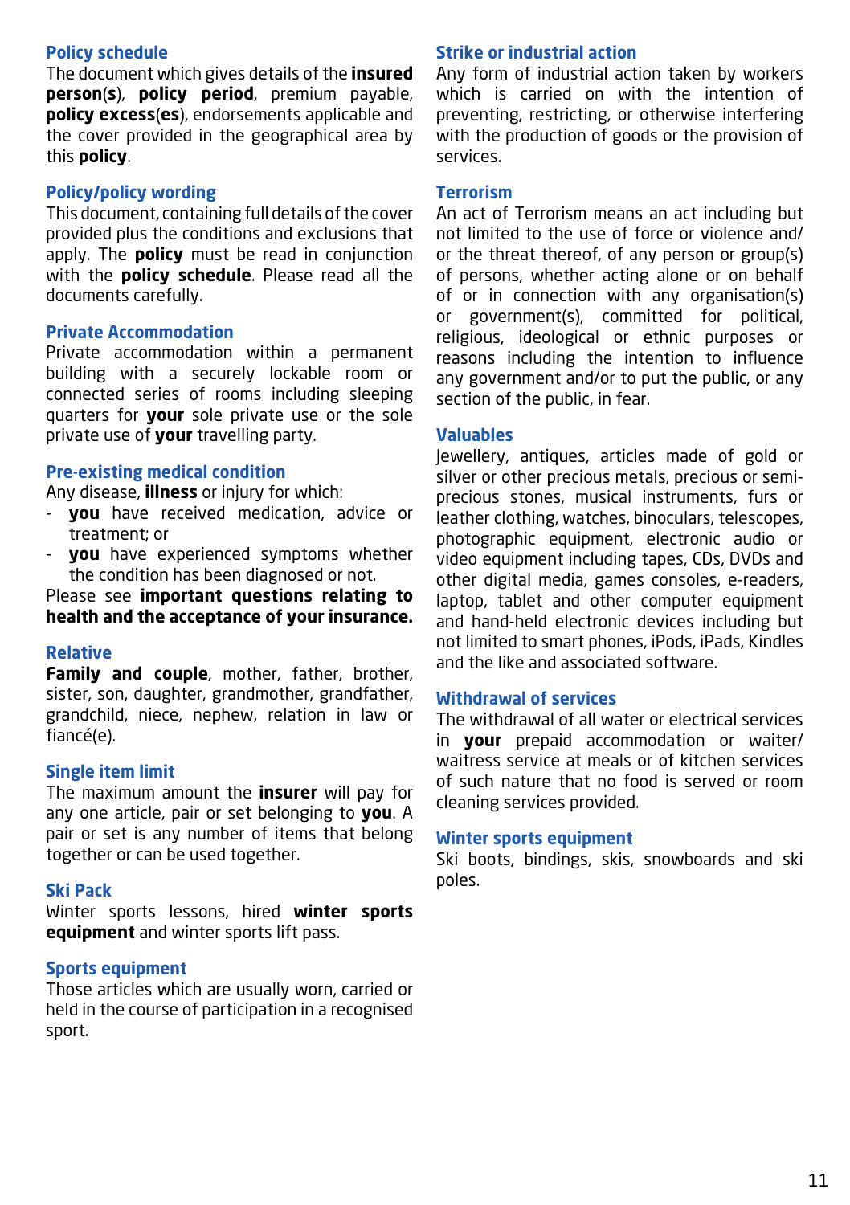### Policy schedule

The document which gives details of the **insured person**(**s**), **policy period**, premium payable, **policy excess**(**es**), endorsements applicable and the cover provided in the geographical area by this **policy**.

### Policy/policy wording

This document, containing full details of the cover provided plus the conditions and exclusions that apply. The **policy** must be read in conjunction with the **policy schedule**. Please read all the documents carefully.

### Private Accommodation

Private accommodation within a permanent building with a securely lockable room or connected series of rooms including sleeping quarters for **your** sole private use or the sole private use of **your** travelling party.

### Pre-existing medical condition

Any disease, **illness** or injury for which:

- **you** have received medication, advice or treatment; or
- **you** have experienced symptoms whether the condition has been diagnosed or not.

Please see **important questions relating to health and the acceptance of your insurance.**

### Relative

**Family and couple**, mother, father, brother, sister, son, daughter, grandmother, grandfather, grandchild, niece, nephew, relation in law or fiancé(e).

### Single item limit

The maximum amount the **insurer** will pay for any one article, pair or set belonging to **you**. A pair or set is any number of items that belong together or can be used together.

### Ski Pack

Winter sports lessons, hired **winter sports equipment** and winter sports lift pass.

### Sports equipment

Those articles which are usually worn, carried or held in the course of participation in a recognised sport.

### Strike or industrial action

Any form of industrial action taken by workers which is carried on with the intention of preventing, restricting, or otherwise interfering with the production of goods or the provision of services.

### Terrorism

An act of Terrorism means an act including but not limited to the use of force or violence and/or the threat thereof, of any person or group(s) of persons, whether acting alone or on behalf of or in connection with any organisation(s) or government(s), committed for political, religious, ideological or ethnic purposes or reasons including the intention to influence any government and/or to put the public, or any section of the public, in fear.

### Valuables

Jewellery, antiques, articles made of gold or silver or other precious metals, precious or semi-precious stones, musical instruments, furs or leather clothing, watches, binoculars, telescopes, photographic equipment, electronic audio or video equipment including tapes, CDs, DVDs and other digital media, games consoles, e-readers, laptop, tablet and other computer equipment and hand-held electronic devices including but not limited to smart phones, iPods, iPads, Kindles and the like and associated software.

### Withdrawal of services

The withdrawal of all water or electrical services in **your** prepaid accommodation or waiter/waitress service at meals or of kitchen services of such nature that no food is served or room cleaning services provided.

### Winter sports equipment

Ski boots, bindings, skis, snowboards and ski poles.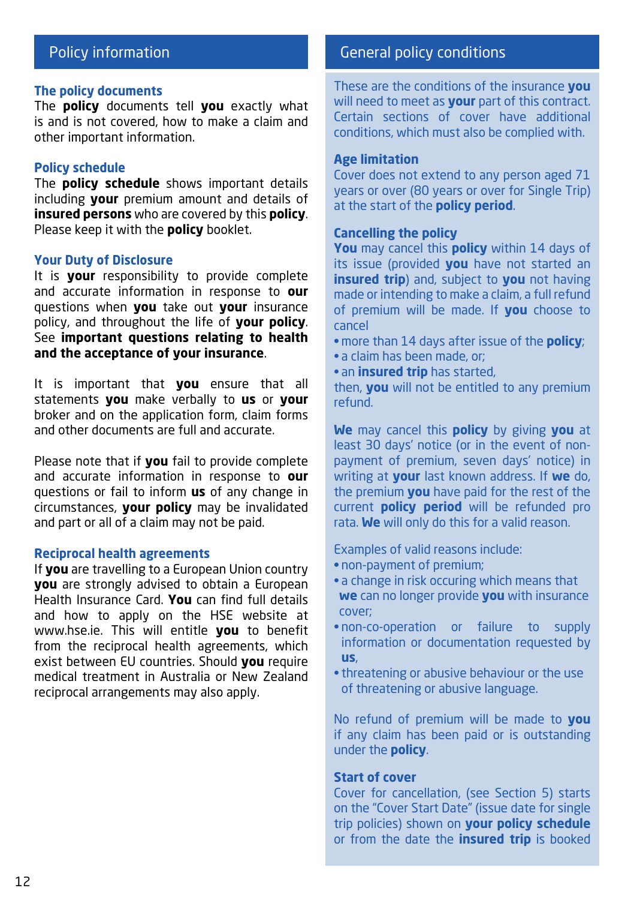## Policy information

### The policy documents

The **policy** documents tell **you** exactly what is and is not covered, how to make a claim and other important information.

### Policy schedule

The **policy schedule** shows important details including **your** premium amount and details of **insured persons** who are covered by this **policy**. Please keep it with the **policy** booklet.

### Your Duty of Disclosure

It is **your** responsibility to provide complete and accurate information in response to **our** questions when **you** take out **your** insurance policy, and throughout the life of **your policy**. See **important questions relating to health and the acceptance of your insurance**.

It is important that **you** ensure that all statements **you** make verbally to **us** or **your** broker and on the application form, claim forms and other documents are full and accurate.

Please note that if **you** fail to provide complete and accurate information in response to **our** questions or fail to inform **us** of any change in circumstances, **your policy** may be invalidated and part or all of a claim may not be paid.

### Reciprocal health agreements

If **you** are travelling to a European Union country **you** are strongly advised to obtain a European Health Insurance Card. **You** can find full details and how to apply on the HSE website at www.hse.ie. This will entitle **you** to benefit from the reciprocal health agreements, which exist between EU countries. Should **you** require medical treatment in Australia or New Zealand reciprocal arrangements may also apply.

## General policy conditions

These are the conditions of the insurance **you** will need to meet as **your** part of this contract. Certain sections of cover have additional conditions, which must also be complied with.

### Age limitation

Cover does not extend to any person aged 71 years or over (80 years or over for Single Trip) at the start of the **policy period**.

### Cancelling the policy

**You** may cancel this **policy** within 14 days of its issue (provided **you** have not started an **insured trip**) and, subject to **you** not having made or intending to make a claim, a full refund of premium will be made. If **you** choose to cancel

- more than 14 days after issue of the **policy**;
- a claim has been made, or;
- an **insured trip** has started,

then, **you** will not be entitled to any premium refund.

**We** may cancel this **policy** by giving **you** at least 30 days' notice (or in the event of non-payment of premium, seven days' notice) in writing at **your** last known address. If **we** do, the premium **you** have paid for the rest of the current **policy period** will be refunded pro rata. **We** will only do this for a valid reason.

Examples of valid reasons include:

- non-payment of premium;
- a change in risk occuring which means that **we** can no longer provide **you** with insurance cover;
- non-co-operation or failure to supply information or documentation requested by **us**,
- threatening or abusive behaviour or the use of threatening or abusive language.

No refund of premium will be made to **you** if any claim has been paid or is outstanding under the **policy**.

### Start of cover

Cover for cancellation, (see Section 5) starts on the "Cover Start Date" (issue date for single trip policies) shown on **your policy schedule** or from the date the **insured trip** is booked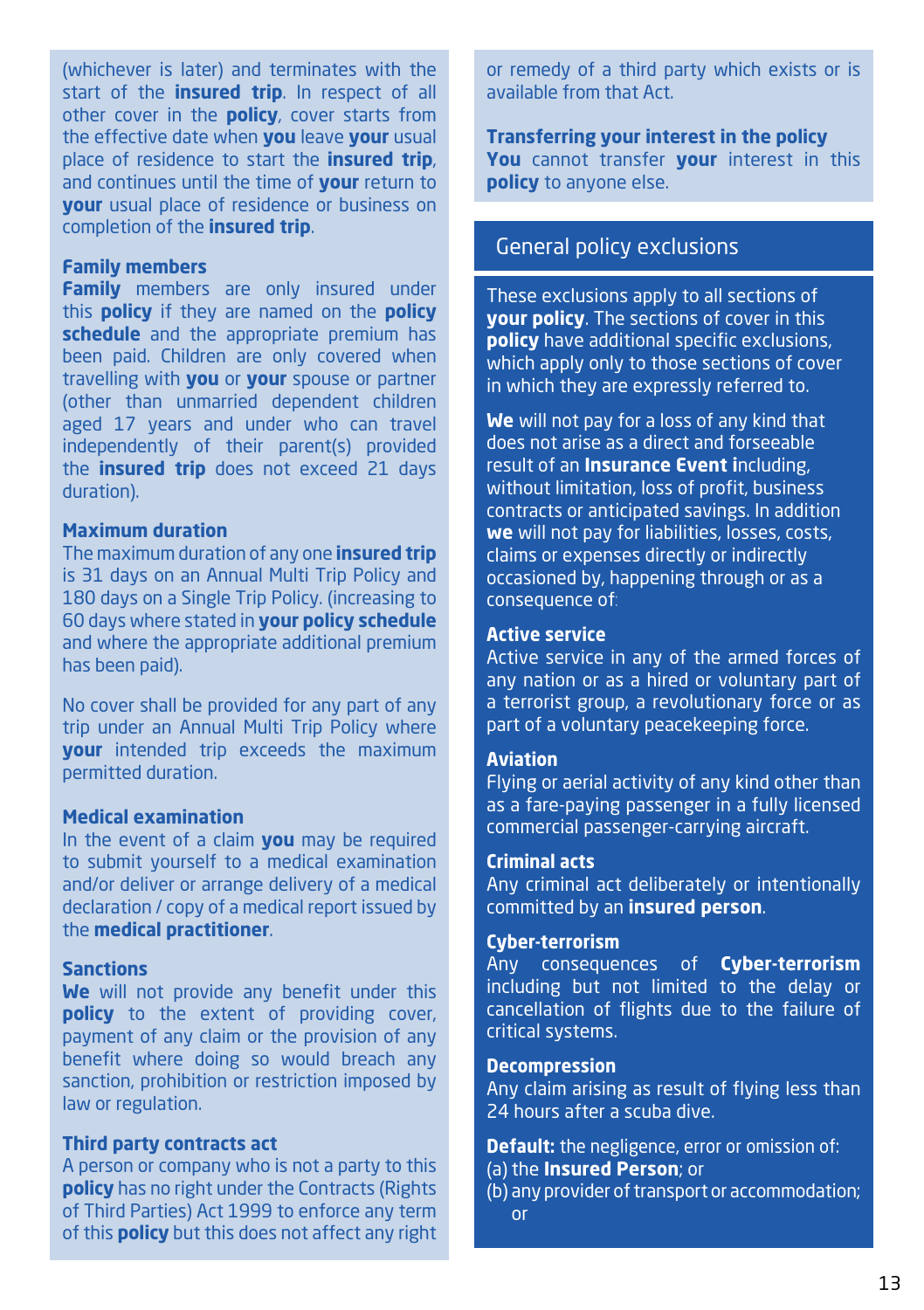(whichever is later) and terminates with the start of the **insured trip**. In respect of all other cover in the **policy**, cover starts from the effective date when **you** leave **your** usual place of residence to start the **insured trip**, and continues until the time of **your** return to **your** usual place of residence or business on completion of the **insured trip**.

### Family members

**Family** members are only insured under this **policy** if they are named on the **policy schedule** and the appropriate premium has been paid. Children are only covered when travelling with **you** or **your** spouse or partner (other than unmarried dependent children aged 17 years and under who can travel independently of their parent(s) provided the **insured trip** does not exceed 21 days duration).

### Maximum duration

The maximum duration of any one **insured trip** is 31 days on an Annual Multi Trip Policy and 180 days on a Single Trip Policy. (increasing to 60 days where stated in **your policy schedule** and where the appropriate additional premium has been paid).

No cover shall be provided for any part of any trip under an Annual Multi Trip Policy where **your** intended trip exceeds the maximum permitted duration.

### Medical examination

In the event of a claim **you** may be required to submit yourself to a medical examination and/or deliver or arrange delivery of a medical declaration / copy of a medical report issued by the **medical practitioner**.

### Sanctions

**We** will not provide any benefit under this **policy** to the extent of providing cover, payment of any claim or the provision of any benefit where doing so would breach any sanction, prohibition or restriction imposed by law or regulation.

### Third party contracts act

A person or company who is not a party to this **policy** has no right under the Contracts (Rights of Third Parties) Act 1999 to enforce any term of this **policy** but this does not affect any right or remedy of a third party which exists or is available from that Act.

### Transferring your interest in the policy

**You** cannot transfer **your** interest in this **policy** to anyone else.

## General policy exclusions

These exclusions apply to all sections of **your policy**. The sections of cover in this **policy** have additional specific exclusions, which apply only to those sections of cover in which they are expressly referred to.

**We** will not pay for a loss of any kind that does not arise as a direct and forseeable result of an **Insurance Event i**ncluding, without limitation, loss of profit, business contracts or anticipated savings. In addition **we** will not pay for liabilities, losses, costs, claims or expenses directly or indirectly occasioned by, happening through or as a consequence of:

### Active service

Active service in any of the armed forces of any nation or as a hired or voluntary part of a terrorist group, a revolutionary force or as part of a voluntary peacekeeping force.

### Aviation

Flying or aerial activity of any kind other than as a fare-paying passenger in a fully licensed commercial passenger-carrying aircraft.

### Criminal acts

Any criminal act deliberately or intentionally committed by an **insured person**.

### Cyber-terrorism

Any consequences of **Cyber-terrorism** including but not limited to the delay or cancellation of flights due to the failure of critical systems.

### Decompression

Any claim arising as result of flying less than 24 hours after a scuba dive.

**Default:** the negligence, error or omission of:
(a) the **Insured Person**; or
(b) any provider of transport or accommodation; or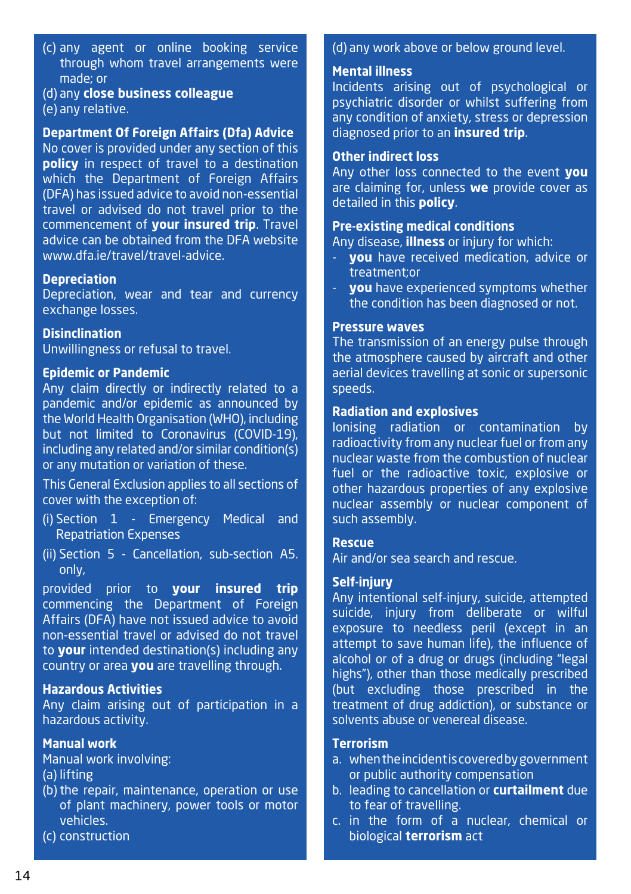(c) any agent or online booking service through whom travel arrangements were made; or
(d) any **close business colleague**
(e) any relative.

**Department Of Foreign Affairs (Dfa) Advice**
No cover is provided under any section of this **policy** in respect of travel to a destination which the Department of Foreign Affairs (DFA) has issued advice to avoid non-essential travel or advised do not travel prior to the commencement of **your insured trip**. Travel advice can be obtained from the DFA website www.dfa.ie/travel/travel-advice.

**Depreciation**
Depreciation, wear and tear and currency exchange losses.

**Disinclination**
Unwillingness or refusal to travel.

**Epidemic or Pandemic**
Any claim directly or indirectly related to a pandemic and/or epidemic as announced by the World Health Organisation (WHO), including but not limited to Coronavirus (COVID-19), including any related and/or similar condition(s) or any mutation or variation of these.

This General Exclusion applies to all sections of cover with the exception of:

(i) Section 1 - Emergency Medical and Repatriation Expenses

(ii) Section 5 - Cancellation, sub-section A5. only,

provided prior to **your insured trip** commencing the Department of Foreign Affairs (DFA) have not issued advice to avoid non-essential travel or advised do not travel to **your** intended destination(s) including any country or area **you** are travelling through.

**Hazardous Activities**
Any claim arising out of participation in a hazardous activity.

**Manual work**
Manual work involving:
(a) lifting
(b) the repair, maintenance, operation or use of plant machinery, power tools or motor vehicles.
(c) construction
(d) any work above or below ground level.

**Mental illness**
Incidents arising out of psychological or psychiatric disorder or whilst suffering from any condition of anxiety, stress or depression diagnosed prior to an **insured trip**.

**Other indirect loss**
Any other loss connected to the event **you** are claiming for, unless **we** provide cover as detailed in this **policy**.

**Pre-existing medical conditions**
Any disease, **illness** or injury for which:
- **you** have received medication, advice or treatment;or
- **you** have experienced symptoms whether the condition has been diagnosed or not.

**Pressure waves**
The transmission of an energy pulse through the atmosphere caused by aircraft and other aerial devices travelling at sonic or supersonic speeds.

**Radiation and explosives**
Ionising radiation or contamination by radioactivity from any nuclear fuel or from any nuclear waste from the combustion of nuclear fuel or the radioactive toxic, explosive or other hazardous properties of any explosive nuclear assembly or nuclear component of such assembly.

**Rescue**
Air and/or sea search and rescue.

**Self-injury**
Any intentional self-injury, suicide, attempted suicide, injury from deliberate or wilful exposure to needless peril (except in an attempt to save human life), the influence of alcohol or of a drug or drugs (including "legal highs"), other than those medically prescribed (but excluding those prescribed in the treatment of drug addiction), or substance or solvents abuse or venereal disease.

**Terrorism**
a. when the incident is covered by government or public authority compensation
b. leading to cancellation or **curtailment** due to fear of travelling.
c. in the form of a nuclear, chemical or biological **terrorism** act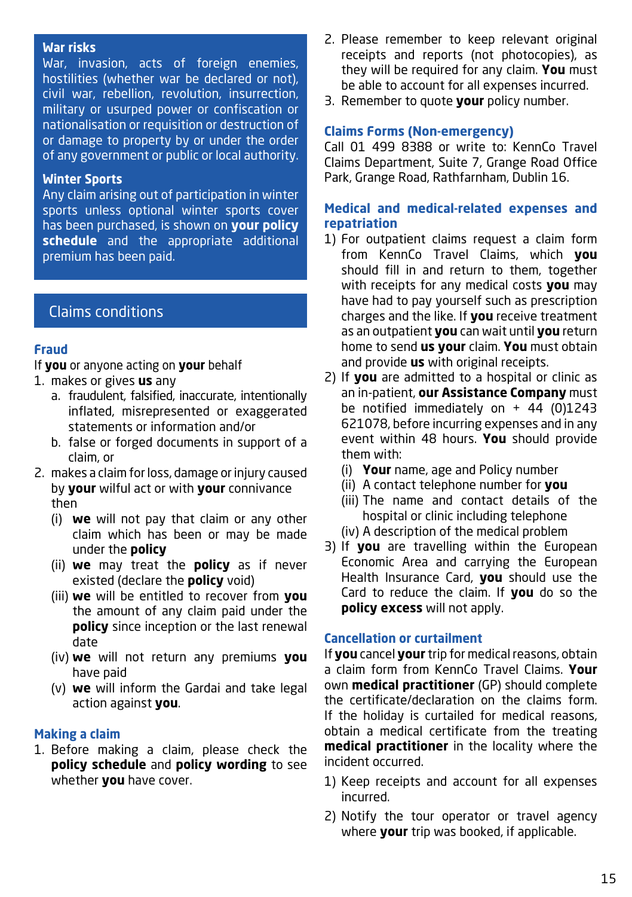### War risks

War, invasion, acts of foreign enemies, hostilities (whether war be declared or not), civil war, rebellion, revolution, insurrection, military or usurped power or confiscation or nationalisation or requisition or destruction of or damage to property by or under the order of any government or public or local authority.

### Winter Sports

Any claim arising out of participation in winter sports unless optional winter sports cover has been purchased, is shown on **your policy schedule** and the appropriate additional premium has been paid.

## Claims conditions

### Fraud

If **you** or anyone acting on **your** behalf

1. makes or gives **us** any
   a. fraudulent, falsified, inaccurate, intentionally inflated, misrepresented or exaggerated statements or information and/or
   b. false or forged documents in support of a claim, or
2. makes a claim for loss, damage or injury caused by **your** wilful act or with **your** connivance then
   (i) **we** will not pay that claim or any other claim which has been or may be made under the **policy**
   (ii) **we** may treat the **policy** as if never existed (declare the **policy** void)
   (iii) **we** will be entitled to recover from **you** the amount of any claim paid under the **policy** since inception or the last renewal date
   (iv) **we** will not return any premiums **you** have paid
   (v) **we** will inform the Gardai and take legal action against **you**.

### Making a claim

1. Before making a claim, please check the **policy schedule** and **policy wording** to see whether **you** have cover.
2. Please remember to keep relevant original receipts and reports (not photocopies), as they will be required for any claim. **You** must be able to account for all expenses incurred.
3. Remember to quote **your** policy number.

### Claims Forms (Non-emergency)

Call 01 499 8388 or write to: KennCo Travel Claims Department, Suite 7, Grange Road Office Park, Grange Road, Rathfarnham, Dublin 16.

### Medical and medical-related expenses and repatriation

1) For outpatient claims request a claim form from KennCo Travel Claims, which **you** should fill in and return to them, together with receipts for any medical costs **you** may have had to pay yourself such as prescription charges and the like. If **you** receive treatment as an outpatient **you** can wait until **you** return home to send **us your** claim. **You** must obtain and provide **us** with original receipts.
2) If **you** are admitted to a hospital or clinic as an in-patient, **our Assistance Company** must be notified immediately on + 44 (0)1243 621078, before incurring expenses and in any event within 48 hours. **You** should provide them with:
   (i) **Your** name, age and Policy number
   (ii) A contact telephone number for **you**
   (iii) The name and contact details of the hospital or clinic including telephone
   (iv) A description of the medical problem
3) If **you** are travelling within the European Economic Area and carrying the European Health Insurance Card, **you** should use the Card to reduce the claim. If **you** do so the **policy excess** will not apply.

### Cancellation or curtailment

If **you** cancel **your** trip for medical reasons, obtain a claim form from KennCo Travel Claims. **Your** own **medical practitioner** (GP) should complete the certificate/declaration on the claims form. If the holiday is curtailed for medical reasons, obtain a medical certificate from the treating **medical practitioner** in the locality where the incident occurred.

1) Keep receipts and account for all expenses incurred.
2) Notify the tour operator or travel agency where **your** trip was booked, if applicable.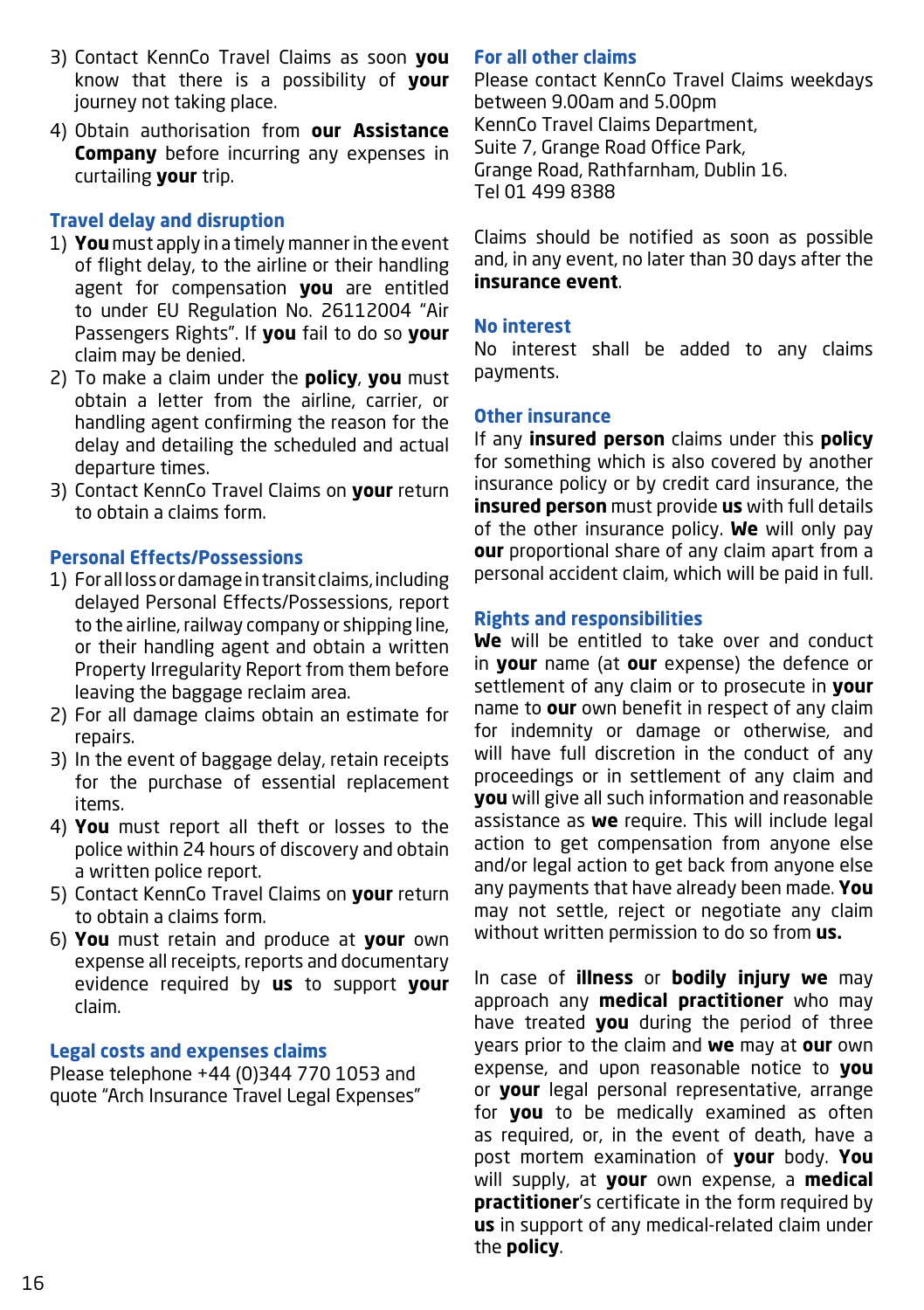3) Contact KennCo Travel Claims as soon **you** know that there is a possibility of **your** journey not taking place.

4) Obtain authorisation from **our Assistance Company** before incurring any expenses in curtailing **your** trip.

### Travel delay and disruption

1) **You** must apply in a timely manner in the event of flight delay, to the airline or their handling agent for compensation **you** are entitled to under EU Regulation No. 26112004 "Air Passengers Rights". If **you** fail to do so **your** claim may be denied.
2) To make a claim under the **policy**, **you** must obtain a letter from the airline, carrier, or handling agent confirming the reason for the delay and detailing the scheduled and actual departure times.
3) Contact KennCo Travel Claims on **your** return to obtain a claims form.

### Personal Effects/Possessions

1) For all loss or damage in transit claims, including delayed Personal Effects/Possessions, report to the airline, railway company or shipping line, or their handling agent and obtain a written Property Irregularity Report from them before leaving the baggage reclaim area.
2) For all damage claims obtain an estimate for repairs.
3) In the event of baggage delay, retain receipts for the purchase of essential replacement items.
4) **You** must report all theft or losses to the police within 24 hours of discovery and obtain a written police report.
5) Contact KennCo Travel Claims on **your** return to obtain a claims form.
6) **You** must retain and produce at **your** own expense all receipts, reports and documentary evidence required by **us** to support **your** claim.

### Legal costs and expenses claims

Please telephone +44 (0)344 770 1053 and quote "Arch Insurance Travel Legal Expenses"

### For all other claims

Please contact KennCo Travel Claims weekdays between 9.00am and 5.00pm
KennCo Travel Claims Department,
Suite 7, Grange Road Office Park,
Grange Road, Rathfarnham, Dublin 16.
Tel 01 499 8388

Claims should be notified as soon as possible and, in any event, no later than 30 days after the **insurance event**.

### No interest

No interest shall be added to any claims payments.

### Other insurance

If any **insured person** claims under this **policy** for something which is also covered by another insurance policy or by credit card insurance, the **insured person** must provide **us** with full details of the other insurance policy. **We** will only pay **our** proportional share of any claim apart from a personal accident claim, which will be paid in full.

### Rights and responsibilities

**We** will be entitled to take over and conduct in **your** name (at **our** expense) the defence or settlement of any claim or to prosecute in **your** name to **our** own benefit in respect of any claim for indemnity or damage or otherwise, and will have full discretion in the conduct of any proceedings or in settlement of any claim and **you** will give all such information and reasonable assistance as **we** require. This will include legal action to get compensation from anyone else and/or legal action to get back from anyone else any payments that have already been made. **You** may not settle, reject or negotiate any claim without written permission to do so from **us.**

In case of **illness** or **bodily injury we** may approach any **medical practitioner** who may have treated **you** during the period of three years prior to the claim and **we** may at **our** own expense, and upon reasonable notice to **you** or **your** legal personal representative, arrange for **you** to be medically examined as often as required, or, in the event of death, have a post mortem examination of **your** body. **You** will supply, at **your** own expense, a **medical practitioner**'s certificate in the form required by **us** in support of any medical-related claim under the **policy**.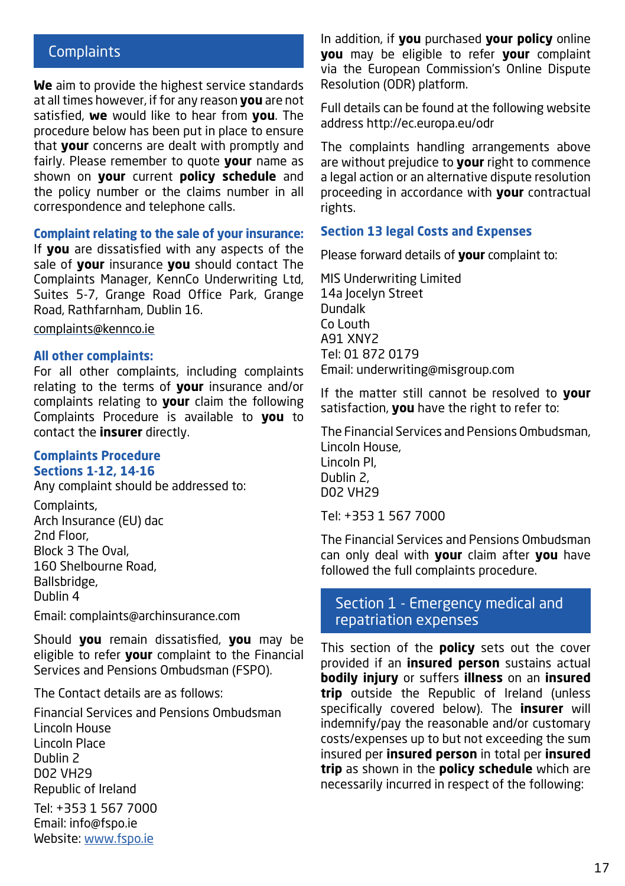## Complaints

**We** aim to provide the highest service standards at all times however, if for any reason **you** are not satisfied, **we** would like to hear from **you**. The procedure below has been put in place to ensure that **your** concerns are dealt with promptly and fairly. Please remember to quote **your** name as shown on **your** current **policy schedule** and the policy number or the claims number in all correspondence and telephone calls.

### Complaint relating to the sale of your insurance:

If **you** are dissatisfied with any aspects of the sale of **your** insurance **you** should contact The Complaints Manager, KennCo Underwriting Ltd, Suites 5-7, Grange Road Office Park, Grange Road, Rathfarnham, Dublin 16.

complaints@kennco.ie

### All other complaints:

For all other complaints, including complaints relating to the terms of **your** insurance and/or complaints relating to **your** claim the following Complaints Procedure is available to **you** to contact the **insurer** directly.

### Complaints Procedure
### Sections 1-12, 14-16

Any complaint should be addressed to:

Complaints,
Arch Insurance (EU) dac
2nd Floor,
Block 3 The Oval,
160 Shelbourne Road,
Ballsbridge,
Dublin 4

Email: complaints@archinsurance.com

Should **you** remain dissatisfied, **you** may be eligible to refer **your** complaint to the Financial Services and Pensions Ombudsman (FSPO).

The Contact details are as follows:

Financial Services and Pensions Ombudsman
Lincoln House
Lincoln Place
Dublin 2
D02 VH29
Republic of Ireland

Tel: +353 1 567 7000
Email: info@fspo.ie
Website: www.fspo.ie

In addition, if **you** purchased **your policy** online **you** may be eligible to refer **your** complaint via the European Commission's Online Dispute Resolution (ODR) platform.

Full details can be found at the following website address http://ec.europa.eu/odr

The complaints handling arrangements above are without prejudice to **your** right to commence a legal action or an alternative dispute resolution proceeding in accordance with **your** contractual rights.

### Section 13 legal Costs and Expenses

Please forward details of **your** complaint to:

MIS Underwriting Limited
14a Jocelyn Street
Dundalk
Co Louth
A91 XNY2
Tel: 01 872 0179
Email: underwriting@misgroup.com

If the matter still cannot be resolved to **your** satisfaction, **you** have the right to refer to:

The Financial Services and Pensions Ombudsman,
Lincoln House,
Lincoln Pl,
Dublin 2,
D02 VH29

Tel: +353 1 567 7000

The Financial Services and Pensions Ombudsman can only deal with **your** claim after **you** have followed the full complaints procedure.

## Section 1 - Emergency medical and repatriation expenses

This section of the **policy** sets out the cover provided if an **insured person** sustains actual **bodily injury** or suffers **illness** on an **insured trip** outside the Republic of Ireland (unless specifically covered below). The **insurer** will indemnify/pay the reasonable and/or customary costs/expenses up to but not exceeding the sum insured per **insured person** in total per **insured trip** as shown in the **policy schedule** which are necessarily incurred in respect of the following: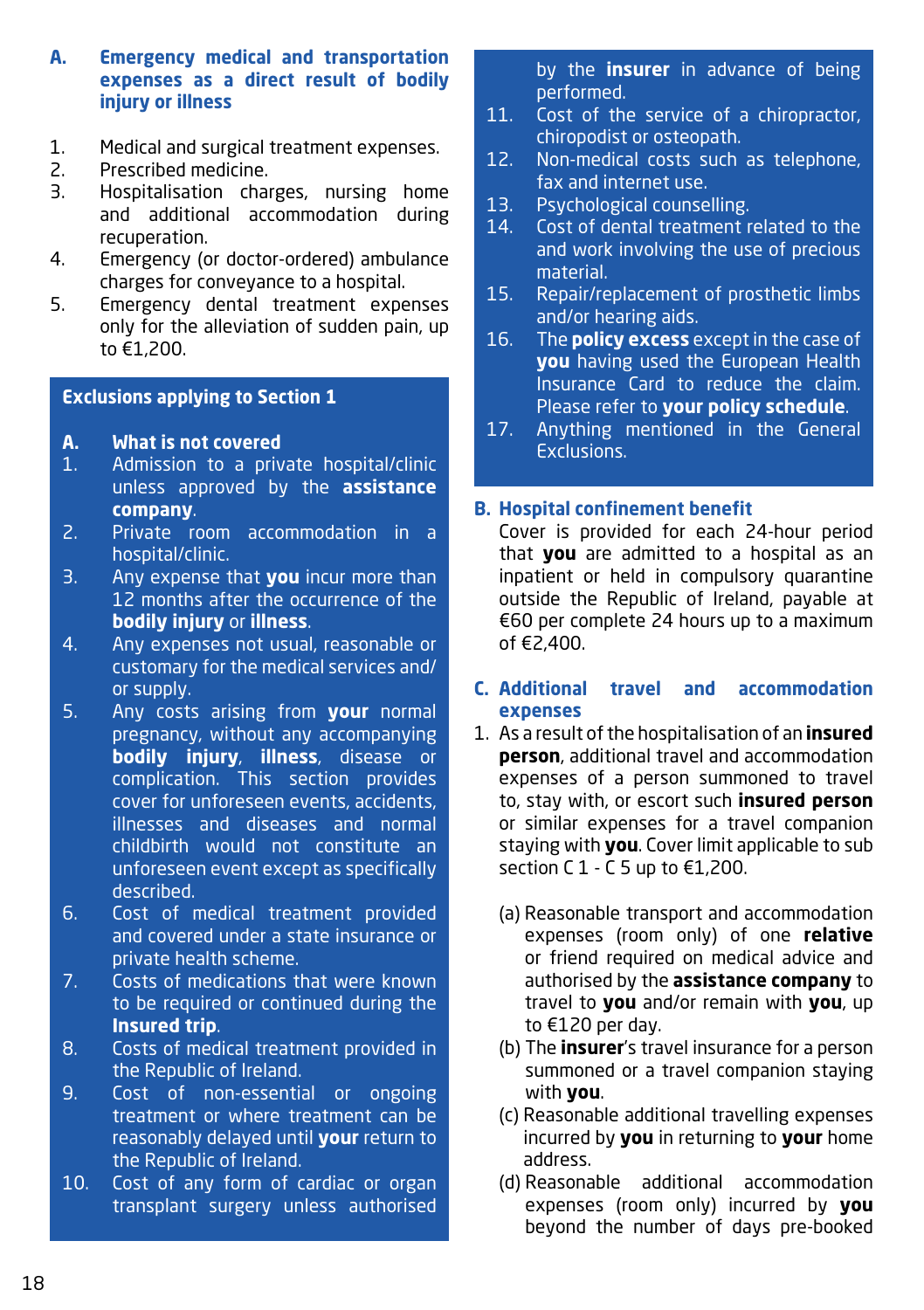## A. Emergency medical and transportation expenses as a direct result of bodily injury or illness

1. Medical and surgical treatment expenses.
2. Prescribed medicine.
3. Hospitalisation charges, nursing home and additional accommodation during recuperation.
4. Emergency (or doctor-ordered) ambulance charges for conveyance to a hospital.
5. Emergency dental treatment expenses only for the alleviation of sudden pain, up to €1,200.

### Exclusions applying to Section 1

**A. What is not covered**

1. Admission to a private hospital/clinic unless approved by the **assistance company**.
2. Private room accommodation in a hospital/clinic.
3. Any expense that **you** incur more than 12 months after the occurrence of the **bodily injury** or **illness**.
4. Any expenses not usual, reasonable or customary for the medical services and/or supply.
5. Any costs arising from **your** normal pregnancy, without any accompanying **bodily injury**, **illness**, disease or complication. This section provides cover for unforeseen events, accidents, illnesses and diseases and normal childbirth would not constitute an unforeseen event except as specifically described.
6. Cost of medical treatment provided and covered under a state insurance or private health scheme.
7. Costs of medications that were known to be required or continued during the **Insured trip**.
8. Costs of medical treatment provided in the Republic of Ireland.
9. Cost of non-essential or ongoing treatment or where treatment can be reasonably delayed until **your** return to the Republic of Ireland.
10. Cost of any form of cardiac or organ transplant surgery unless authorised by the **insurer** in advance of being performed.
11. Cost of the service of a chiropractor, chiropodist or osteopath.
12. Non-medical costs such as telephone, fax and internet use.
13. Psychological counselling.
14. Cost of dental treatment related to the and work involving the use of precious material.
15. Repair/replacement of prosthetic limbs and/or hearing aids.
16. The **policy excess** except in the case of **you** having used the European Health Insurance Card to reduce the claim. Please refer to **your policy schedule**.
17. Anything mentioned in the General Exclusions.

## B. Hospital confinement benefit

Cover is provided for each 24-hour period that **you** are admitted to a hospital as an inpatient or held in compulsory quarantine outside the Republic of Ireland, payable at €60 per complete 24 hours up to a maximum of €2,400.

## C. Additional travel and accommodation expenses

1. As a result of the hospitalisation of an **insured person**, additional travel and accommodation expenses of a person summoned to travel to, stay with, or escort such **insured person** or similar expenses for a travel companion staying with **you**. Cover limit applicable to sub section C 1 - C 5 up to €1,200.

   (a) Reasonable transport and accommodation expenses (room only) of one **relative** or friend required on medical advice and authorised by the **assistance company** to travel to **you** and/or remain with **you**, up to €120 per day.

   (b) The **insurer**'s travel insurance for a person summoned or a travel companion staying with **you**.

   (c) Reasonable additional travelling expenses incurred by **you** in returning to **your** home address.

   (d) Reasonable additional accommodation expenses (room only) incurred by **you** beyond the number of days pre-booked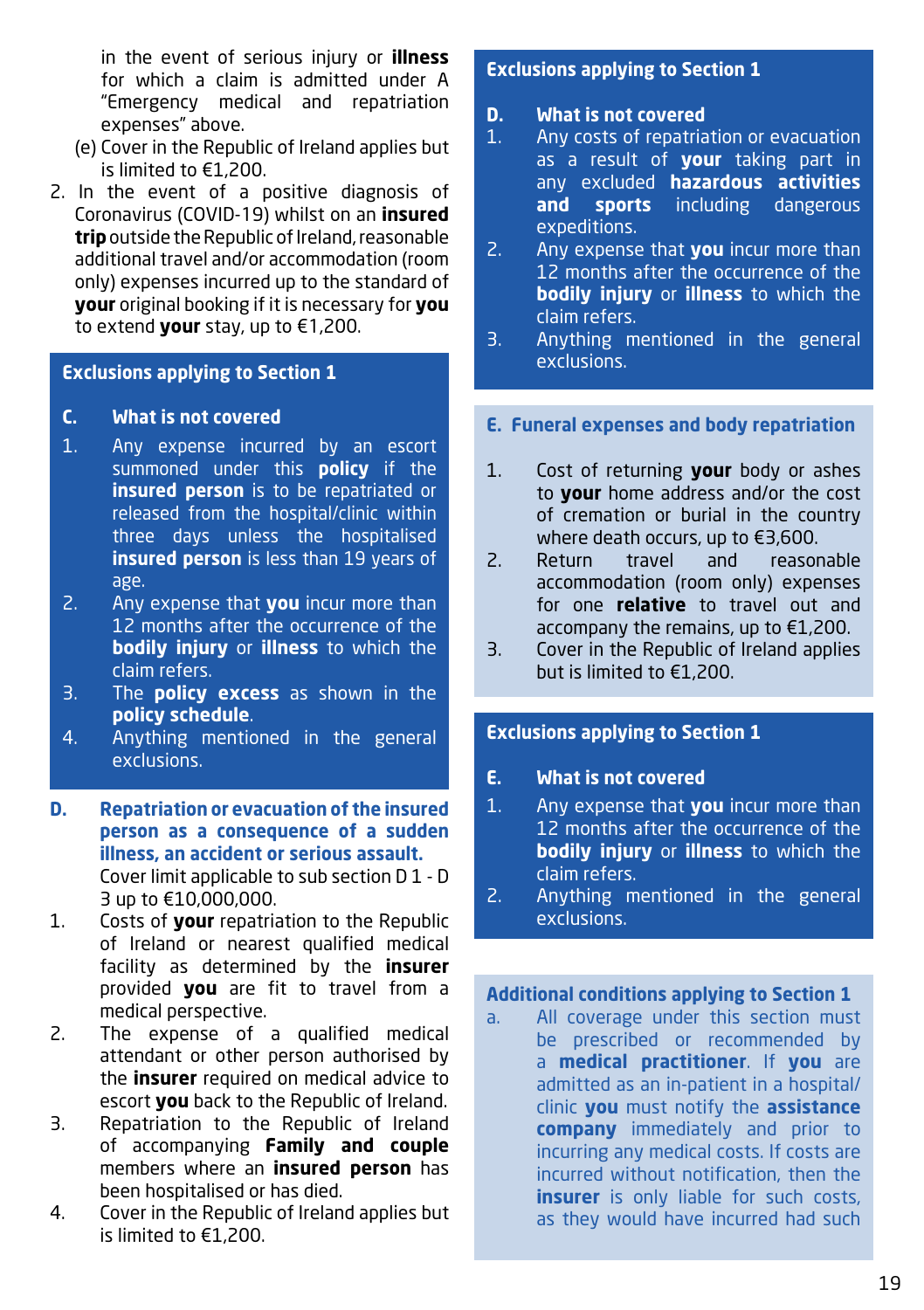in the event of serious injury or **illness** for which a claim is admitted under A "Emergency medical and repatriation expenses" above.

(e) Cover in the Republic of Ireland applies but is limited to €1,200.

2. In the event of a positive diagnosis of Coronavirus (COVID-19) whilst on an **insured trip** outside the Republic of Ireland, reasonable additional travel and/or accommodation (room only) expenses incurred up to the standard of **your** original booking if it is necessary for **you** to extend **your** stay, up to €1,200.

### Exclusions applying to Section 1

**C. What is not covered**

1. Any expense incurred by an escort summoned under this **policy** if the **insured person** is to be repatriated or released from the hospital/clinic within three days unless the hospitalised **insured person** is less than 19 years of age.
2. Any expense that **you** incur more than 12 months after the occurrence of the **bodily injury** or **illness** to which the claim refers.
3. The **policy excess** as shown in the **policy schedule**.
4. Anything mentioned in the general exclusions.

### D. Repatriation or evacuation of the insured person as a consequence of a sudden illness, an accident or serious assault.

Cover limit applicable to sub section D 1 - D 3 up to €10,000,000.

1. Costs of **your** repatriation to the Republic of Ireland or nearest qualified medical facility as determined by the **insurer** provided **you** are fit to travel from a medical perspective.
2. The expense of a qualified medical attendant or other person authorised by the **insurer** required on medical advice to escort **you** back to the Republic of Ireland.
3. Repatriation to the Republic of Ireland of accompanying **Family and couple** members where an **insured person** has been hospitalised or has died.
4. Cover in the Republic of Ireland applies but is limited to €1,200.

### Exclusions applying to Section 1

**D. What is not covered**

1. Any costs of repatriation or evacuation as a result of **your** taking part in any excluded **hazardous activities and sports** including dangerous expeditions.
2. Any expense that **you** incur more than 12 months after the occurrence of the **bodily injury** or **illness** to which the claim refers.
3. Anything mentioned in the general exclusions.

### E. Funeral expenses and body repatriation

1. Cost of returning **your** body or ashes to **your** home address and/or the cost of cremation or burial in the country where death occurs, up to €3,600.
2. Return travel and reasonable accommodation (room only) expenses for one **relative** to travel out and accompany the remains, up to €1,200.
3. Cover in the Republic of Ireland applies but is limited to €1,200.

### Exclusions applying to Section 1

**E. What is not covered**

1. Any expense that **you** incur more than 12 months after the occurrence of the **bodily injury** or **illness** to which the claim refers.
2. Anything mentioned in the general exclusions.

### Additional conditions applying to Section 1

a. All coverage under this section must be prescribed or recommended by a **medical practitioner**. If **you** are admitted as an in-patient in a hospital/ clinic **you** must notify the **assistance company** immediately and prior to incurring any medical costs. If costs are incurred without notification, then the **insurer** is only liable for such costs, as they would have incurred had such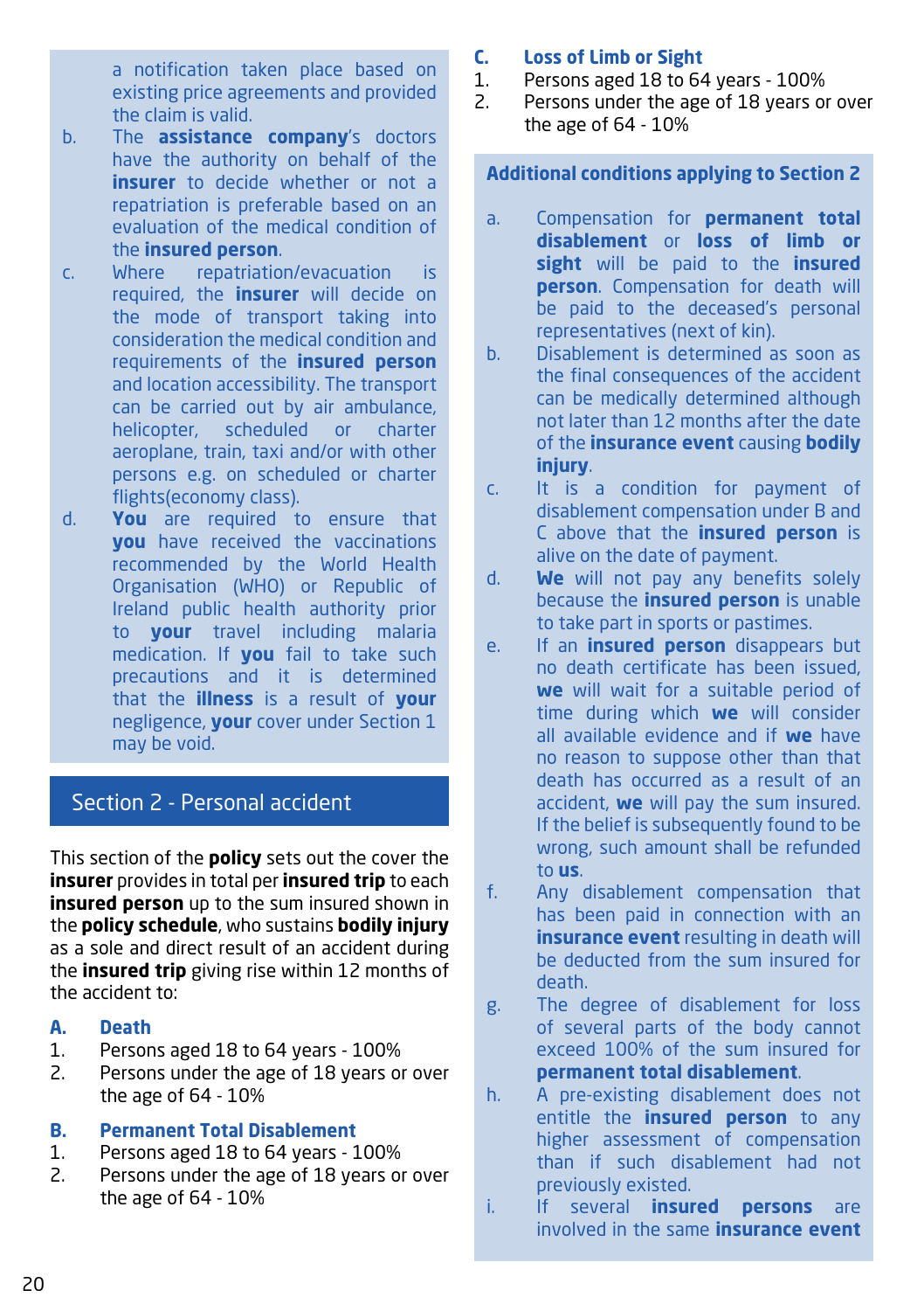a notification taken place based on existing price agreements and provided the claim is valid.

b. The **assistance company**'s doctors have the authority on behalf of the **insurer** to decide whether or not a repatriation is preferable based on an evaluation of the medical condition of the **insured person**.

c. Where repatriation/evacuation is required, the **insurer** will decide on the mode of transport taking into consideration the medical condition and requirements of the **insured person** and location accessibility. The transport can be carried out by air ambulance, helicopter, scheduled or charter aeroplane, train, taxi and/or with other persons e.g. on scheduled or charter flights(economy class).

d. **You** are required to ensure that **you** have received the vaccinations recommended by the World Health Organisation (WHO) or Republic of Ireland public health authority prior to **your** travel including malaria medication. If **you** fail to take such precautions and it is determined that the **illness** is a result of **your** negligence, **your** cover under Section 1 may be void.

## Section 2 - Personal accident

This section of the **policy** sets out the cover the **insurer** provides in total per **insured trip** to each **insured person** up to the sum insured shown in the **policy schedule**, who sustains **bodily injury** as a sole and direct result of an accident during the **insured trip** giving rise within 12 months of the accident to:

### A. Death

1. Persons aged 18 to 64 years - 100%
2. Persons under the age of 18 years or over the age of 64 - 10%

### B. Permanent Total Disablement

1. Persons aged 18 to 64 years - 100%
2. Persons under the age of 18 years or over the age of 64 - 10%

### C. Loss of Limb or Sight

1. Persons aged 18 to 64 years - 100%
2. Persons under the age of 18 years or over the age of 64 - 10%

### Additional conditions applying to Section 2

a. Compensation for **permanent total disablement** or **loss of limb or sight** will be paid to the **insured person**. Compensation for death will be paid to the deceased's personal representatives (next of kin).

b. Disablement is determined as soon as the final consequences of the accident can be medically determined although not later than 12 months after the date of the **insurance event** causing **bodily injury**.

c. It is a condition for payment of disablement compensation under B and C above that the **insured person** is alive on the date of payment.

d. **We** will not pay any benefits solely because the **insured person** is unable to take part in sports or pastimes.

e. If an **insured person** disappears but no death certificate has been issued, **we** will wait for a suitable period of time during which **we** will consider all available evidence and if **we** have no reason to suppose other than that death has occurred as a result of an accident, **we** will pay the sum insured. If the belief is subsequently found to be wrong, such amount shall be refunded to **us**.

f. Any disablement compensation that has been paid in connection with an **insurance event** resulting in death will be deducted from the sum insured for death.

g. The degree of disablement for loss of several parts of the body cannot exceed 100% of the sum insured for **permanent total disablement**.

h. A pre-existing disablement does not entitle the **insured person** to any higher assessment of compensation than if such disablement had not previously existed.

i. If several **insured persons** are involved in the same **insurance event**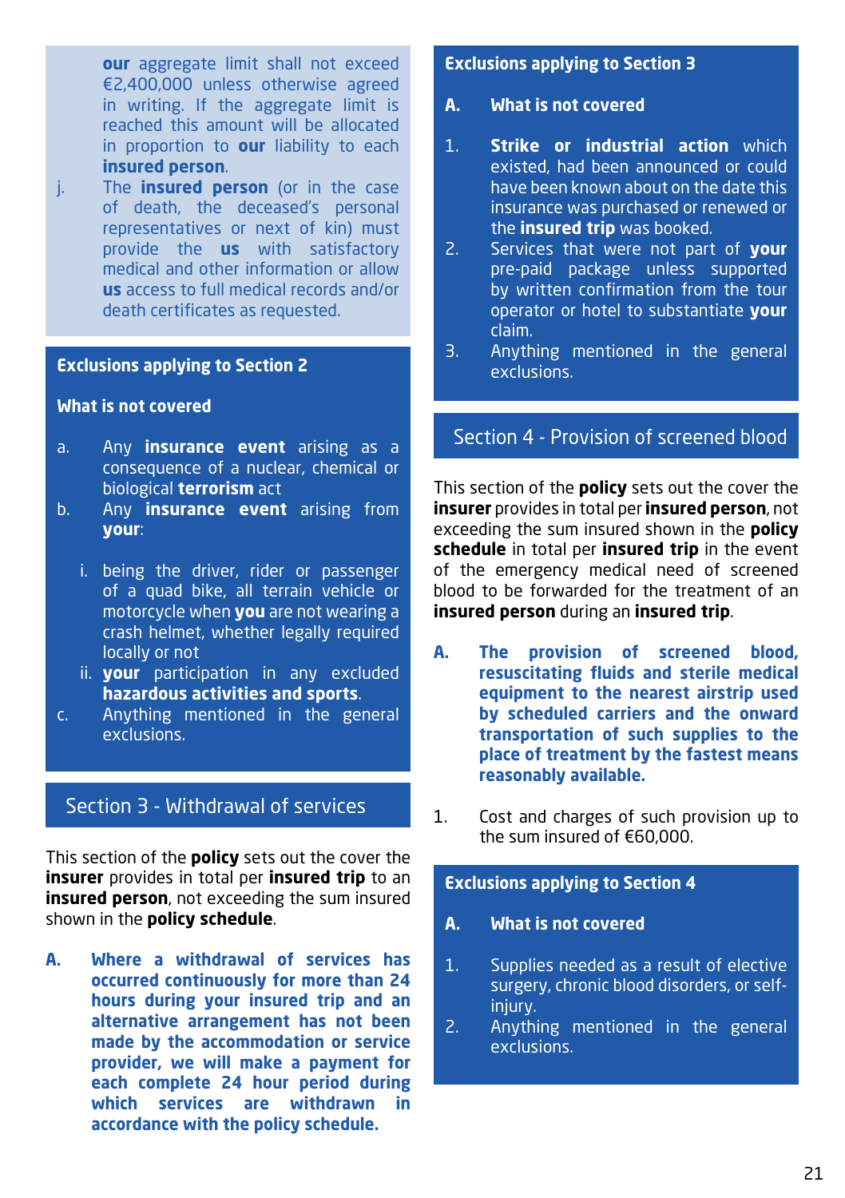**our** aggregate limit shall not exceed €2,400,000 unless otherwise agreed in writing. If the aggregate limit is reached this amount will be allocated in proportion to **our** liability to each **insured person**.

j. The **insured person** (or in the case of death, the deceased's personal representatives or next of kin) must provide the **us** with satisfactory medical and other information or allow **us** access to full medical records and/or death certificates as requested.

### Exclusions applying to Section 2

**What is not covered**

a. Any **insurance event** arising as a consequence of a nuclear, chemical or biological **terrorism** act

b. Any **insurance event** arising from **your**:

   i. being the driver, rider or passenger of a quad bike, all terrain vehicle or motorcycle when **you** are not wearing a crash helmet, whether legally required locally or not

   ii. **your** participation in any excluded **hazardous activities and sports**.

c. Anything mentioned in the general exclusions.

## Section 3 - Withdrawal of services

This section of the **policy** sets out the cover the **insurer** provides in total per **insured trip** to an **insured person**, not exceeding the sum insured shown in the **policy schedule**.

**A. Where a withdrawal of services has occurred continuously for more than 24 hours during your insured trip and an alternative arrangement has not been made by the accommodation or service provider, we will make a payment for each complete 24 hour period during which services are withdrawn in accordance with the policy schedule.**

### Exclusions applying to Section 3

**A. What is not covered**

1. **Strike or industrial action** which existed, had been announced or could have been known about on the date this insurance was purchased or renewed or the **insured trip** was booked.
2. Services that were not part of **your** pre-paid package unless supported by written confirmation from the tour operator or hotel to substantiate **your** claim.
3. Anything mentioned in the general exclusions.

## Section 4 - Provision of screened blood

This section of the **policy** sets out the cover the **insurer** provides in total per **insured person**, not exceeding the sum insured shown in the **policy schedule** in total per **insured trip** in the event of the emergency medical need of screened blood to be forwarded for the treatment of an **insured person** during an **insured trip**.

**A. The provision of screened blood, resuscitating fluids and sterile medical equipment to the nearest airstrip used by scheduled carriers and the onward transportation of such supplies to the place of treatment by the fastest means reasonably available.**

1. Cost and charges of such provision up to the sum insured of €60,000.

### Exclusions applying to Section 4

**A. What is not covered**

1. Supplies needed as a result of elective surgery, chronic blood disorders, or self-injury.
2. Anything mentioned in the general exclusions.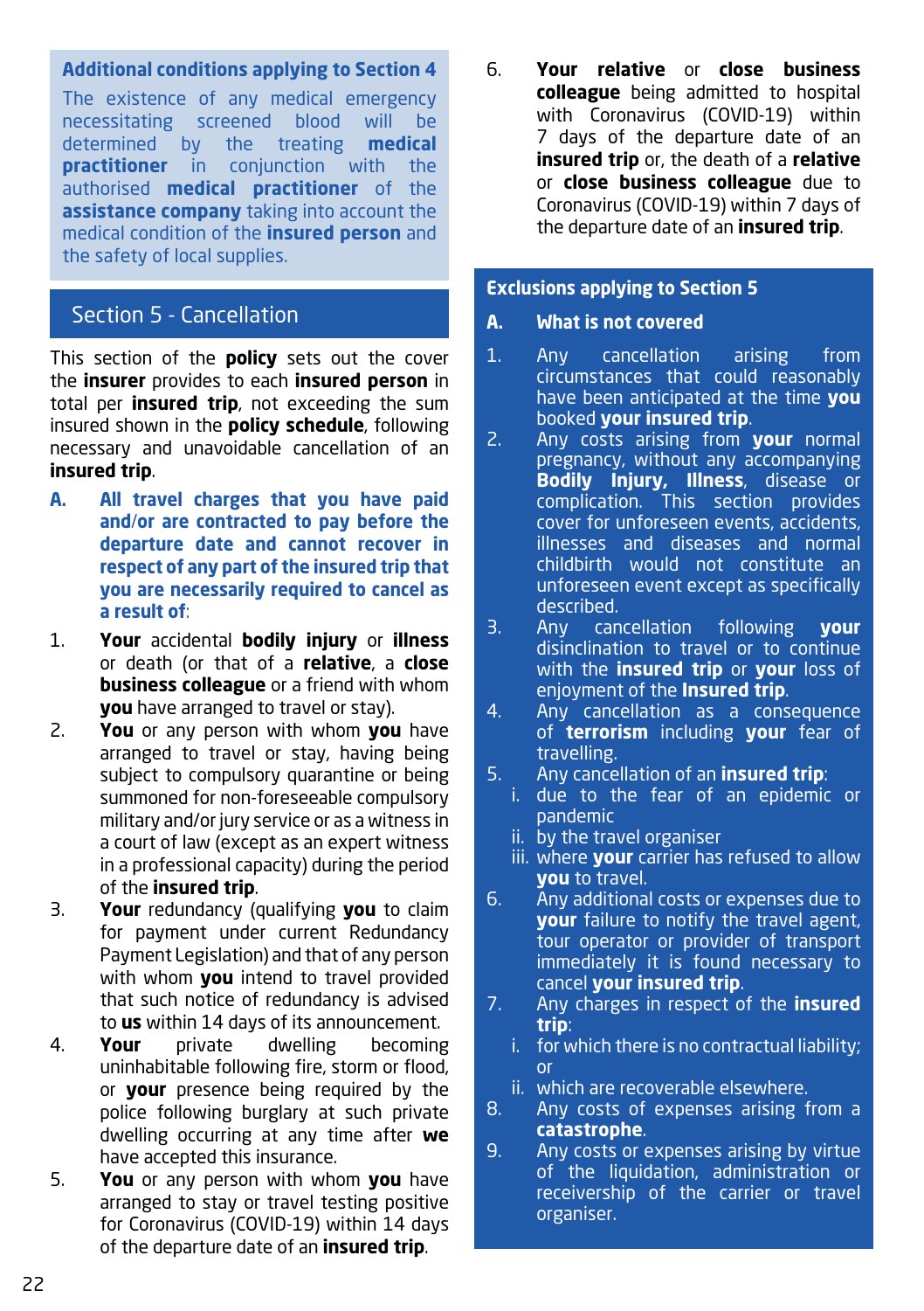### Additional conditions applying to Section 4

The existence of any medical emergency necessitating screened blood will be determined by the treating **medical practitioner** in conjunction with the authorised **medical practitioner** of the **assistance company** taking into account the medical condition of the **insured person** and the safety of local supplies.

## Section 5 - Cancellation

This section of the **policy** sets out the cover the **insurer** provides to each **insured person** in total per **insured trip**, not exceeding the sum insured shown in the **policy schedule**, following necessary and unavoidable cancellation of an **insured trip**.

**A. All travel charges that you have paid and/or are contracted to pay before the departure date and cannot recover in respect of any part of the insured trip that you are necessarily required to cancel as a result of**:

1. **Your** accidental **bodily injury** or **illness** or death (or that of a **relative**, a **close business colleague** or a friend with whom **you** have arranged to travel or stay).
2. **You** or any person with whom **you** have arranged to travel or stay, having being subject to compulsory quarantine or being summoned for non-foreseeable compulsory military and/or jury service or as a witness in a court of law (except as an expert witness in a professional capacity) during the period of the **insured trip**.
3. **Your** redundancy (qualifying **you** to claim for payment under current Redundancy Payment Legislation) and that of any person with whom **you** intend to travel provided that such notice of redundancy is advised to **us** within 14 days of its announcement.
4. **Your** private dwelling becoming uninhabitable following fire, storm or flood, or **your** presence being required by the police following burglary at such private dwelling occurring at any time after **we** have accepted this insurance.
5. **You** or any person with whom **you** have arranged to stay or travel testing positive for Coronavirus (COVID-19) within 14 days of the departure date of an **insured trip**.
6. **Your relative** or **close business colleague** being admitted to hospital with Coronavirus (COVID-19) within 7 days of the departure date of an **insured trip** or, the death of a **relative** or **close business colleague** due to Coronavirus (COVID-19) within 7 days of the departure date of an **insured trip**.

### Exclusions applying to Section 5

**A. What is not covered**

1. Any cancellation arising from circumstances that could reasonably have been anticipated at the time **you** booked **your insured trip**.
2. Any costs arising from **your** normal pregnancy, without any accompanying **Bodily Injury, Illness**, disease or complication. This section provides cover for unforeseen events, accidents, illnesses and diseases and normal childbirth would not constitute an unforeseen event except as specifically described.
3. Any cancellation following **your** disinclination to travel or to continue with the **insured trip** or **your** loss of enjoyment of the **Insured trip**.
4. Any cancellation as a consequence of **terrorism** including **your** fear of travelling.
5. Any cancellation of an **insured trip**:
   i. due to the fear of an epidemic or pandemic
   ii. by the travel organiser
   iii. where **your** carrier has refused to allow **you** to travel.
6. Any additional costs or expenses due to **your** failure to notify the travel agent, tour operator or provider of transport immediately it is found necessary to cancel **your insured trip**.
7. Any charges in respect of the **insured trip**:
   i. for which there is no contractual liability; or
   ii. which are recoverable elsewhere.
8. Any costs of expenses arising from a **catastrophe**.
9. Any costs or expenses arising by virtue of the liquidation, administration or receivership of the carrier or travel organiser.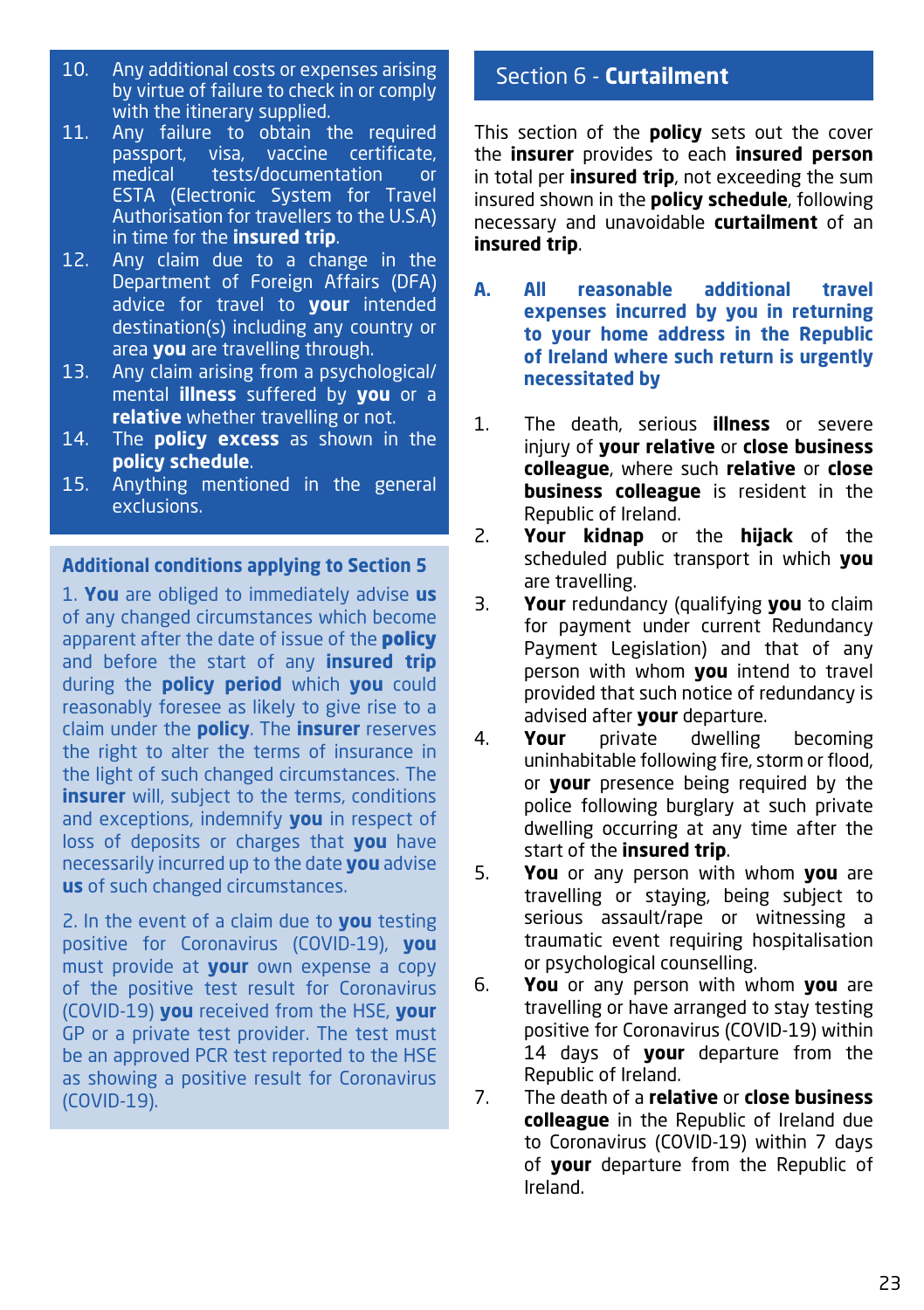10. Any additional costs or expenses arising by virtue of failure to check in or comply with the itinerary supplied.
11. Any failure to obtain the required passport, visa, vaccine certificate, medical tests/documentation or ESTA (Electronic System for Travel Authorisation for travellers to the U.S.A) in time for the **insured trip**.
12. Any claim due to a change in the Department of Foreign Affairs (DFA) advice for travel to **your** intended destination(s) including any country or area **you** are travelling through.
13. Any claim arising from a psychological/ mental **illness** suffered by **you** or a **relative** whether travelling or not.
14. The **policy excess** as shown in the **policy schedule**.
15. Anything mentioned in the general exclusions.

### Additional conditions applying to Section 5

1. **You** are obliged to immediately advise **us** of any changed circumstances which become apparent after the date of issue of the **policy** and before the start of any **insured trip** during the **policy period** which **you** could reasonably foresee as likely to give rise to a claim under the **policy**. The **insurer** reserves the right to alter the terms of insurance in the light of such changed circumstances. The **insurer** will, subject to the terms, conditions and exceptions, indemnify **you** in respect of loss of deposits or charges that **you** have necessarily incurred up to the date **you** advise **us** of such changed circumstances.

2. In the event of a claim due to **you** testing positive for Coronavirus (COVID-19), **you** must provide at **your** own expense a copy of the positive test result for Coronavirus (COVID-19) **you** received from the HSE, **your** GP or a private test provider. The test must be an approved PCR test reported to the HSE as showing a positive result for Coronavirus (COVID-19).

## Section 6 - **Curtailment**

This section of the **policy** sets out the cover the **insurer** provides to each **insured person** in total per **insured trip**, not exceeding the sum insured shown in the **policy schedule**, following necessary and unavoidable **curtailment** of an **insured trip**.

**A. All reasonable additional travel expenses incurred by you in returning to your home address in the Republic of Ireland where such return is urgently necessitated by**

1. The death, serious **illness** or severe injury of **your relative** or **close business colleague**, where such **relative** or **close business colleague** is resident in the Republic of Ireland.
2. **Your kidnap** or the **hijack** of the scheduled public transport in which **you** are travelling.
3. **Your** redundancy (qualifying **you** to claim for payment under current Redundancy Payment Legislation) and that of any person with whom **you** intend to travel provided that such notice of redundancy is advised after **your** departure.
4. **Your** private dwelling becoming uninhabitable following fire, storm or flood, or **your** presence being required by the police following burglary at such private dwelling occurring at any time after the start of the **insured trip**.
5. **You** or any person with whom **you** are travelling or staying, being subject to serious assault/rape or witnessing a traumatic event requiring hospitalisation or psychological counselling.
6. **You** or any person with whom **you** are travelling or have arranged to stay testing positive for Coronavirus (COVID-19) within 14 days of **your** departure from the Republic of Ireland.
7. The death of a **relative** or **close business colleague** in the Republic of Ireland due to Coronavirus (COVID-19) within 7 days of **your** departure from the Republic of Ireland.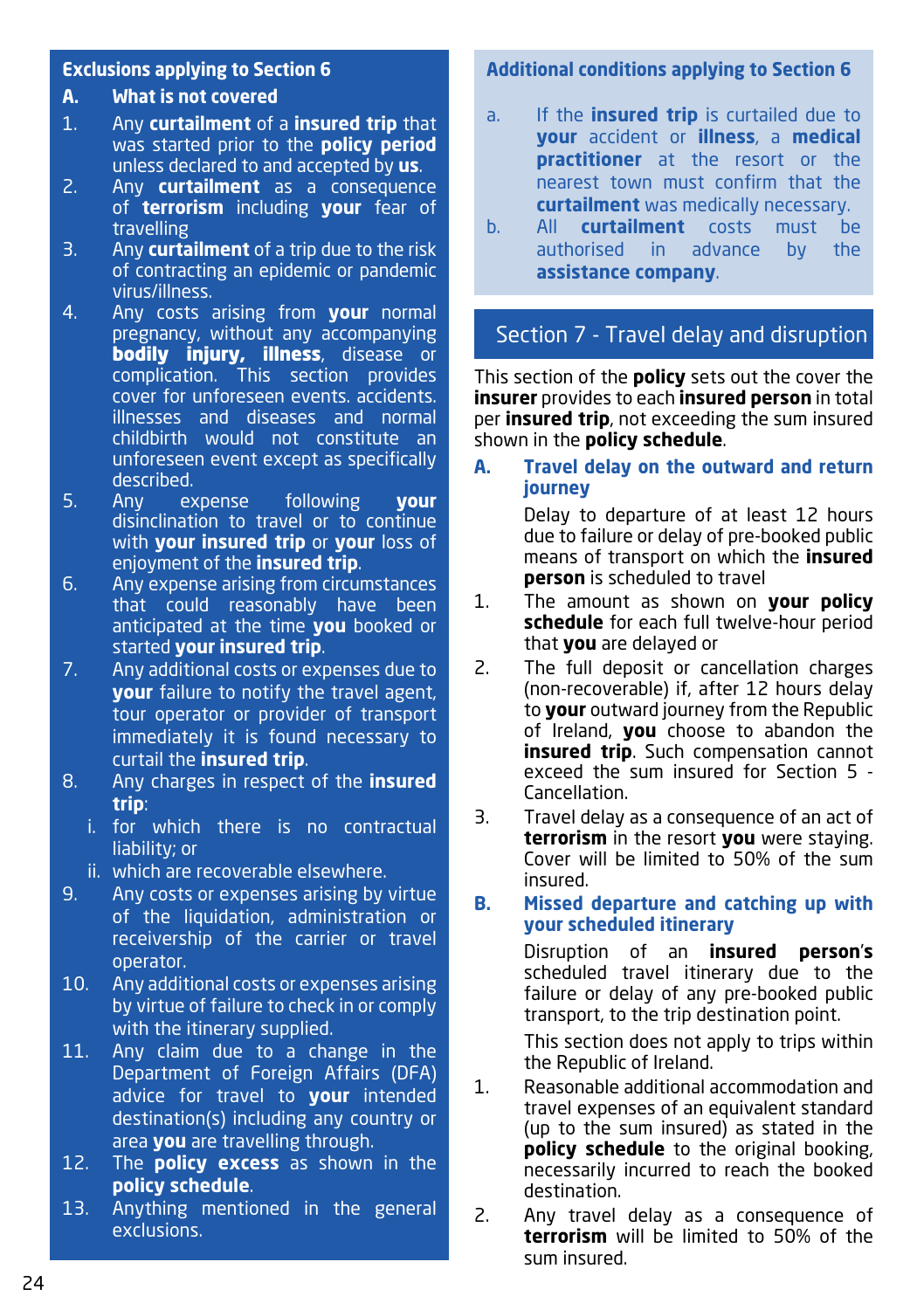### Exclusions applying to Section 6

**A. What is not covered**

1. Any **curtailment** of a **insured trip** that was started prior to the **policy period** unless declared to and accepted by **us**.
2. Any **curtailment** as a consequence of **terrorism** including **your** fear of travelling
3. Any **curtailment** of a trip due to the risk of contracting an epidemic or pandemic virus/illness.
4. Any costs arising from **your** normal pregnancy, without any accompanying **bodily injury, illness**, disease or complication. This section provides cover for unforeseen events. accidents. illnesses and diseases and normal childbirth would not constitute an unforeseen event except as specifically described.
5. Any expense following **your** disinclination to travel or to continue with **your insured trip** or **your** loss of enjoyment of the **insured trip**.
6. Any expense arising from circumstances that could reasonably have been anticipated at the time **you** booked or started **your insured trip**.
7. Any additional costs or expenses due to **your** failure to notify the travel agent, tour operator or provider of transport immediately it is found necessary to curtail the **insured trip**.
8. Any charges in respect of the **insured trip**:
   i. for which there is no contractual liability; or
   ii. which are recoverable elsewhere.
9. Any costs or expenses arising by virtue of the liquidation, administration or receivership of the carrier or travel operator.
10. Any additional costs or expenses arising by virtue of failure to check in or comply with the itinerary supplied.
11. Any claim due to a change in the Department of Foreign Affairs (DFA) advice for travel to **your** intended destination(s) including any country or area **you** are travelling through.
12. The **policy excess** as shown in the **policy schedule**.
13. Anything mentioned in the general exclusions.

### Additional conditions applying to Section 6

a. If the **insured trip** is curtailed due to **your** accident or **illness**, a **medical practitioner** at the resort or the nearest town must confirm that the **curtailment** was medically necessary.

b. All **curtailment** costs must be authorised in advance by the **assistance company**.

## Section 7 - Travel delay and disruption

This section of the **policy** sets out the cover the **insurer** provides to each **insured person** in total per **insured trip**, not exceeding the sum insured shown in the **policy schedule**.

### A. Travel delay on the outward and return journey

Delay to departure of at least 12 hours due to failure or delay of pre-booked public means of transport on which the **insured person** is scheduled to travel

1. The amount as shown on **your policy schedule** for each full twelve-hour period that **you** are delayed or
2. The full deposit or cancellation charges (non-recoverable) if, after 12 hours delay to **your** outward journey from the Republic of Ireland, **you** choose to abandon the **insured trip**. Such compensation cannot exceed the sum insured for Section 5 - Cancellation.
3. Travel delay as a consequence of an act of **terrorism** in the resort **you** were staying. Cover will be limited to 50% of the sum insured.

### B. Missed departure and catching up with your scheduled itinerary

Disruption of an **insured person's** scheduled travel itinerary due to the failure or delay of any pre-booked public transport, to the trip destination point.

This section does not apply to trips within the Republic of Ireland.

1. Reasonable additional accommodation and travel expenses of an equivalent standard (up to the sum insured) as stated in the **policy schedule** to the original booking, necessarily incurred to reach the booked destination.
2. Any travel delay as a consequence of **terrorism** will be limited to 50% of the sum insured.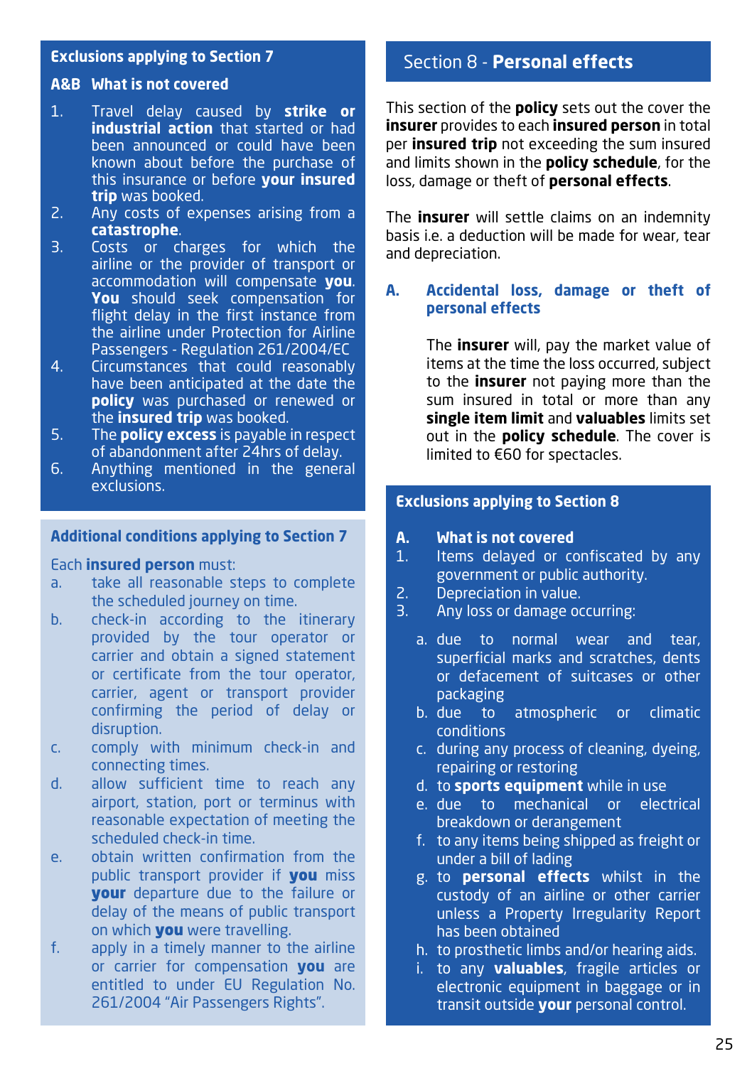## Exclusions applying to Section 7

### A&B What is not covered

1. Travel delay caused by **strike or industrial action** that started or had been announced or could have been known about before the purchase of this insurance or before **your insured trip** was booked.
2. Any costs of expenses arising from a **catastrophe**.
3. Costs or charges for which the airline or the provider of transport or accommodation will compensate **you**. **You** should seek compensation for flight delay in the first instance from the airline under Protection for Airline Passengers - Regulation 261/2004/EC
4. Circumstances that could reasonably have been anticipated at the date the **policy** was purchased or renewed or the **insured trip** was booked.
5. The **policy excess** is payable in respect of abandonment after 24hrs of delay.
6. Anything mentioned in the general exclusions.

## Additional conditions applying to Section 7

Each **insured person** must:

a. take all reasonable steps to complete the scheduled journey on time.
b. check-in according to the itinerary provided by the tour operator or carrier and obtain a signed statement or certificate from the tour operator, carrier, agent or transport provider confirming the period of delay or disruption.
c. comply with minimum check-in and connecting times.
d. allow sufficient time to reach any airport, station, port or terminus with reasonable expectation of meeting the scheduled check-in time.
e. obtain written confirmation from the public transport provider if **you** miss **your** departure due to the failure or delay of the means of public transport on which **you** were travelling.
f. apply in a timely manner to the airline or carrier for compensation **you** are entitled to under EU Regulation No. 261/2004 "Air Passengers Rights".

# Section 8 - **Personal effects**

This section of the **policy** sets out the cover the **insurer** provides to each **insured person** in total per **insured trip** not exceeding the sum insured and limits shown in the **policy schedule**, for the loss, damage or theft of **personal effects**.

The **insurer** will settle claims on an indemnity basis i.e. a deduction will be made for wear, tear and depreciation.

### A. Accidental loss, damage or theft of personal effects

The **insurer** will, pay the market value of items at the time the loss occurred, subject to the **insurer** not paying more than the sum insured in total or more than any **single item limit** and **valuables** limits set out in the **policy schedule**. The cover is limited to €60 for spectacles.

## Exclusions applying to Section 8

### A. What is not covered

1. Items delayed or confiscated by any government or public authority.
2. Depreciation in value.
3. Any loss or damage occurring:
   a. due to normal wear and tear, superficial marks and scratches, dents or defacement of suitcases or other packaging
   b. due to atmospheric or climatic conditions
   c. during any process of cleaning, dyeing, repairing or restoring
   d. to **sports equipment** while in use
   e. due to mechanical or electrical breakdown or derangement
   f. to any items being shipped as freight or under a bill of lading
   g. to **personal effects** whilst in the custody of an airline or other carrier unless a Property Irregularity Report has been obtained
   h. to prosthetic limbs and/or hearing aids.
   i. to any **valuables**, fragile articles or electronic equipment in baggage or in transit outside **your** personal control.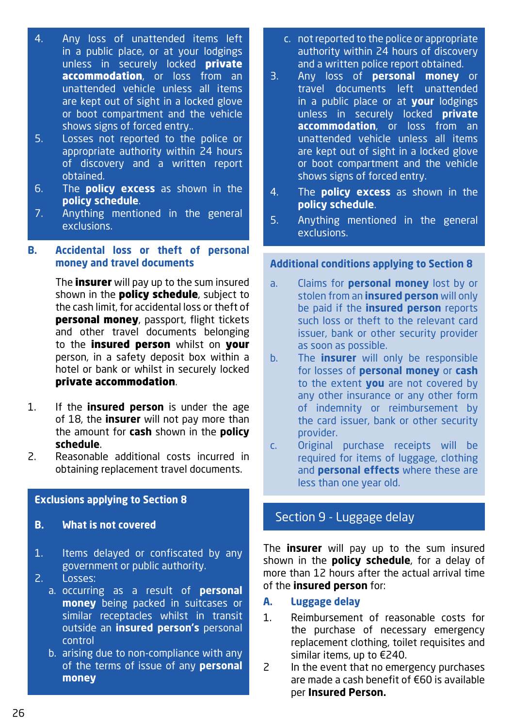4. Any loss of unattended items left in a public place, or at your lodgings unless in securely locked **private accommodation**, or loss from an unattended vehicle unless all items are kept out of sight in a locked glove or boot compartment and the vehicle shows signs of forced entry..
5. Losses not reported to the police or appropriate authority within 24 hours of discovery and a written report obtained.
6. The **policy excess** as shown in the **policy schedule**.
7. Anything mentioned in the general exclusions.

### B. Accidental loss or theft of personal money and travel documents

The **insurer** will pay up to the sum insured shown in the **policy schedule**, subject to the cash limit, for accidental loss or theft of **personal money**, passport, flight tickets and other travel documents belonging to the **insured person** whilst on **your** person, in a safety deposit box within a hotel or bank or whilst in securely locked **private accommodation**.

1. If the **insured person** is under the age of 18, the **insurer** will not pay more than the amount for **cash** shown in the **policy schedule**.
2. Reasonable additional costs incurred in obtaining replacement travel documents.

### Exclusions applying to Section 8

**B. What is not covered**

1. Items delayed or confiscated by any government or public authority.
2. Losses:
   a. occurring as a result of **personal money** being packed in suitcases or similar receptacles whilst in transit outside an **insured person's** personal control
   b. arising due to non-compliance with any of the terms of issue of any **personal money**
   c. not reported to the police or appropriate authority within 24 hours of discovery and a written police report obtained.
3. Any loss of **personal money** or travel documents left unattended in a public place or at **your** lodgings unless in securely locked **private accommodation**, or loss from an unattended vehicle unless all items are kept out of sight in a locked glove or boot compartment and the vehicle shows signs of forced entry.
4. The **policy excess** as shown in the **policy schedule**.
5. Anything mentioned in the general exclusions.

### Additional conditions applying to Section 8

a. Claims for **personal money** lost by or stolen from an **insured person** will only be paid if the **insured person** reports such loss or theft to the relevant card issuer, bank or other security provider as soon as possible.

b. The **insurer** will only be responsible for losses of **personal money** or **cash** to the extent **you** are not covered by any other insurance or any other form of indemnity or reimbursement by the card issuer, bank or other security provider.

c. Original purchase receipts will be required for items of luggage, clothing and **personal effects** where these are less than one year old.

## Section 9 - Luggage delay

The **insurer** will pay up to the sum insured shown in the **policy schedule**, for a delay of more than 12 hours after the actual arrival time of the **insured person** for:

### A. Luggage delay

1. Reimbursement of reasonable costs for the purchase of necessary emergency replacement clothing, toilet requisites and similar items, up to €240.
2 In the event that no emergency purchases are made a cash benefit of €60 is available per **Insured Person.**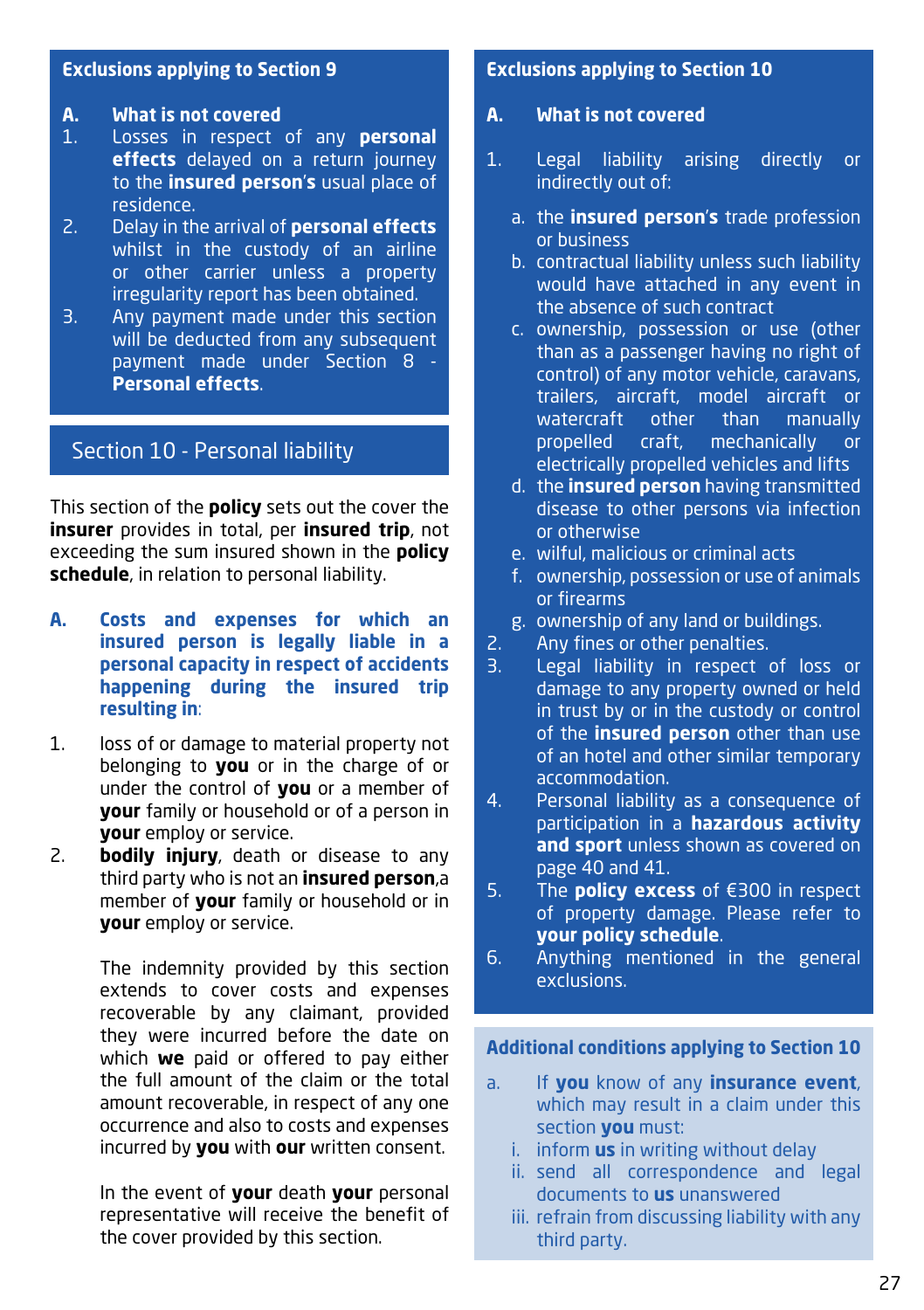## Exclusions applying to Section 9

**A. What is not covered**

1. Losses in respect of any **personal effects** delayed on a return journey to the **insured person's** usual place of residence.
2. Delay in the arrival of **personal effects** whilst in the custody of an airline or other carrier unless a property irregularity report has been obtained.
3. Any payment made under this section will be deducted from any subsequent payment made under Section 8 - **Personal effects**.

## Section 10 - Personal liability

This section of the **policy** sets out the cover the **insurer** provides in total, per **insured trip**, not exceeding the sum insured shown in the **policy schedule**, in relation to personal liability.

**A. Costs and expenses for which an insured person is legally liable in a personal capacity in respect of accidents happening during the insured trip resulting in:**

1. loss of or damage to material property not belonging to **you** or in the charge of or under the control of **you** or a member of **your** family or household or of a person in **your** employ or service.
2. **bodily injury**, death or disease to any third party who is not an **insured person**,a member of **your** family or household or in **your** employ or service.

The indemnity provided by this section extends to cover costs and expenses recoverable by any claimant, provided they were incurred before the date on which **we** paid or offered to pay either the full amount of the claim or the total amount recoverable, in respect of any one occurrence and also to costs and expenses incurred by **you** with **our** written consent.

In the event of **your** death **your** personal representative will receive the benefit of the cover provided by this section.

## Exclusions applying to Section 10

**A. What is not covered**

1. Legal liability arising directly or indirectly out of:
   a. the **insured person's** trade profession or business
   b. contractual liability unless such liability would have attached in any event in the absence of such contract
   c. ownership, possession or use (other than as a passenger having no right of control) of any motor vehicle, caravans, trailers, aircraft, model aircraft or watercraft other than manually propelled craft, mechanically or electrically propelled vehicles and lifts
   d. the **insured person** having transmitted disease to other persons via infection or otherwise
   e. wilful, malicious or criminal acts
   f. ownership, possession or use of animals or firearms
   g. ownership of any land or buildings.
2. Any fines or other penalties.
3. Legal liability in respect of loss or damage to any property owned or held in trust by or in the custody or control of the **insured person** other than use of an hotel and other similar temporary accommodation.
4. Personal liability as a consequence of participation in a **hazardous activity and sport** unless shown as covered on page 40 and 41.
5. The **policy excess** of €300 in respect of property damage. Please refer to **your policy schedule**.
6. Anything mentioned in the general exclusions.

## Additional conditions applying to Section 10

a. If **you** know of any **insurance event**, which may result in a claim under this section **you** must:
   i. inform **us** in writing without delay
   ii. send all correspondence and legal documents to **us** unanswered
   iii. refrain from discussing liability with any third party.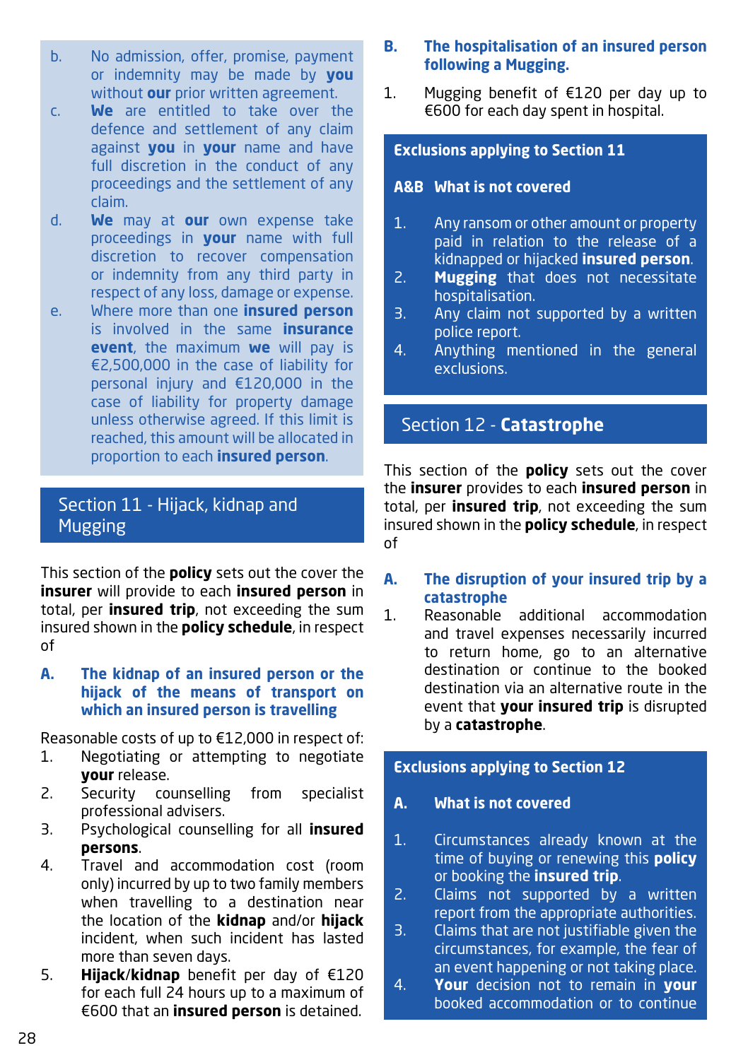b. No admission, offer, promise, payment or indemnity may be made by **you** without **our** prior written agreement.

c. **We** are entitled to take over the defence and settlement of any claim against **you** in **your** name and have full discretion in the conduct of any proceedings and the settlement of any claim.

d. **We** may at **our** own expense take proceedings in **your** name with full discretion to recover compensation or indemnity from any third party in respect of any loss, damage or expense.

e. Where more than one **insured person** is involved in the same **insurance event**, the maximum **we** will pay is €2,500,000 in the case of liability for personal injury and €120,000 in the case of liability for property damage unless otherwise agreed. If this limit is reached, this amount will be allocated in proportion to each **insured person**.

## Section 11 - Hijack, kidnap and Mugging

This section of the **policy** sets out the cover the **insurer** will provide to each **insured person** in total, per **insured trip**, not exceeding the sum insured shown in the **policy schedule**, in respect of

### A. The kidnap of an insured person or the hijack of the means of transport on which an insured person is travelling

Reasonable costs of up to €12,000 in respect of:

1. Negotiating or attempting to negotiate **your** release.
2. Security counselling from specialist professional advisers.
3. Psychological counselling for all **insured persons**.
4. Travel and accommodation cost (room only) incurred by up to two family members when travelling to a destination near the location of the **kidnap** and/or **hijack** incident, when such incident has lasted more than seven days.
5. **Hijack**/**kidnap** benefit per day of €120 for each full 24 hours up to a maximum of €600 that an **insured person** is detained.

### B. The hospitalisation of an insured person following a Mugging.

1. Mugging benefit of €120 per day up to €600 for each day spent in hospital.

### Exclusions applying to Section 11

**A&B What is not covered**

1. Any ransom or other amount or property paid in relation to the release of a kidnapped or hijacked **insured person**.
2. **Mugging** that does not necessitate hospitalisation.
3. Any claim not supported by a written police report.
4. Anything mentioned in the general exclusions.

## Section 12 - **Catastrophe**

This section of the **policy** sets out the cover the **insurer** provides to each **insured person** in total, per **insured trip**, not exceeding the sum insured shown in the **policy schedule**, in respect of

### A. The disruption of your insured trip by a catastrophe

1. Reasonable additional accommodation and travel expenses necessarily incurred to return home, go to an alternative destination or continue to the booked destination via an alternative route in the event that **your insured trip** is disrupted by a **catastrophe**.

### Exclusions applying to Section 12

**A. What is not covered**

1. Circumstances already known at the time of buying or renewing this **policy** or booking the **insured trip**.
2. Claims not supported by a written report from the appropriate authorities.
3. Claims that are not justifiable given the circumstances, for example, the fear of an event happening or not taking place.
4. **Your** decision not to remain in **your** booked accommodation or to continue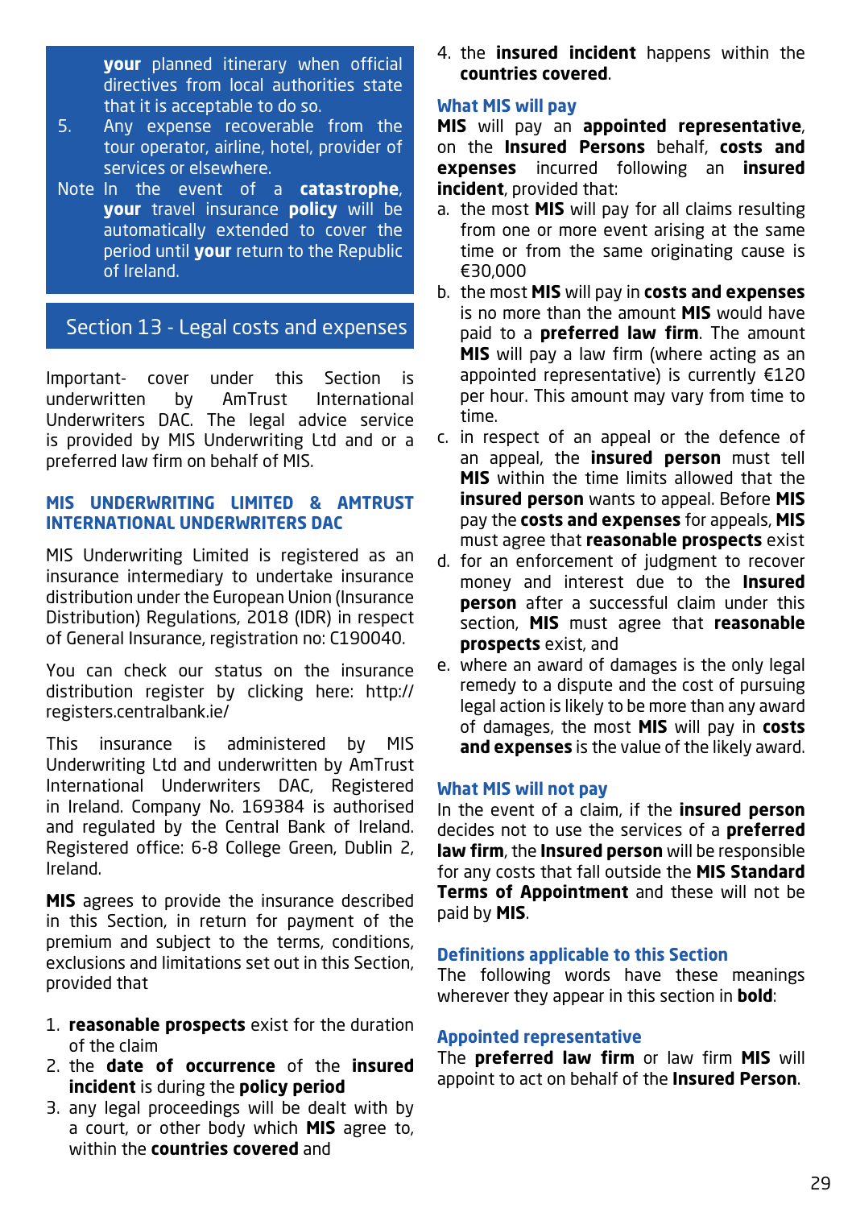**your** planned itinerary when official directives from local authorities state that it is acceptable to do so.

5. Any expense recoverable from the tour operator, airline, hotel, provider of services or elsewhere.

Note In the event of a **catastrophe**, **your** travel insurance **policy** will be automatically extended to cover the period until **your** return to the Republic of Ireland.

## Section 13 - Legal costs and expenses

Important- cover under this Section is underwritten by AmTrust International Underwriters DAC. The legal advice service is provided by MIS Underwriting Ltd and or a preferred law firm on behalf of MIS.

### MIS UNDERWRITING LIMITED & AMTRUST INTERNATIONAL UNDERWRITERS DAC

MIS Underwriting Limited is registered as an insurance intermediary to undertake insurance distribution under the European Union (Insurance Distribution) Regulations, 2018 (IDR) in respect of General Insurance, registration no: C190040.

You can check our status on the insurance distribution register by clicking here: http://registers.centralbank.ie/

This insurance is administered by MIS Underwriting Ltd and underwritten by AmTrust International Underwriters DAC, Registered in Ireland. Company No. 169384 is authorised and regulated by the Central Bank of Ireland. Registered office: 6-8 College Green, Dublin 2, Ireland.

**MIS** agrees to provide the insurance described in this Section, in return for payment of the premium and subject to the terms, conditions, exclusions and limitations set out in this Section, provided that

1. **reasonable prospects** exist for the duration of the claim
2. the **date of occurrence** of the **insured incident** is during the **policy period**
3. any legal proceedings will be dealt with by a court, or other body which **MIS** agree to, within the **countries covered** and
4. the **insured incident** happens within the **countries covered**.

### What MIS will pay

**MIS** will pay an **appointed representative**, on the **Insured Persons** behalf, **costs and expenses** incurred following an **insured incident**, provided that:

a. the most **MIS** will pay for all claims resulting from one or more event arising at the same time or from the same originating cause is €30,000
b. the most **MIS** will pay in **costs and expenses** is no more than the amount **MIS** would have paid to a **preferred law firm**. The amount **MIS** will pay a law firm (where acting as an appointed representative) is currently €120 per hour. This amount may vary from time to time.
c. in respect of an appeal or the defence of an appeal, the **insured person** must tell **MIS** within the time limits allowed that the **insured person** wants to appeal. Before **MIS** pay the **costs and expenses** for appeals, **MIS** must agree that **reasonable prospects** exist
d. for an enforcement of judgment to recover money and interest due to the **Insured person** after a successful claim under this section, **MIS** must agree that **reasonable prospects** exist, and
e. where an award of damages is the only legal remedy to a dispute and the cost of pursuing legal action is likely to be more than any award of damages, the most **MIS** will pay in **costs and expenses** is the value of the likely award.

### What MIS will not pay

In the event of a claim, if the **insured person** decides not to use the services of a **preferred law firm**, the **Insured person** will be responsible for any costs that fall outside the **MIS Standard Terms of Appointment** and these will not be paid by **MIS**.

### Definitions applicable to this Section

The following words have these meanings wherever they appear in this section in **bold**:

### Appointed representative

The **preferred law firm** or law firm **MIS** will appoint to act on behalf of the **Insured Person**.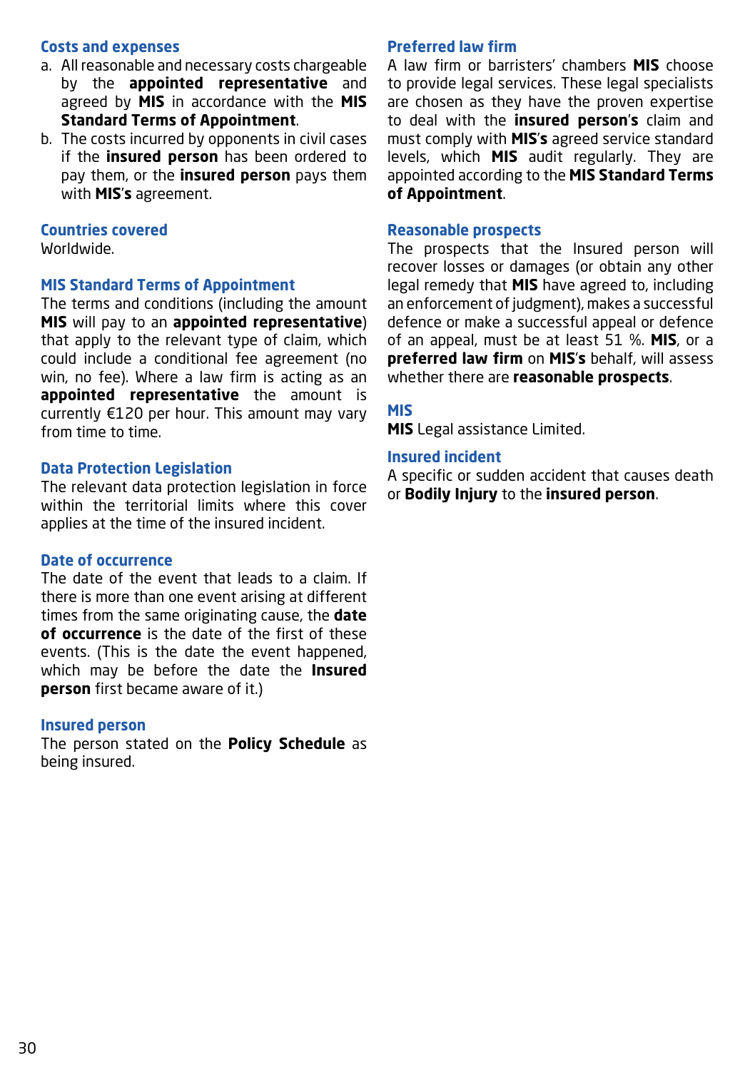### Costs and expenses

a. All reasonable and necessary costs chargeable by the **appointed representative** and agreed by **MIS** in accordance with the **MIS Standard Terms of Appointment**.
b. The costs incurred by opponents in civil cases if the **insured person** has been ordered to pay them, or the **insured person** pays them with **MIS**'s agreement.

### Countries covered

Worldwide.

### MIS Standard Terms of Appointment

The terms and conditions (including the amount **MIS** will pay to an **appointed representative**) that apply to the relevant type of claim, which could include a conditional fee agreement (no win, no fee). Where a law firm is acting as an **appointed representative** the amount is currently €120 per hour. This amount may vary from time to time.

### Data Protection Legislation

The relevant data protection legislation in force within the territorial limits where this cover applies at the time of the insured incident.

### Date of occurrence

The date of the event that leads to a claim. If there is more than one event arising at different times from the same originating cause, the **date of occurrence** is the date of the first of these events. (This is the date the event happened, which may be before the date the **Insured person** first became aware of it.)

### Insured person

The person stated on the **Policy Schedule** as being insured.

### Preferred law firm

A law firm or barristers' chambers **MIS** choose to provide legal services. These legal specialists are chosen as they have the proven expertise to deal with the **insured person's** claim and must comply with **MIS's** agreed service standard levels, which **MIS** audit regularly. They are appointed according to the **MIS Standard Terms of Appointment**.

### Reasonable prospects

The prospects that the Insured person will recover losses or damages (or obtain any other legal remedy that **MIS** have agreed to, including an enforcement of judgment), makes a successful defence or make a successful appeal or defence of an appeal, must be at least 51 %. **MIS**, or a **preferred law firm** on **MIS's** behalf, will assess whether there are **reasonable prospects**.

### MIS

**MIS** Legal assistance Limited.

### Insured incident

A specific or sudden accident that causes death or **Bodily Injury** to the **insured person**.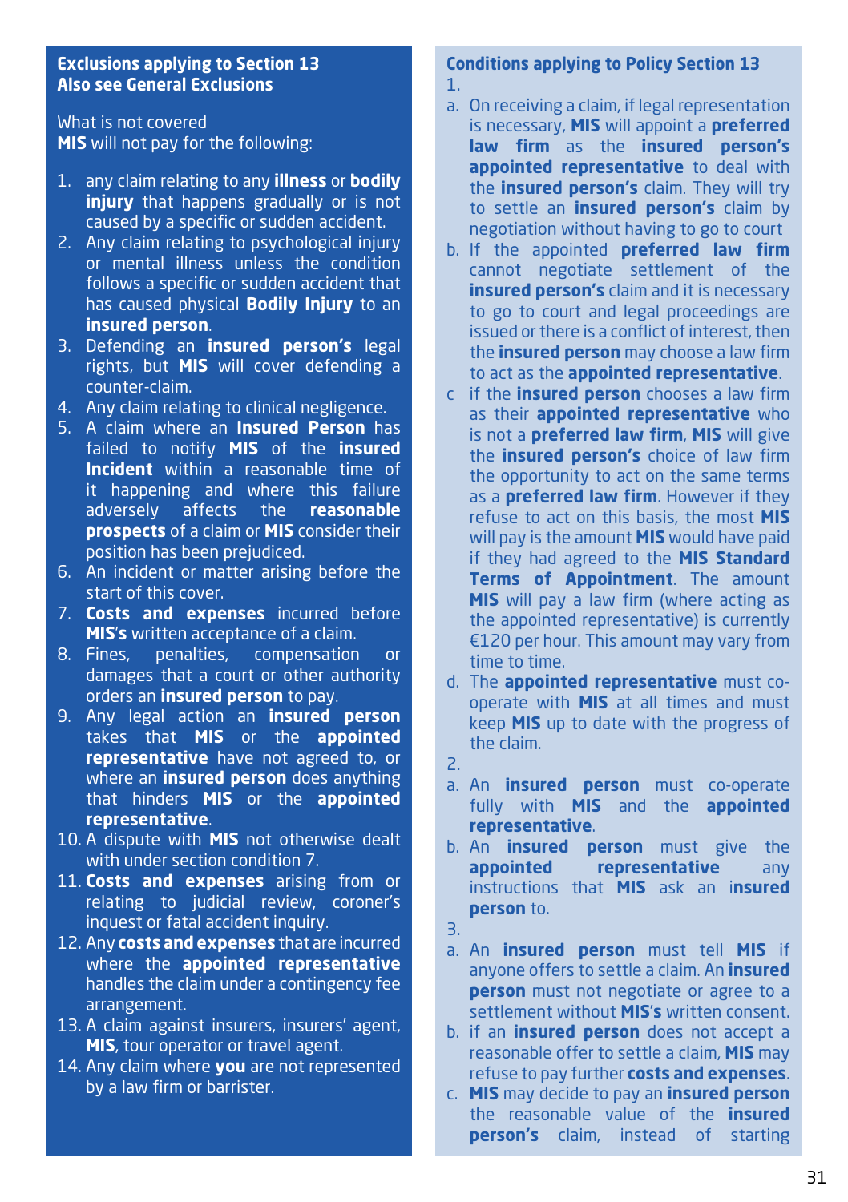## Exclusions applying to Section 13
## Also see General Exclusions

What is not covered
**MIS** will not pay for the following:

1. any claim relating to any **illness** or **bodily injury** that happens gradually or is not caused by a specific or sudden accident.
2. Any claim relating to psychological injury or mental illness unless the condition follows a specific or sudden accident that has caused physical **Bodily Injury** to an **insured person**.
3. Defending an **insured person's** legal rights, but **MIS** will cover defending a counter-claim.
4. Any claim relating to clinical negligence.
5. A claim where an **Insured Person** has failed to notify **MIS** of the **insured Incident** within a reasonable time of it happening and where this failure adversely affects the **reasonable prospects** of a claim or **MIS** consider their position has been prejudiced.
6. An incident or matter arising before the start of this cover.
7. **Costs and expenses** incurred before **MIS's** written acceptance of a claim.
8. Fines, penalties, compensation or damages that a court or other authority orders an **insured person** to pay.
9. Any legal action an **insured person** takes that **MIS** or the **appointed representative** have not agreed to, or where an **insured person** does anything that hinders **MIS** or the **appointed representative**.
10. A dispute with **MIS** not otherwise dealt with under section condition 7.
11. **Costs and expenses** arising from or relating to judicial review, coroner's inquest or fatal accident inquiry.
12. Any **costs and expenses** that are incurred where the **appointed representative** handles the claim under a contingency fee arrangement.
13. A claim against insurers, insurers' agent, **MIS**, tour operator or travel agent.
14. Any claim where **you** are not represented by a law firm or barrister.

## Conditions applying to Policy Section 13

1.

a. On receiving a claim, if legal representation is necessary, **MIS** will appoint a **preferred law firm** as the **insured person's appointed representative** to deal with the **insured person's** claim. They will try to settle an **insured person's** claim by negotiation without having to go to court

b. If the appointed **preferred law firm** cannot negotiate settlement of the **insured person's** claim and it is necessary to go to court and legal proceedings are issued or there is a conflict of interest, then the **insured person** may choose a law firm to act as the **appointed representative**.

c if the **insured person** chooses a law firm as their **appointed representative** who is not a **preferred law firm**, **MIS** will give the **insured person's** choice of law firm the opportunity to act on the same terms as a **preferred law firm**. However if they refuse to act on this basis, the most **MIS** will pay is the amount **MIS** would have paid if they had agreed to the **MIS Standard Terms of Appointment**. The amount **MIS** will pay a law firm (where acting as the appointed representative) is currently €120 per hour. This amount may vary from time to time.

d. The **appointed representative** must co-operate with **MIS** at all times and must keep **MIS** up to date with the progress of the claim.

2.

a. An **insured person** must co-operate fully with **MIS** and the **appointed representative**.

b. An **insured person** must give the **appointed representative** any instructions that **MIS** ask an **insured person** to.

3.

a. An **insured person** must tell **MIS** if anyone offers to settle a claim. An **insured person** must not negotiate or agree to a settlement without **MIS's** written consent.

b. if an **insured person** does not accept a reasonable offer to settle a claim, **MIS** may refuse to pay further **costs and expenses**.

c. **MIS** may decide to pay an **insured person** the reasonable value of the **insured person's** claim, instead of starting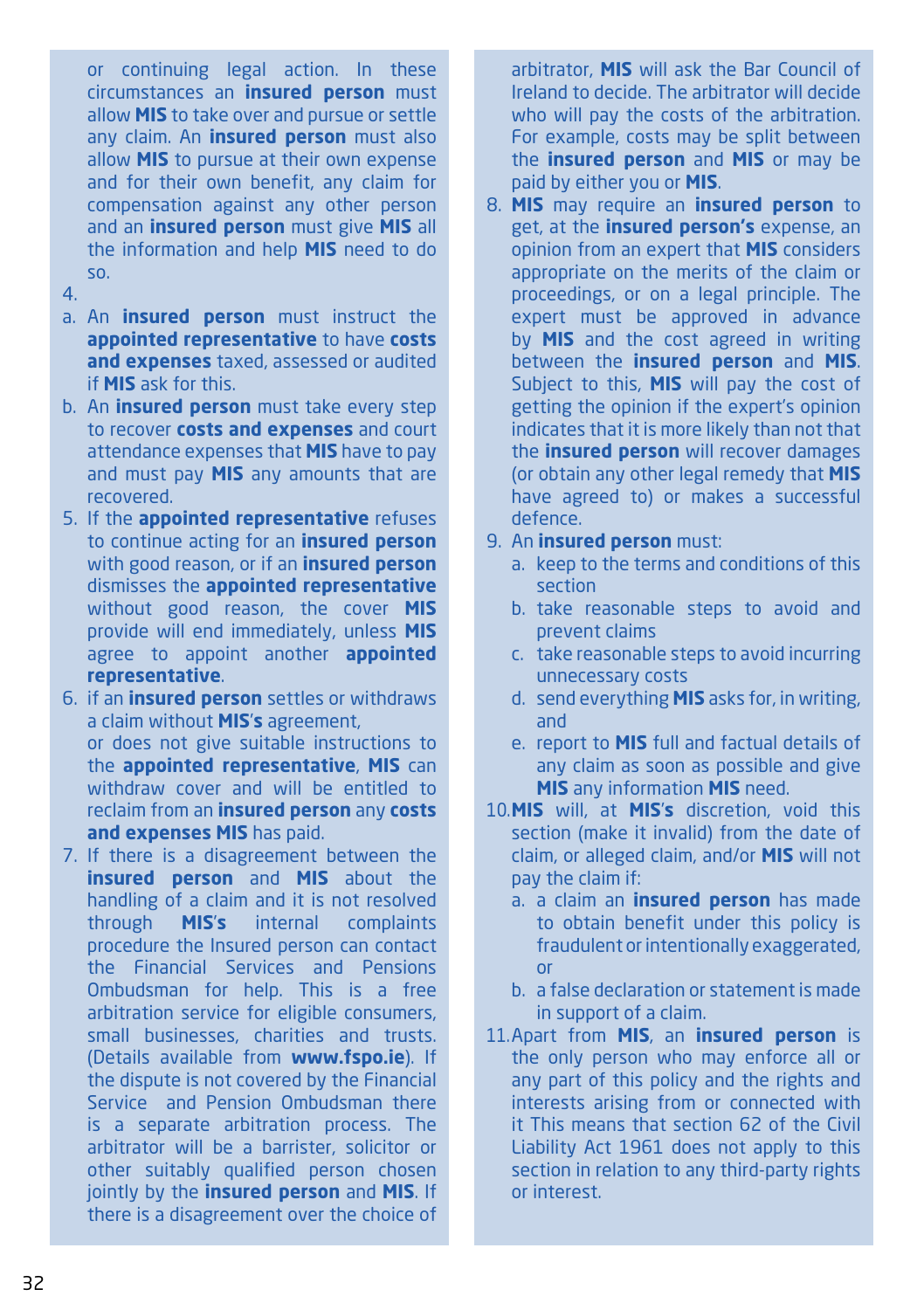or continuing legal action. In these circumstances an **insured person** must allow **MIS** to take over and pursue or settle any claim. An **insured person** must also allow **MIS** to pursue at their own expense and for their own benefit, any claim for compensation against any other person and an **insured person** must give **MIS** all the information and help **MIS** need to do so.

4.

a. An **insured person** must instruct the **appointed representative** to have **costs and expenses** taxed, assessed or audited if **MIS** ask for this.

b. An **insured person** must take every step to recover **costs and expenses** and court attendance expenses that **MIS** have to pay and must pay **MIS** any amounts that are recovered.

5. If the **appointed representative** refuses to continue acting for an **insured person** with good reason, or if an **insured person** dismisses the **appointed representative** without good reason, the cover **MIS** provide will end immediately, unless **MIS** agree to appoint another **appointed representative**.

6. if an **insured person** settles or withdraws a claim without **MIS's** agreement, or does not give suitable instructions to the **appointed representative**, **MIS** can withdraw cover and will be entitled to reclaim from an **insured person** any **costs and expenses MIS** has paid.

7. If there is a disagreement between the **insured person** and **MIS** about the handling of a claim and it is not resolved through **MIS's** internal complaints procedure the Insured person can contact the Financial Services and Pensions Ombudsman for help. This is a free arbitration service for eligible consumers, small businesses, charities and trusts. (Details available from **www.fspo.ie**). If the dispute is not covered by the Financial Service and Pension Ombudsman there is a separate arbitration process. The arbitrator will be a barrister, solicitor or other suitably qualified person chosen jointly by the **insured person** and **MIS**. If there is a disagreement over the choice of arbitrator, **MIS** will ask the Bar Council of Ireland to decide. The arbitrator will decide who will pay the costs of the arbitration. For example, costs may be split between the **insured person** and **MIS** or may be paid by either you or **MIS**.

8. **MIS** may require an **insured person** to get, at the **insured person's** expense, an opinion from an expert that **MIS** considers appropriate on the merits of the claim or proceedings, or on a legal principle. The expert must be approved in advance by **MIS** and the cost agreed in writing between the **insured person** and **MIS**. Subject to this, **MIS** will pay the cost of getting the opinion if the expert's opinion indicates that it is more likely than not that the **insured person** will recover damages (or obtain any other legal remedy that **MIS** have agreed to) or makes a successful defence.

9. An **insured person** must:
   a. keep to the terms and conditions of this section
   b. take reasonable steps to avoid and prevent claims
   c. take reasonable steps to avoid incurring unnecessary costs
   d. send everything **MIS** asks for, in writing, and
   e. report to **MIS** full and factual details of any claim as soon as possible and give **MIS** any information **MIS** need.

10. **MIS** will, at **MIS's** discretion, void this section (make it invalid) from the date of claim, or alleged claim, and/or **MIS** will not pay the claim if:
    a. a claim an **insured person** has made to obtain benefit under this policy is fraudulent or intentionally exaggerated, or
    b. a false declaration or statement is made in support of a claim.

11. Apart from **MIS**, an **insured person** is the only person who may enforce all or any part of this policy and the rights and interests arising from or connected with it This means that section 62 of the Civil Liability Act 1961 does not apply to this section in relation to any third-party rights or interest.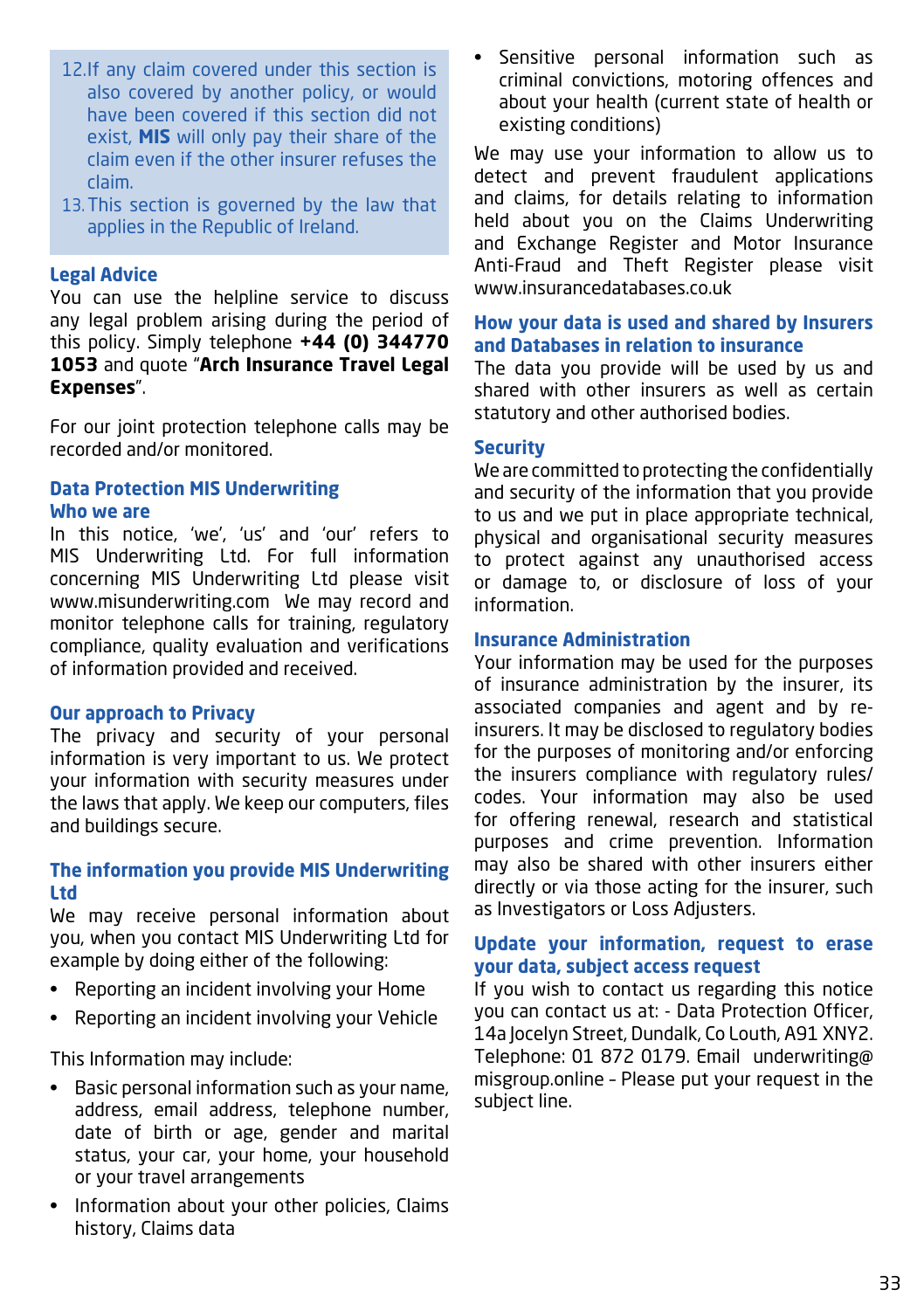12. If any claim covered under this section is also covered by another policy, or would have been covered if this section did not exist, **MIS** will only pay their share of the claim even if the other insurer refuses the claim.
13. This section is governed by the law that applies in the Republic of Ireland.

### Legal Advice

You can use the helpline service to discuss any legal problem arising during the period of this policy. Simply telephone **+44 (0) 344770 1053** and quote "**Arch Insurance Travel Legal Expenses**".

For our joint protection telephone calls may be recorded and/or monitored.

### Data Protection MIS Underwriting

### Who we are

In this notice, 'we', 'us' and 'our' refers to MIS Underwriting Ltd. For full information concerning MIS Underwriting Ltd please visit www.misunderwriting.com We may record and monitor telephone calls for training, regulatory compliance, quality evaluation and verifications of information provided and received.

### Our approach to Privacy

The privacy and security of your personal information is very important to us. We protect your information with security measures under the laws that apply. We keep our computers, files and buildings secure.

### The information you provide MIS Underwriting Ltd

We may receive personal information about you, when you contact MIS Underwriting Ltd for example by doing either of the following:

- Reporting an incident involving your Home
- Reporting an incident involving your Vehicle

This Information may include:

- Basic personal information such as your name, address, email address, telephone number, date of birth or age, gender and marital status, your car, your home, your household or your travel arrangements
- Information about your other policies, Claims history, Claims data
- Sensitive personal information such as criminal convictions, motoring offences and about your health (current state of health or existing conditions)

We may use your information to allow us to detect and prevent fraudulent applications and claims, for details relating to information held about you on the Claims Underwriting and Exchange Register and Motor Insurance Anti-Fraud and Theft Register please visit www.insurancedatabases.co.uk

### How your data is used and shared by Insurers and Databases in relation to insurance

The data you provide will be used by us and shared with other insurers as well as certain statutory and other authorised bodies.

### Security

We are committed to protecting the confidentially and security of the information that you provide to us and we put in place appropriate technical, physical and organisational security measures to protect against any unauthorised access or damage to, or disclosure of loss of your information.

### Insurance Administration

Your information may be used for the purposes of insurance administration by the insurer, its associated companies and agent and by re-insurers. It may be disclosed to regulatory bodies for the purposes of monitoring and/or enforcing the insurers compliance with regulatory rules/codes. Your information may also be used for offering renewal, research and statistical purposes and crime prevention. Information may also be shared with other insurers either directly or via those acting for the insurer, such as Investigators or Loss Adjusters.

### Update your information, request to erase your data, subject access request

If you wish to contact us regarding this notice you can contact us at: - Data Protection Officer, 14a Jocelyn Street, Dundalk, Co Louth, A91 XNY2. Telephone: 01 872 0179. Email underwriting@misgroup.online - Please put your request in the subject line.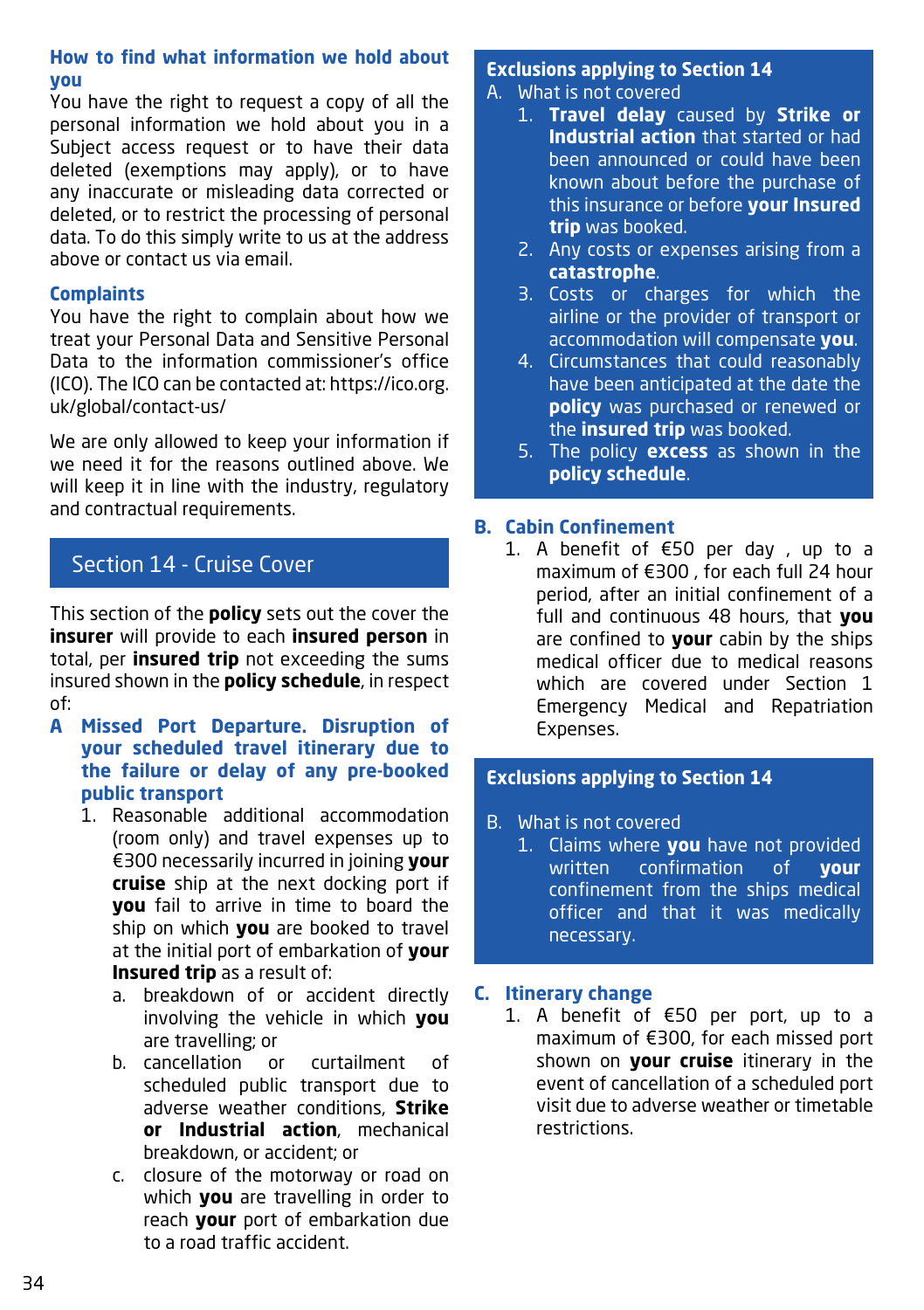### How to find what information we hold about you

You have the right to request a copy of all the personal information we hold about you in a Subject access request or to have their data deleted (exemptions may apply), or to have any inaccurate or misleading data corrected or deleted, or to restrict the processing of personal data. To do this simply write to us at the address above or contact us via email.

### Complaints

You have the right to complain about how we treat your Personal Data and Sensitive Personal Data to the information commissioner's office (ICO). The ICO can be contacted at: https://ico.org.uk/global/contact-us/

We are only allowed to keep your information if we need it for the reasons outlined above. We will keep it in line with the industry, regulatory and contractual requirements.

## Section 14 - Cruise Cover

This section of the **policy** sets out the cover the **insurer** will provide to each **insured person** in total, per **insured trip** not exceeding the sums insured shown in the **policy schedule**, in respect of:

### A Missed Port Departure. Disruption of your scheduled travel itinerary due to the failure or delay of any pre-booked public transport

1. Reasonable additional accommodation (room only) and travel expenses up to €300 necessarily incurred in joining **your cruise** ship at the next docking port if **you** fail to arrive in time to board the ship on which **you** are booked to travel at the initial port of embarkation of **your Insured trip** as a result of:
   a. breakdown of or accident directly involving the vehicle in which **you** are travelling; or
   b. cancellation or curtailment of scheduled public transport due to adverse weather conditions, **Strike or Industrial action**, mechanical breakdown, or accident; or
   c. closure of the motorway or road on which **you** are travelling in order to reach **your** port of embarkation due to a road traffic accident.

### Exclusions applying to Section 14

A. What is not covered

1. **Travel delay** caused by **Strike or Industrial action** that started or had been announced or could have been known about before the purchase of this insurance or before **your Insured trip** was booked.
2. Any costs or expenses arising from a **catastrophe**.
3. Costs or charges for which the airline or the provider of transport or accommodation will compensate **you**.
4. Circumstances that could reasonably have been anticipated at the date the **policy** was purchased or renewed or the **insured trip** was booked.
5. The policy **excess** as shown in the **policy schedule**.

### B. Cabin Confinement

1. A benefit of €50 per day , up to a maximum of €300 , for each full 24 hour period, after an initial confinement of a full and continuous 48 hours, that **you** are confined to **your** cabin by the ships medical officer due to medical reasons which are covered under Section 1 Emergency Medical and Repatriation Expenses.

### Exclusions applying to Section 14

B. What is not covered

1. Claims where **you** have not provided written confirmation of **your** confinement from the ships medical officer and that it was medically necessary.

### C. Itinerary change

1. A benefit of €50 per port, up to a maximum of €300, for each missed port shown on **your cruise** itinerary in the event of cancellation of a scheduled port visit due to adverse weather or timetable restrictions.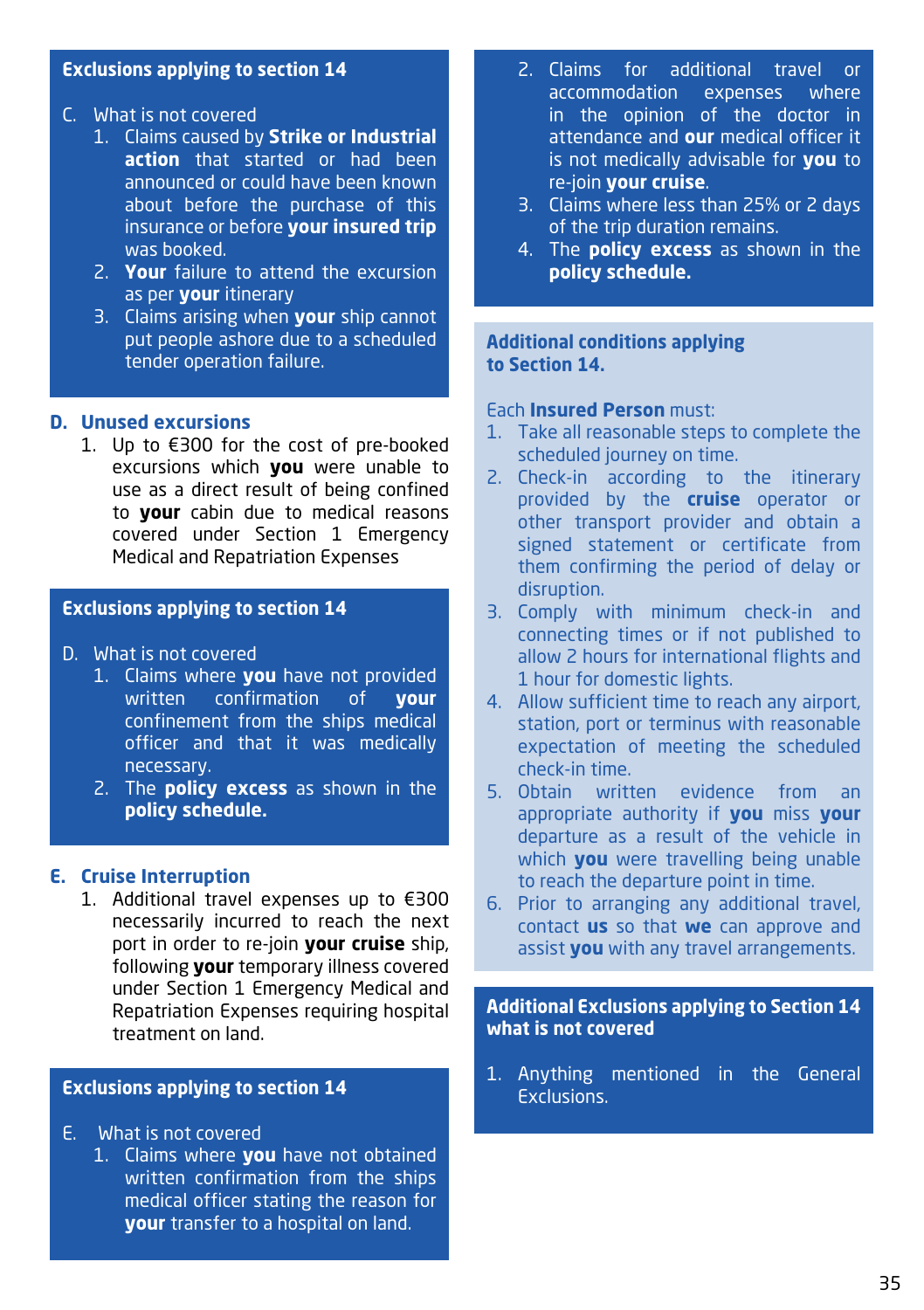### Exclusions applying to section 14

C. What is not covered

1. Claims caused by **Strike or Industrial action** that started or had been announced or could have been known about before the purchase of this insurance or before **your insured trip** was booked.
2. **Your** failure to attend the excursion as per **your** itinerary
3. Claims arising when **your** ship cannot put people ashore due to a scheduled tender operation failure.

## D. Unused excursions

1. Up to €300 for the cost of pre-booked excursions which **you** were unable to use as a direct result of being confined to **your** cabin due to medical reasons covered under Section 1 Emergency Medical and Repatriation Expenses

### Exclusions applying to section 14

D. What is not covered

1. Claims where **you** have not provided written confirmation of **your** confinement from the ships medical officer and that it was medically necessary.
2. The **policy excess** as shown in the **policy schedule.**

## E. Cruise Interruption

1. Additional travel expenses up to €300 necessarily incurred to reach the next port in order to re-join **your cruise** ship, following **your** temporary illness covered under Section 1 Emergency Medical and Repatriation Expenses requiring hospital treatment on land.

### Exclusions applying to section 14

E. What is not covered

1. Claims where **you** have not obtained written confirmation from the ships medical officer stating the reason for **your** transfer to a hospital on land.
2. Claims for additional travel or accommodation expenses where in the opinion of the doctor in attendance and **our** medical officer it is not medically advisable for **you** to re-join **your cruise**.
3. Claims where less than 25% or 2 days of the trip duration remains.
4. The **policy excess** as shown in the **policy schedule.**

### Additional conditions applying to Section 14.

Each **Insured Person** must:

1. Take all reasonable steps to complete the scheduled journey on time.
2. Check-in according to the itinerary provided by the **cruise** operator or other transport provider and obtain a signed statement or certificate from them confirming the period of delay or disruption.
3. Comply with minimum check-in and connecting times or if not published to allow 2 hours for international flights and 1 hour for domestic lights.
4. Allow sufficient time to reach any airport, station, port or terminus with reasonable expectation of meeting the scheduled check-in time.
5. Obtain written evidence from an appropriate authority if **you** miss **your** departure as a result of the vehicle in which **you** were travelling being unable to reach the departure point in time.
6. Prior to arranging any additional travel, contact **us** so that **we** can approve and assist **you** with any travel arrangements.

### Additional Exclusions applying to Section 14 what is not covered

1. Anything mentioned in the General Exclusions.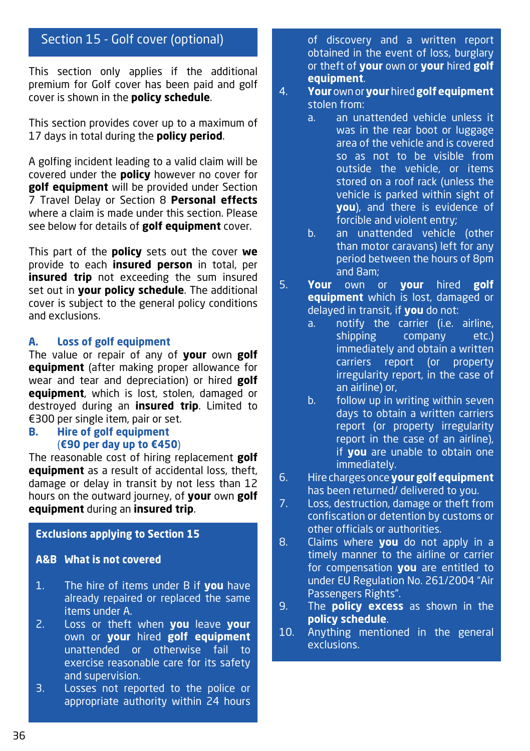## Section 15 - Golf cover (optional)

This section only applies if the additional premium for Golf cover has been paid and golf cover is shown in the **policy schedule**.

This section provides cover up to a maximum of 17 days in total during the **policy period**.

A golfing incident leading to a valid claim will be covered under the **policy** however no cover for **golf equipment** will be provided under Section 7 Travel Delay or Section 8 **Personal effects** where a claim is made under this section. Please see below for details of **golf equipment** cover.

This part of the **policy** sets out the cover **we** provide to each **insured person** in total, per **insured trip** not exceeding the sum insured set out in **your policy schedule**. The additional cover is subject to the general policy conditions and exclusions.

### A. Loss of golf equipment

The value or repair of any of **your** own **golf equipment** (after making proper allowance for wear and tear and depreciation) or hired **golf equipment**, which is lost, stolen, damaged or destroyed during an **insured trip**. Limited to €300 per single item, pair or set.

### B. Hire of golf equipment (€90 per day up to €450)

The reasonable cost of hiring replacement **golf equipment** as a result of accidental loss, theft, damage or delay in transit by not less than 12 hours on the outward journey, of **your** own **golf equipment** during an **insured trip**.

### Exclusions applying to Section 15

#### A&B What is not covered

1. The hire of items under B if **you** have already repaired or replaced the same items under A.
2. Loss or theft when **you** leave **your** own or **your** hired **golf equipment** unattended or otherwise fail to exercise reasonable care for its safety and supervision.
3. Losses not reported to the police or appropriate authority within 24 hours of discovery and a written report obtained in the event of loss, burglary or theft of **your** own or **your** hired **golf equipment**.
4. **Your** own or **your** hired **golf equipment** stolen from:
   a. an unattended vehicle unless it was in the rear boot or luggage area of the vehicle and is covered so as not to be visible from outside the vehicle, or items stored on a roof rack (unless the vehicle is parked within sight of **you**), and there is evidence of forcible and violent entry;
   b. an unattended vehicle (other than motor caravans) left for any period between the hours of 8pm and 8am;
5. **Your** own or **your** hired **golf equipment** which is lost, damaged or delayed in transit, if **you** do not:
   a. notify the carrier (i.e. airline, shipping company etc.) immediately and obtain a written carriers report (or property irregularity report, in the case of an airline) or,
   b. follow up in writing within seven days to obtain a written carriers report (or property irregularity report in the case of an airline), if **you** are unable to obtain one immediately.
6. Hire charges once **your golf equipment** has been returned/ delivered to you.
7. Loss, destruction, damage or theft from confiscation or detention by customs or other officials or authorities.
8. Claims where **you** do not apply in a timely manner to the airline or carrier for compensation **you** are entitled to under EU Regulation No. 261/2004 "Air Passengers Rights".
9. The **policy excess** as shown in the **policy schedule**.
10. Anything mentioned in the general exclusions.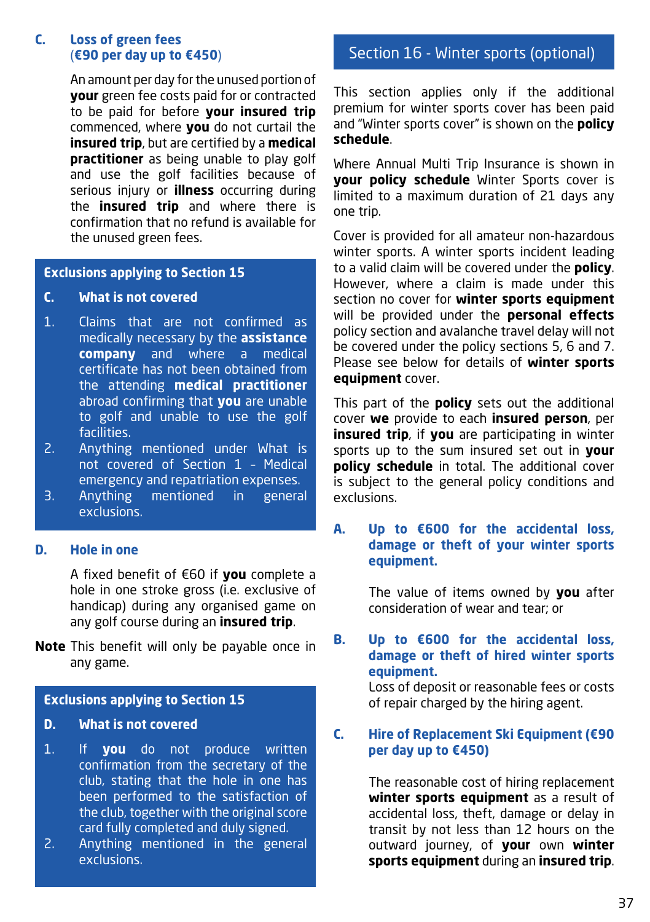### C. Loss of green fees (€90 per day up to €450)

An amount per day for the unused portion of **your** green fee costs paid for or contracted to be paid for before **your insured trip** commenced, where **you** do not curtail the **insured trip**, but are certified by a **medical practitioner** as being unable to play golf and use the golf facilities because of serious injury or **illness** occurring during the **insured trip** and where there is confirmation that no refund is available for the unused green fees.

#### Exclusions applying to Section 15

**C. What is not covered**

1. Claims that are not confirmed as medically necessary by the **assistance company** and where a medical certificate has not been obtained from the attending **medical practitioner** abroad confirming that **you** are unable to golf and unable to use the golf facilities.
2. Anything mentioned under What is not covered of Section 1 - Medical emergency and repatriation expenses.
3. Anything mentioned in general exclusions.

### D. Hole in one

A fixed benefit of €60 if **you** complete a hole in one stroke gross (i.e. exclusive of handicap) during any organised game on any golf course during an **insured trip**.

**Note** This benefit will only be payable once in any game.

#### Exclusions applying to Section 15

**D. What is not covered**

1. If **you** do not produce written confirmation from the secretary of the club, stating that the hole in one has been performed to the satisfaction of the club, together with the original score card fully completed and duly signed.
2. Anything mentioned in the general exclusions.

## Section 16 - Winter sports (optional)

This section applies only if the additional premium for winter sports cover has been paid and "Winter sports cover" is shown on the **policy schedule**.

Where Annual Multi Trip Insurance is shown in **your policy schedule** Winter Sports cover is limited to a maximum duration of 21 days any one trip.

Cover is provided for all amateur non-hazardous winter sports. A winter sports incident leading to a valid claim will be covered under the **policy**. However, where a claim is made under this section no cover for **winter sports equipment** will be provided under the **personal effects** policy section and avalanche travel delay will not be covered under the policy sections 5, 6 and 7. Please see below for details of **winter sports equipment** cover.

This part of the **policy** sets out the additional cover **we** provide to each **insured person**, per **insured trip**, if **you** are participating in winter sports up to the sum insured set out in **your policy schedule** in total. The additional cover is subject to the general policy conditions and exclusions.

### A. Up to €600 for the accidental loss, damage or theft of your winter sports equipment.

The value of items owned by **you** after consideration of wear and tear; or

### B. Up to €600 for the accidental loss, damage or theft of hired winter sports equipment.

Loss of deposit or reasonable fees or costs of repair charged by the hiring agent.

### C. Hire of Replacement Ski Equipment (€90 per day up to €450)

The reasonable cost of hiring replacement **winter sports equipment** as a result of accidental loss, theft, damage or delay in transit by not less than 12 hours on the outward journey, of **your** own **winter sports equipment** during an **insured trip**.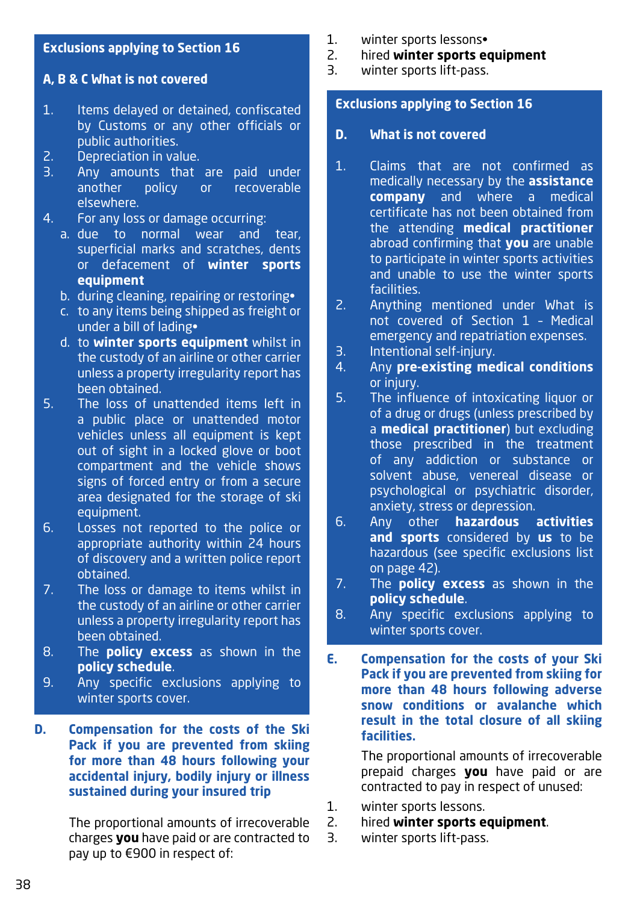## Exclusions applying to Section 16

### A, B & C What is not covered

1. Items delayed or detained, confiscated by Customs or any other officials or public authorities.
2. Depreciation in value.
3. Any amounts that are paid under another policy or recoverable elsewhere.
4. For any loss or damage occurring:
   a. due to normal wear and tear, superficial marks and scratches, dents or defacement of **winter sports equipment**
   b. during cleaning, repairing or restoring•
   c. to any items being shipped as freight or under a bill of lading•
   d. to **winter sports equipment** whilst in the custody of an airline or other carrier unless a property irregularity report has been obtained.
5. The loss of unattended items left in a public place or unattended motor vehicles unless all equipment is kept out of sight in a locked glove or boot compartment and the vehicle shows signs of forced entry or from a secure area designated for the storage of ski equipment.
6. Losses not reported to the police or appropriate authority within 24 hours of discovery and a written police report obtained.
7. The loss or damage to items whilst in the custody of an airline or other carrier unless a property irregularity report has been obtained.
8. The **policy excess** as shown in the **policy schedule**.
9. Any specific exclusions applying to winter sports cover.

## D. Compensation for the costs of the Ski Pack if you are prevented from skiing for more than 48 hours following your accidental injury, bodily injury or illness sustained during your insured trip

The proportional amounts of irrecoverable charges **you** have paid or are contracted to pay up to €900 in respect of:

1. winter sports lessons•
2. hired **winter sports equipment**
3. winter sports lift-pass.

## Exclusions applying to Section 16

### D. What is not covered

1. Claims that are not confirmed as medically necessary by the **assistance company** and where a medical certificate has not been obtained from the attending **medical practitioner** abroad confirming that **you** are unable to participate in winter sports activities and unable to use the winter sports facilities.
2. Anything mentioned under What is not covered of Section 1 – Medical emergency and repatriation expenses.
3. Intentional self-injury.
4. Any **pre-existing medical conditions** or injury.
5. The influence of intoxicating liquor or of a drug or drugs (unless prescribed by a **medical practitioner**) but excluding those prescribed in the treatment of any addiction or substance or solvent abuse, venereal disease or psychological or psychiatric disorder, anxiety, stress or depression.
6. Any other **hazardous activities and sports** considered by **us** to be hazardous (see specific exclusions list on page 42).
7. The **policy excess** as shown in the **policy schedule**.
8. Any specific exclusions applying to winter sports cover.

## E. Compensation for the costs of your Ski Pack if you are prevented from skiing for more than 48 hours following adverse snow conditions or avalanche which result in the total closure of all skiing facilities.

The proportional amounts of irrecoverable prepaid charges **you** have paid or are contracted to pay in respect of unused:

1. winter sports lessons.
2. hired **winter sports equipment**.
3. winter sports lift-pass.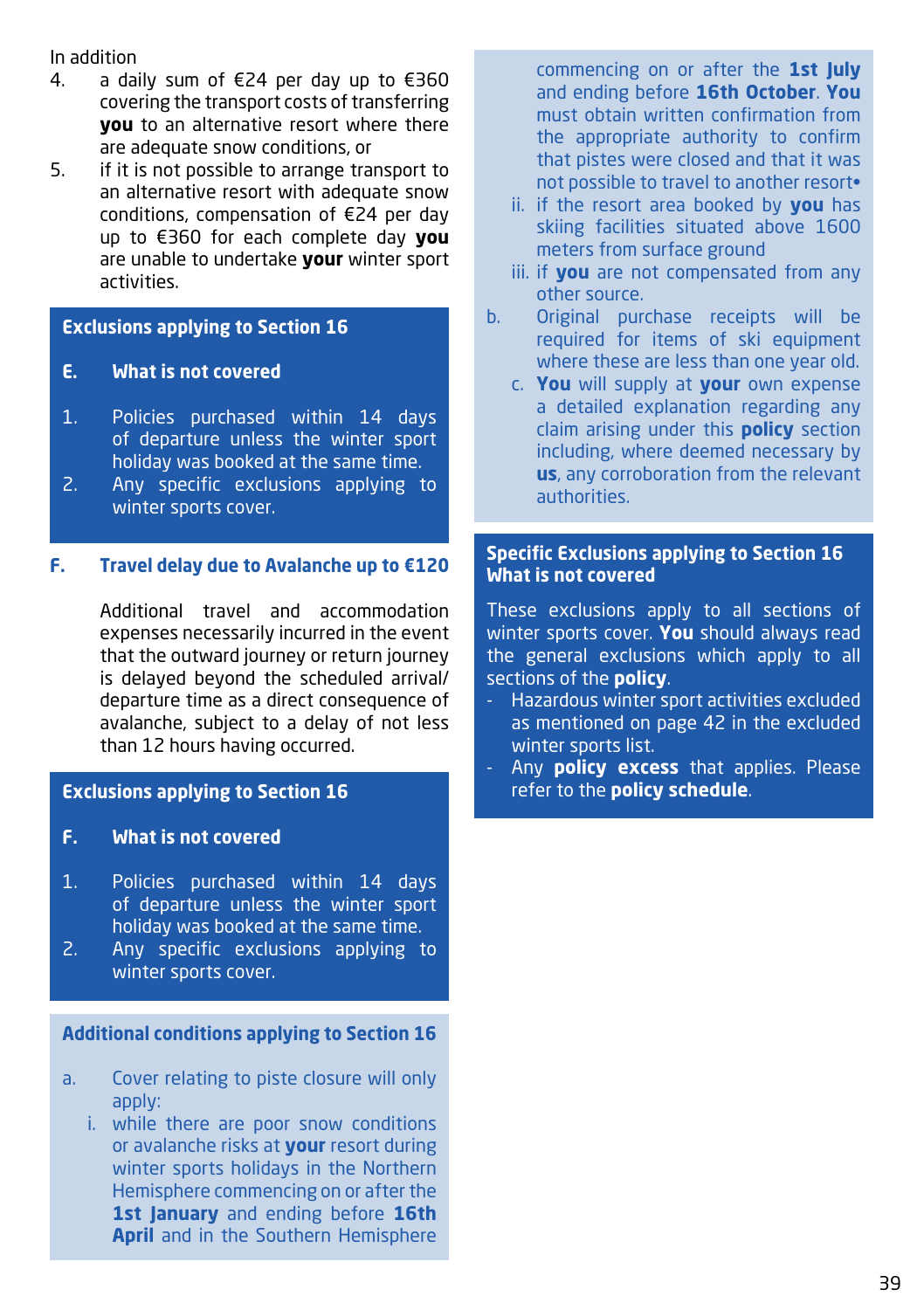In addition

4. a daily sum of €24 per day up to €360 covering the transport costs of transferring **you** to an alternative resort where there are adequate snow conditions, or
5. if it is not possible to arrange transport to an alternative resort with adequate snow conditions, compensation of €24 per day up to €360 for each complete day **you** are unable to undertake **your** winter sport activities.

### Exclusions applying to Section 16

**E. What is not covered**

1. Policies purchased within 14 days of departure unless the winter sport holiday was booked at the same time.
2. Any specific exclusions applying to winter sports cover.

### F. Travel delay due to Avalanche up to €120

Additional travel and accommodation expenses necessarily incurred in the event that the outward journey or return journey is delayed beyond the scheduled arrival/ departure time as a direct consequence of avalanche, subject to a delay of not less than 12 hours having occurred.

### Exclusions applying to Section 16

**F. What is not covered**

1. Policies purchased within 14 days of departure unless the winter sport holiday was booked at the same time.
2. Any specific exclusions applying to winter sports cover.

### Additional conditions applying to Section 16

a. Cover relating to piste closure will only apply:
   i. while there are poor snow conditions or avalanche risks at **your** resort during winter sports holidays in the Northern Hemisphere commencing on or after the **1st January** and ending before **16th April** and in the Southern Hemisphere commencing on or after the **1st July** and ending before **16th October**. **You** must obtain written confirmation from the appropriate authority to confirm that pistes were closed and that it was not possible to travel to another resort•
   ii. if the resort area booked by **you** has skiing facilities situated above 1600 meters from surface ground
   iii. if **you** are not compensated from any other source.

b. Original purchase receipts will be required for items of ski equipment where these are less than one year old.

c. **You** will supply at **your** own expense a detailed explanation regarding any claim arising under this **policy** section including, where deemed necessary by **us**, any corroboration from the relevant authorities.

### Specific Exclusions applying to Section 16 What is not covered

These exclusions apply to all sections of winter sports cover. **You** should always read the general exclusions which apply to all sections of the **policy**.

- Hazardous winter sport activities excluded as mentioned on page 42 in the excluded winter sports list.
- Any **policy excess** that applies. Please refer to the **policy schedule**.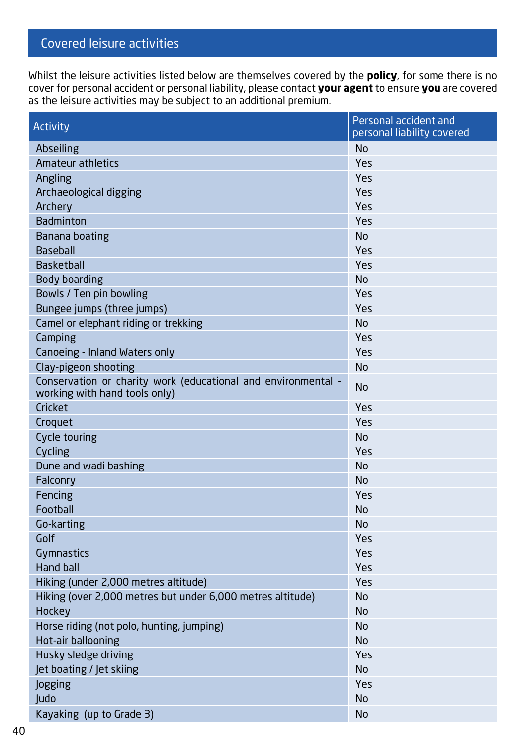## Covered leisure activities

Whilst the leisure activities listed below are themselves covered by the **policy**, for some there is no cover for personal accident or personal liability, please contact **your agent** to ensure **you** are covered as the leisure activities may be subject to an additional premium.

| Activity | Personal accident and personal liability covered |
|---|---|
| Abseiling | No |
| Amateur athletics | Yes |
| Angling | Yes |
| Archaeological digging | Yes |
| Archery | Yes |
| Badminton | Yes |
| Banana boating | No |
| Baseball | Yes |
| Basketball | Yes |
| Body boarding | No |
| Bowls / Ten pin bowling | Yes |
| Bungee jumps (three jumps) | Yes |
| Camel or elephant riding or trekking | No |
| Camping | Yes |
| Canoeing - Inland Waters only | Yes |
| Clay-pigeon shooting | No |
| Conservation or charity work (educational and environmental - working with hand tools only) | No |
| Cricket | Yes |
| Croquet | Yes |
| Cycle touring | No |
| Cycling | Yes |
| Dune and wadi bashing | No |
| Falconry | No |
| Fencing | Yes |
| Football | No |
| Go-karting | No |
| Golf | Yes |
| Gymnastics | Yes |
| Hand ball | Yes |
| Hiking (under 2,000 metres altitude) | Yes |
| Hiking (over 2,000 metres but under 6,000 metres altitude) | No |
| Hockey | No |
| Horse riding (not polo, hunting, jumping) | No |
| Hot-air ballooning | No |
| Husky sledge driving | Yes |
| Jet boating / Jet skiing | No |
| Jogging | Yes |
| Judo | No |
| Kayaking (up to Grade 3) | No |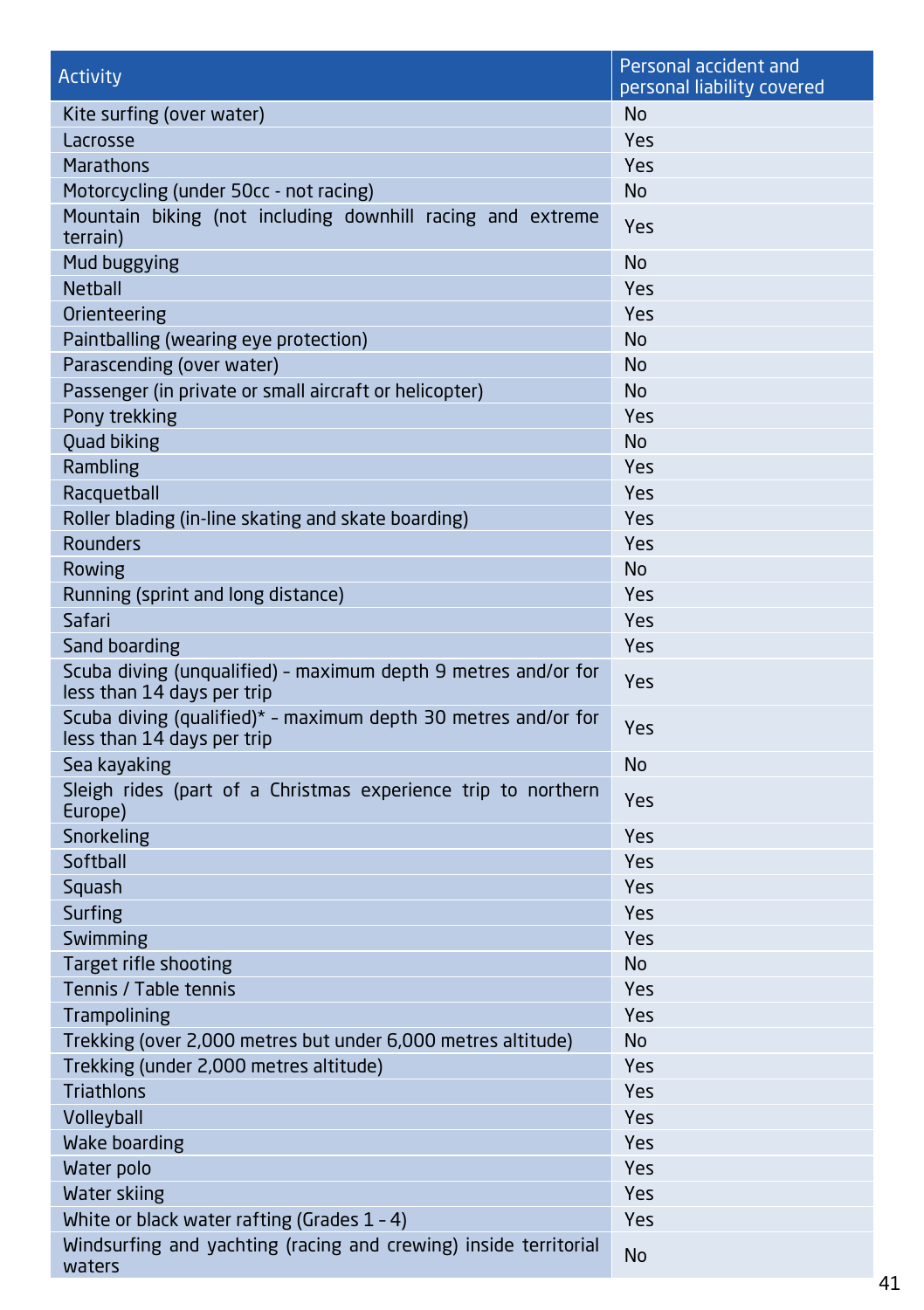| Activity | Personal accident and personal liability covered |
|---|---|
| Kite surfing (over water) | No |
| Lacrosse | Yes |
| Marathons | Yes |
| Motorcycling (under 50cc - not racing) | No |
| Mountain biking (not including downhill racing and extreme terrain) | Yes |
| Mud buggying | No |
| Netball | Yes |
| Orienteering | Yes |
| Paintballing (wearing eye protection) | No |
| Parascending (over water) | No |
| Passenger (in private or small aircraft or helicopter) | No |
| Pony trekking | Yes |
| Quad biking | No |
| Rambling | Yes |
| Racquetball | Yes |
| Roller blading (in-line skating and skate boarding) | Yes |
| Rounders | Yes |
| Rowing | No |
| Running (sprint and long distance) | Yes |
| Safari | Yes |
| Sand boarding | Yes |
| Scuba diving (unqualified) – maximum depth 9 metres and/or for less than 14 days per trip | Yes |
| Scuba diving (qualified)* – maximum depth 30 metres and/or for less than 14 days per trip | Yes |
| Sea kayaking | No |
| Sleigh rides (part of a Christmas experience trip to northern Europe) | Yes |
| Snorkeling | Yes |
| Softball | Yes |
| Squash | Yes |
| Surfing | Yes |
| Swimming | Yes |
| Target rifle shooting | No |
| Tennis / Table tennis | Yes |
| Trampolining | Yes |
| Trekking (over 2,000 metres but under 6,000 metres altitude) | No |
| Trekking (under 2,000 metres altitude) | Yes |
| Triathlons | Yes |
| Volleyball | Yes |
| Wake boarding | Yes |
| Water polo | Yes |
| Water skiing | Yes |
| White or black water rafting (Grades 1 – 4) | Yes |
| Windsurfing and yachting (racing and crewing) inside territorial waters | No |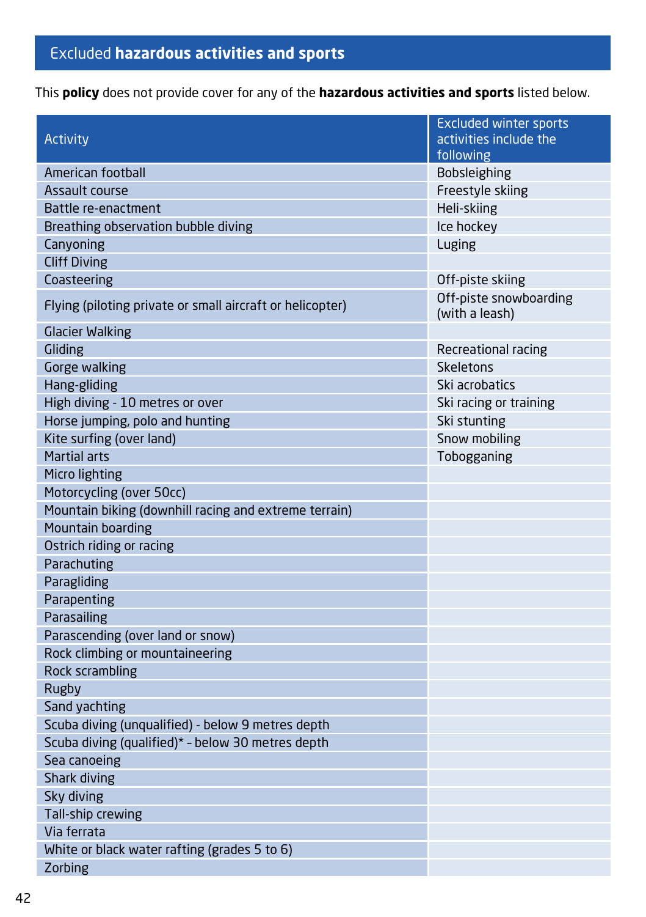## Excluded **hazardous activities and sports**

This **policy** does not provide cover for any of the **hazardous activities and sports** listed below.

| Activity | Excluded winter sports activities include the following |
|---|---|
| American football | Bobsleighing |
| Assault course | Freestyle skiing |
| Battle re-enactment | Heli-skiing |
| Breathing observation bubble diving | Ice hockey |
| Canyoning | Luging |
| Cliff Diving | |
| Coasteering | Off-piste skiing |
| Flying (piloting private or small aircraft or helicopter) | Off-piste snowboarding (with a leash) |
| Glacier Walking | |
| Gliding | Recreational racing |
| Gorge walking | Skeletons |
| Hang-gliding | Ski acrobatics |
| High diving - 10 metres or over | Ski racing or training |
| Horse jumping, polo and hunting | Ski stunting |
| Kite surfing (over land) | Snow mobiling |
| Martial arts | Tobogganing |
| Micro lighting | |
| Motorcycling (over 50cc) | |
| Mountain biking (downhill racing and extreme terrain) | |
| Mountain boarding | |
| Ostrich riding or racing | |
| Parachuting | |
| Paragliding | |
| Parapenting | |
| Parasailing | |
| Parascending (over land or snow) | |
| Rock climbing or mountaineering | |
| Rock scrambling | |
| Rugby | |
| Sand yachting | |
| Scuba diving (unqualified) - below 9 metres depth | |
| Scuba diving (qualified)* - below 30 metres depth | |
| Sea canoeing | |
| Shark diving | |
| Sky diving | |
| Tall-ship crewing | |
| Via ferrata | |
| White or black water rafting (grades 5 to 6) | |
| Zorbing | |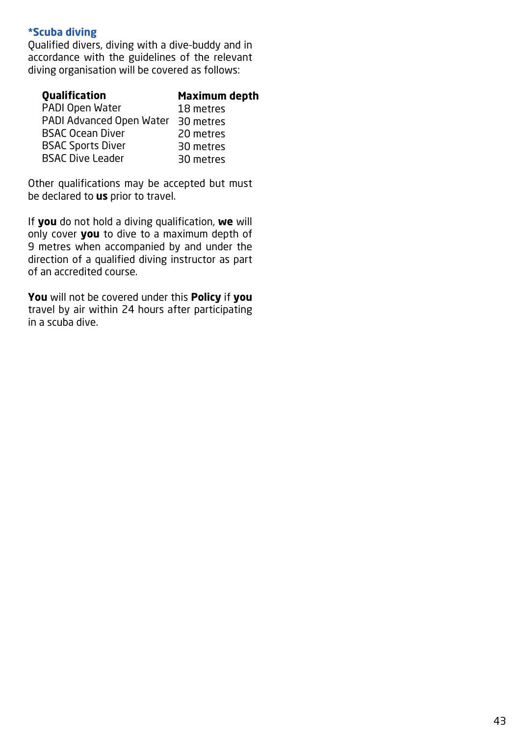### *Scuba diving

Qualified divers, diving with a dive-buddy and in accordance with the guidelines of the relevant diving organisation will be covered as follows:

| Qualification | Maximum depth |
|---|---|
| PADI Open Water | 18 metres |
| PADI Advanced Open Water | 30 metres |
| BSAC Ocean Diver | 20 metres |
| BSAC Sports Diver | 30 metres |
| BSAC Dive Leader | 30 metres |

Other qualifications may be accepted but must be declared to **us** prior to travel.

If **you** do not hold a diving qualification, **we** will only cover **you** to dive to a maximum depth of 9 metres when accompanied by and under the direction of a qualified diving instructor as part of an accredited course.

**You** will not be covered under this **Policy** if **you** travel by air within 24 hours after participating in a scuba dive.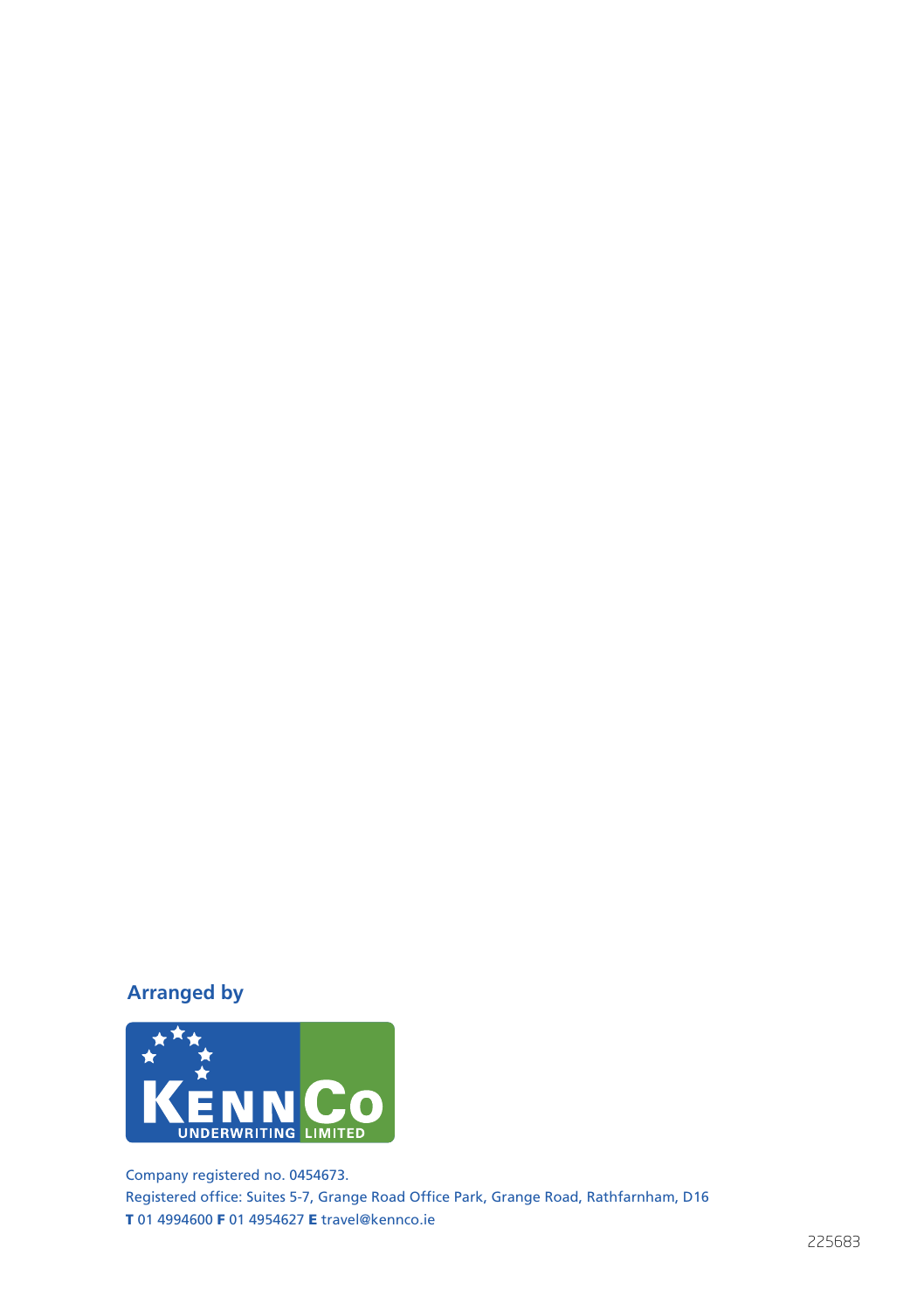**Arranged by**

KENNCO UNDERWRITING LIMITED

Company registered no. 0454673.
Registered office: Suites 5-7, Grange Road Office Park, Grange Road, Rathfarnham, D16
**T** 01 4994600 **F** 01 4954627 **E** travel@kennco.ie

225683